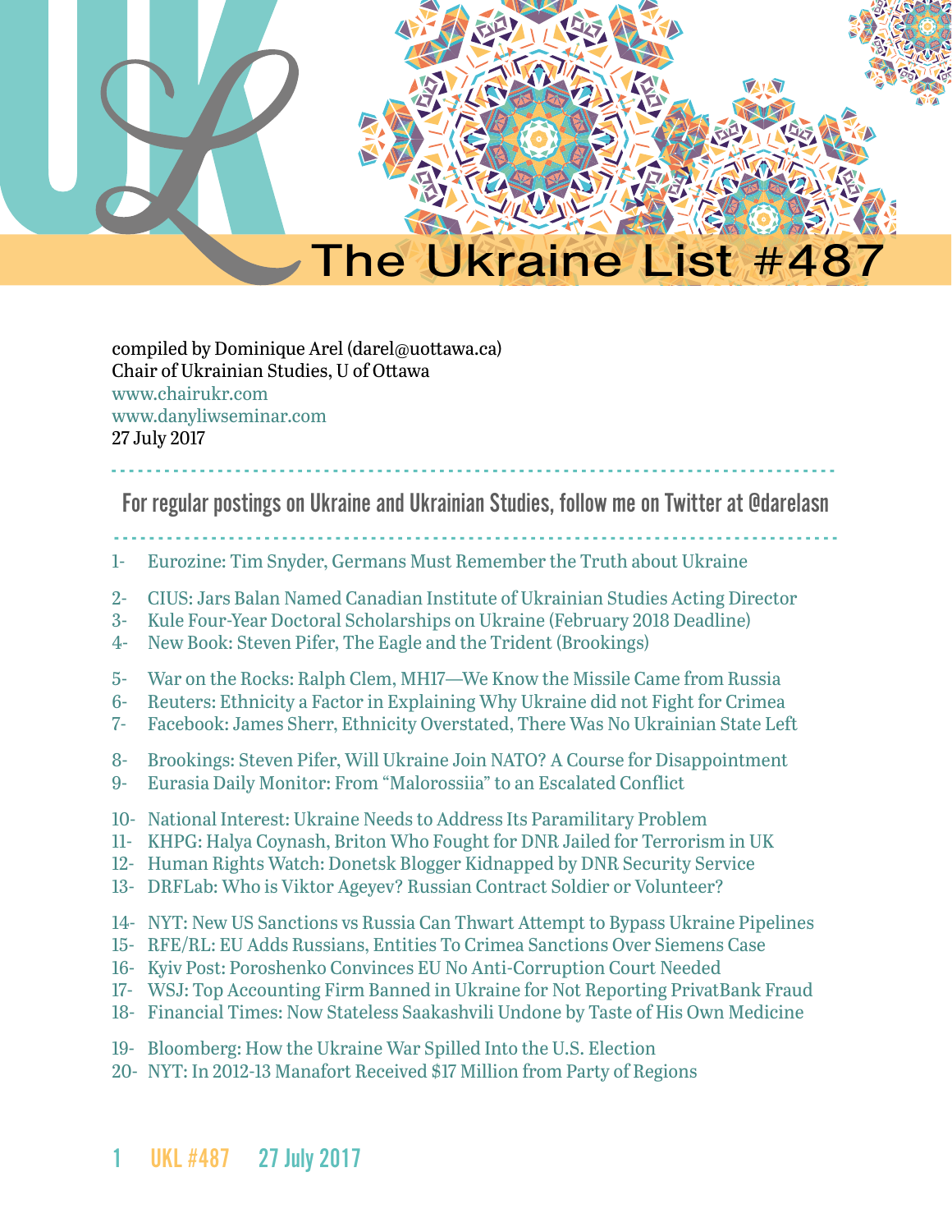# The Ukraine List #487

compiled by Dominique Arel (darel@uottawa.ca)
Chair of Ukrainian Studies, U of Ottawa
www.chairukr.com
www.danyliwseminar.com
27 July 2017

---

**For regular postings on Ukraine and Ukrainian Studies, follow me on Twitter at @darelasn**

---

1- Eurozine: Tim Snyder, Germans Must Remember the Truth about Ukraine

2- CIUS: Jars Balan Named Canadian Institute of Ukrainian Studies Acting Director
3- Kule Four-Year Doctoral Scholarships on Ukraine (February 2018 Deadline)
4- New Book: Steven Pifer, The Eagle and the Trident (Brookings)

5- War on the Rocks: Ralph Clem, MH17—We Know the Missile Came from Russia
6- Reuters: Ethnicity a Factor in Explaining Why Ukraine did not Fight for Crimea
7- Facebook: James Sherr, Ethnicity Overstated, There Was No Ukrainian State Left

8- Brookings: Steven Pifer, Will Ukraine Join NATO? A Course for Disappointment
9- Eurasia Daily Monitor: From "Malorossiia" to an Escalated Conflict

10- National Interest: Ukraine Needs to Address Its Paramilitary Problem
11- KHPG: Halya Coynash, Briton Who Fought for DNR Jailed for Terrorism in UK
12- Human Rights Watch: Donetsk Blogger Kidnapped by DNR Security Service
13- DRFLab: Who is Viktor Ageyev? Russian Contract Soldier or Volunteer?

14- NYT: New US Sanctions vs Russia Can Thwart Attempt to Bypass Ukraine Pipelines
15- RFE/RL: EU Adds Russians, Entities To Crimea Sanctions Over Siemens Case
16- Kyiv Post: Poroshenko Convinces EU No Anti-Corruption Court Needed
17- WSJ: Top Accounting Firm Banned in Ukraine for Not Reporting PrivatBank Fraud
18- Financial Times: Now Stateless Saakashvili Undone by Taste of His Own Medicine

19- Bloomberg: How the Ukraine War Spilled Into the U.S. Election
20- NYT: In 2012-13 Manafort Received $17 Million from Party of Regions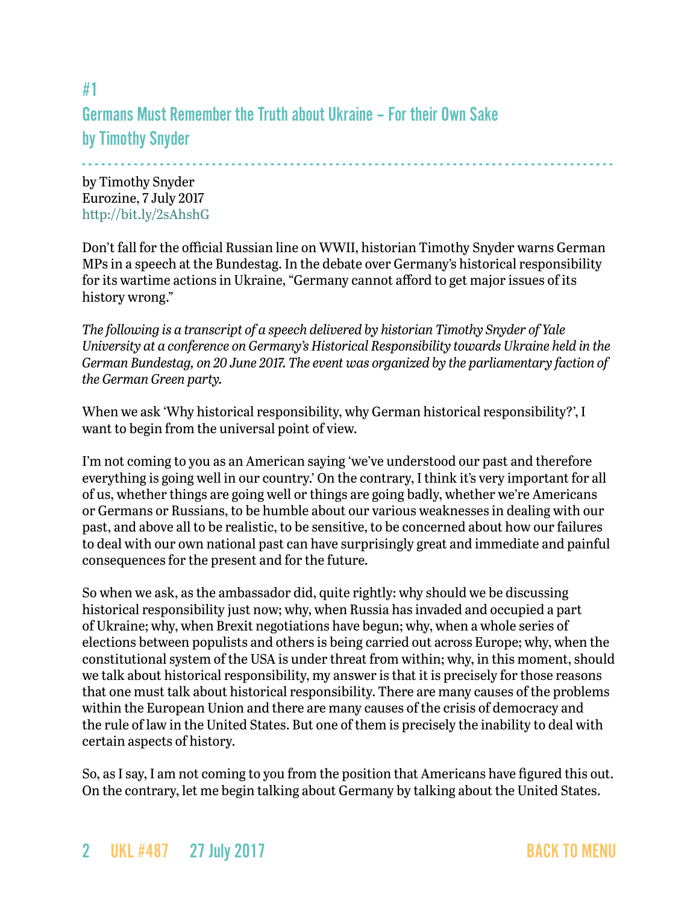## #1
## Germans Must Remember the Truth about Ukraine – For their Own Sake
## by Timothy Snyder

by Timothy Snyder
Eurozine, 7 July 2017
http://bit.ly/2sAhshG

Don't fall for the official Russian line on WWII, historian Timothy Snyder warns German MPs in a speech at the Bundestag. In the debate over Germany's historical responsibility for its wartime actions in Ukraine, "Germany cannot afford to get major issues of its history wrong."

*The following is a transcript of a speech delivered by historian Timothy Snyder of Yale University at a conference on Germany's Historical Responsibility towards Ukraine held in the German Bundestag, on 20 June 2017. The event was organized by the parliamentary faction of the German Green party.*

When we ask 'Why historical responsibility, why German historical responsibility?', I want to begin from the universal point of view.

I'm not coming to you as an American saying 'we've understood our past and therefore everything is going well in our country.' On the contrary, I think it's very important for all of us, whether things are going well or things are going badly, whether we're Americans or Germans or Russians, to be humble about our various weaknesses in dealing with our past, and above all to be realistic, to be sensitive, to be concerned about how our failures to deal with our own national past can have surprisingly great and immediate and painful consequences for the present and for the future.

So when we ask, as the ambassador did, quite rightly: why should we be discussing historical responsibility just now; why, when Russia has invaded and occupied a part of Ukraine; why, when Brexit negotiations have begun; why, when a whole series of elections between populists and others is being carried out across Europe; why, when the constitutional system of the USA is under threat from within; why, in this moment, should we talk about historical responsibility, my answer is that it is precisely for those reasons that one must talk about historical responsibility. There are many causes of the problems within the European Union and there are many causes of the crisis of democracy and the rule of law in the United States. But one of them is precisely the inability to deal with certain aspects of history.

So, as I say, I am not coming to you from the position that Americans have figured this out. On the contrary, let me begin talking about Germany by talking about the United States.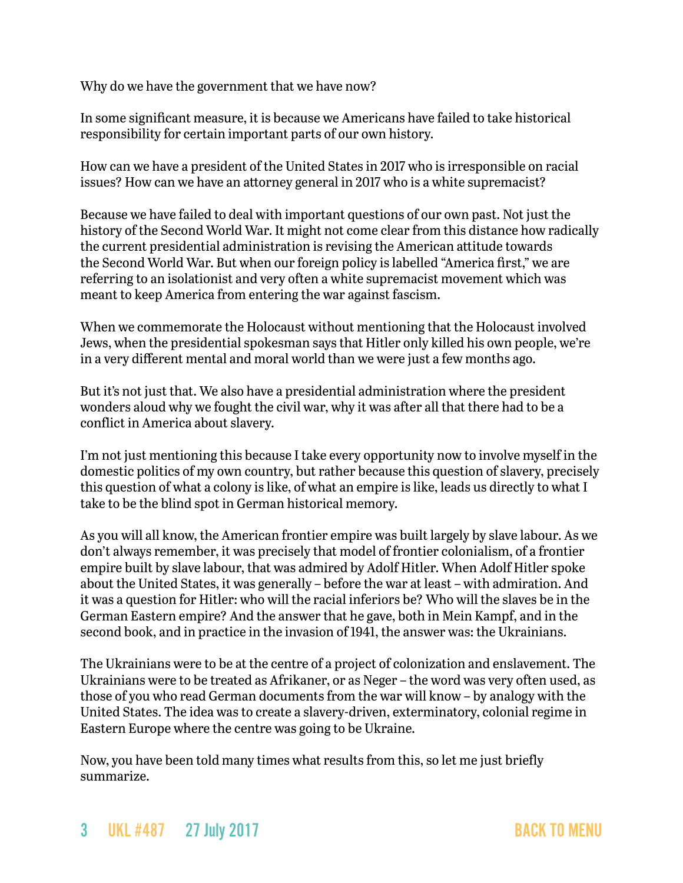Why do we have the government that we have now?

In some significant measure, it is because we Americans have failed to take historical responsibility for certain important parts of our own history.

How can we have a president of the United States in 2017 who is irresponsible on racial issues? How can we have an attorney general in 2017 who is a white supremacist?

Because we have failed to deal with important questions of our own past. Not just the history of the Second World War. It might not come clear from this distance how radically the current presidential administration is revising the American attitude towards the Second World War. But when our foreign policy is labelled "America first," we are referring to an isolationist and very often a white supremacist movement which was meant to keep America from entering the war against fascism.

When we commemorate the Holocaust without mentioning that the Holocaust involved Jews, when the presidential spokesman says that Hitler only killed his own people, we're in a very different mental and moral world than we were just a few months ago.

But it's not just that. We also have a presidential administration where the president wonders aloud why we fought the civil war, why it was after all that there had to be a conflict in America about slavery.

I'm not just mentioning this because I take every opportunity now to involve myself in the domestic politics of my own country, but rather because this question of slavery, precisely this question of what a colony is like, of what an empire is like, leads us directly to what I take to be the blind spot in German historical memory.

As you will all know, the American frontier empire was built largely by slave labour. As we don't always remember, it was precisely that model of frontier colonialism, of a frontier empire built by slave labour, that was admired by Adolf Hitler. When Adolf Hitler spoke about the United States, it was generally – before the war at least – with admiration. And it was a question for Hitler: who will the racial inferiors be? Who will the slaves be in the German Eastern empire? And the answer that he gave, both in Mein Kampf, and in the second book, and in practice in the invasion of 1941, the answer was: the Ukrainians.

The Ukrainians were to be at the centre of a project of colonization and enslavement. The Ukrainians were to be treated as Afrikaner, or as Neger – the word was very often used, as those of you who read German documents from the war will know – by analogy with the United States. The idea was to create a slavery-driven, exterminatory, colonial regime in Eastern Europe where the centre was going to be Ukraine.

Now, you have been told many times what results from this, so let me just briefly summarize.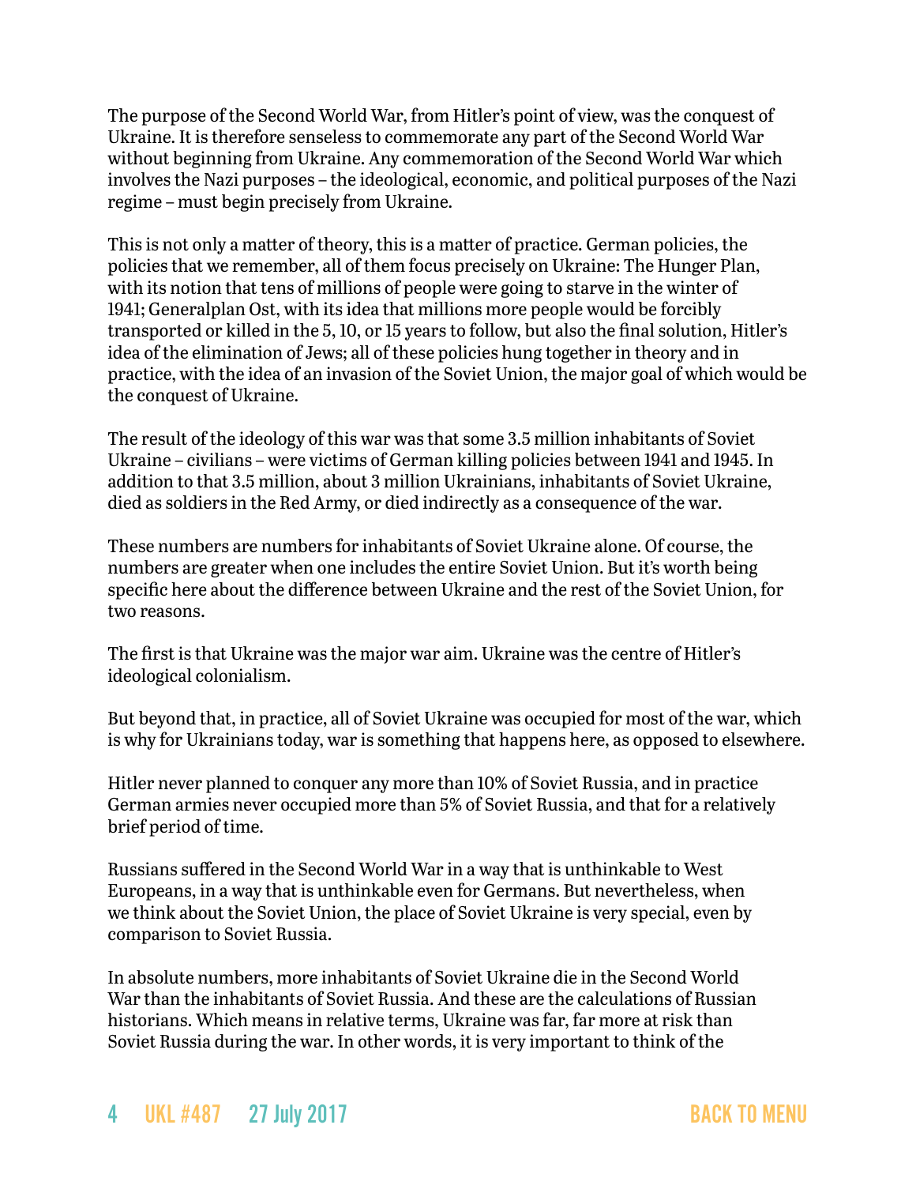The purpose of the Second World War, from Hitler's point of view, was the conquest of Ukraine. It is therefore senseless to commemorate any part of the Second World War without beginning from Ukraine. Any commemoration of the Second World War which involves the Nazi purposes – the ideological, economic, and political purposes of the Nazi regime – must begin precisely from Ukraine.

This is not only a matter of theory, this is a matter of practice. German policies, the policies that we remember, all of them focus precisely on Ukraine: The Hunger Plan, with its notion that tens of millions of people were going to starve in the winter of 1941; Generalplan Ost, with its idea that millions more people would be forcibly transported or killed in the 5, 10, or 15 years to follow, but also the final solution, Hitler's idea of the elimination of Jews; all of these policies hung together in theory and in practice, with the idea of an invasion of the Soviet Union, the major goal of which would be the conquest of Ukraine.

The result of the ideology of this war was that some 3.5 million inhabitants of Soviet Ukraine – civilians – were victims of German killing policies between 1941 and 1945. In addition to that 3.5 million, about 3 million Ukrainians, inhabitants of Soviet Ukraine, died as soldiers in the Red Army, or died indirectly as a consequence of the war.

These numbers are numbers for inhabitants of Soviet Ukraine alone. Of course, the numbers are greater when one includes the entire Soviet Union. But it's worth being specific here about the difference between Ukraine and the rest of the Soviet Union, for two reasons.

The first is that Ukraine was the major war aim. Ukraine was the centre of Hitler's ideological colonialism.

But beyond that, in practice, all of Soviet Ukraine was occupied for most of the war, which is why for Ukrainians today, war is something that happens here, as opposed to elsewhere.

Hitler never planned to conquer any more than 10% of Soviet Russia, and in practice German armies never occupied more than 5% of Soviet Russia, and that for a relatively brief period of time.

Russians suffered in the Second World War in a way that is unthinkable to West Europeans, in a way that is unthinkable even for Germans. But nevertheless, when we think about the Soviet Union, the place of Soviet Ukraine is very special, even by comparison to Soviet Russia.

In absolute numbers, more inhabitants of Soviet Ukraine die in the Second World War than the inhabitants of Soviet Russia. And these are the calculations of Russian historians. Which means in relative terms, Ukraine was far, far more at risk than Soviet Russia during the war. In other words, it is very important to think of the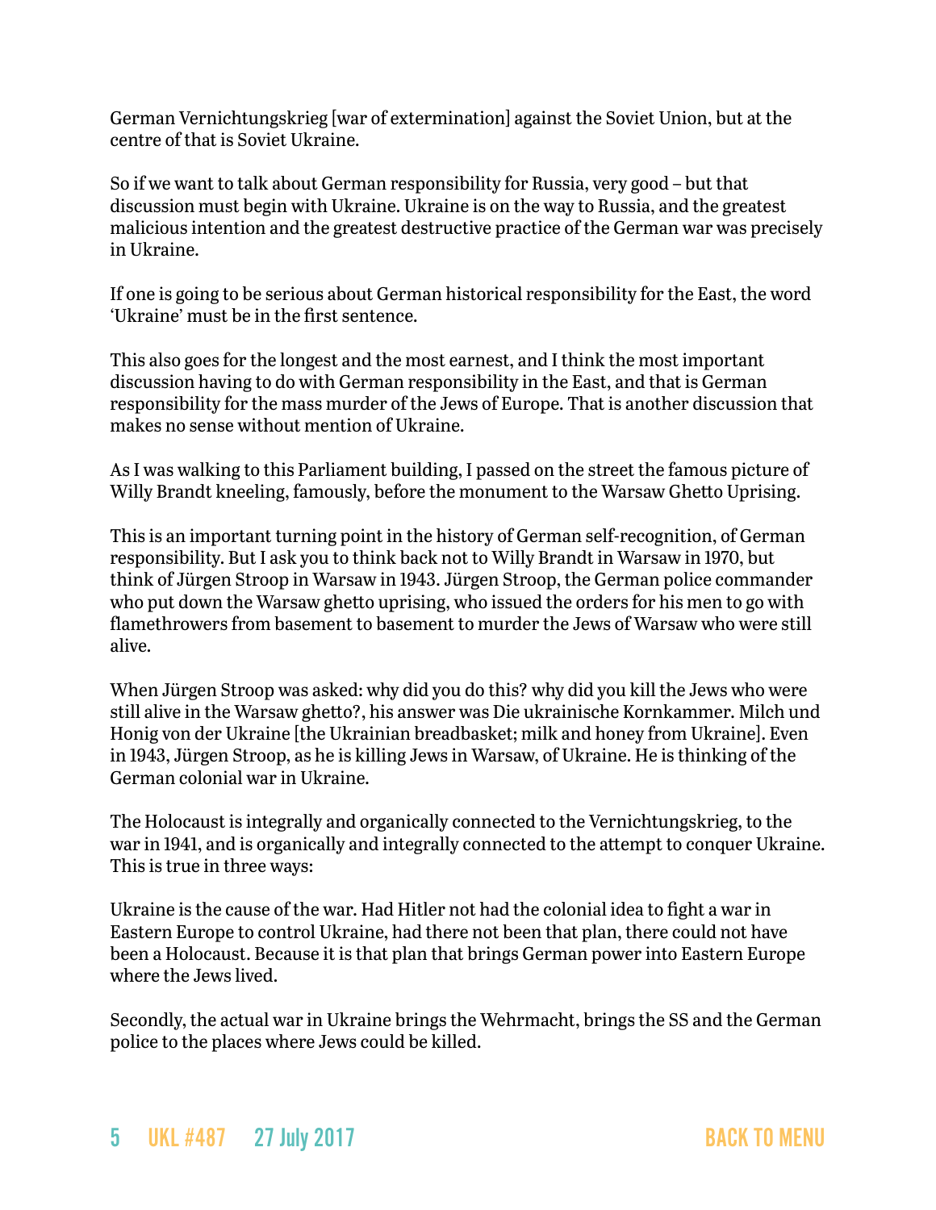German Vernichtungskrieg [war of extermination] against the Soviet Union, but at the centre of that is Soviet Ukraine.

So if we want to talk about German responsibility for Russia, very good – but that discussion must begin with Ukraine. Ukraine is on the way to Russia, and the greatest malicious intention and the greatest destructive practice of the German war was precisely in Ukraine.

If one is going to be serious about German historical responsibility for the East, the word 'Ukraine' must be in the first sentence.

This also goes for the longest and the most earnest, and I think the most important discussion having to do with German responsibility in the East, and that is German responsibility for the mass murder of the Jews of Europe. That is another discussion that makes no sense without mention of Ukraine.

As I was walking to this Parliament building, I passed on the street the famous picture of Willy Brandt kneeling, famously, before the monument to the Warsaw Ghetto Uprising.

This is an important turning point in the history of German self-recognition, of German responsibility. But I ask you to think back not to Willy Brandt in Warsaw in 1970, but think of Jürgen Stroop in Warsaw in 1943. Jürgen Stroop, the German police commander who put down the Warsaw ghetto uprising, who issued the orders for his men to go with flamethrowers from basement to basement to murder the Jews of Warsaw who were still alive.

When Jürgen Stroop was asked: why did you do this? why did you kill the Jews who were still alive in the Warsaw ghetto?, his answer was Die ukrainische Kornkammer. Milch und Honig von der Ukraine [the Ukrainian breadbasket; milk and honey from Ukraine]. Even in 1943, Jürgen Stroop, as he is killing Jews in Warsaw, of Ukraine. He is thinking of the German colonial war in Ukraine.

The Holocaust is integrally and organically connected to the Vernichtungskrieg, to the war in 1941, and is organically and integrally connected to the attempt to conquer Ukraine. This is true in three ways:

Ukraine is the cause of the war. Had Hitler not had the colonial idea to fight a war in Eastern Europe to control Ukraine, had there not been that plan, there could not have been a Holocaust. Because it is that plan that brings German power into Eastern Europe where the Jews lived.

Secondly, the actual war in Ukraine brings the Wehrmacht, brings the SS and the German police to the places where Jews could be killed.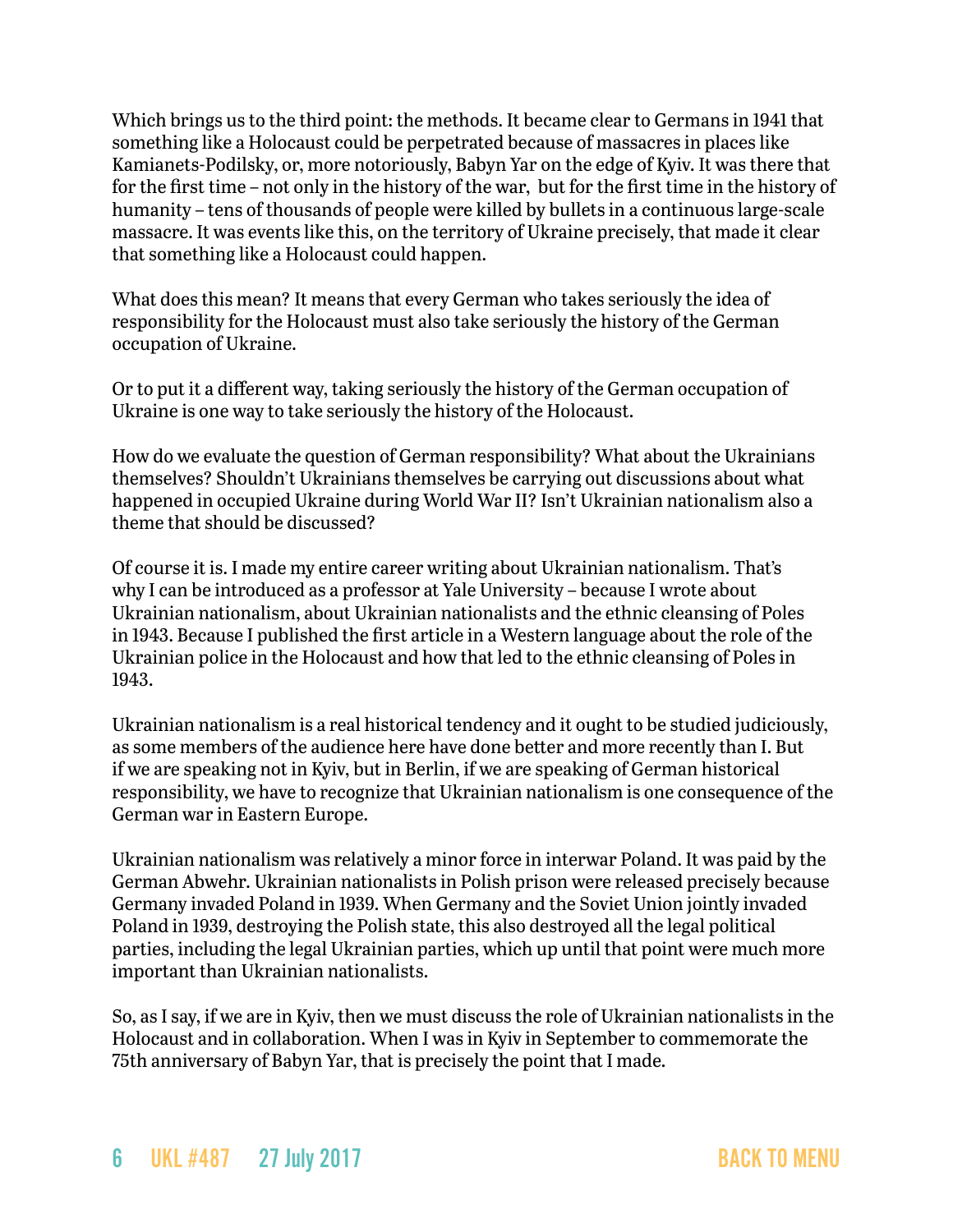Which brings us to the third point: the methods. It became clear to Germans in 1941 that something like a Holocaust could be perpetrated because of massacres in places like Kamianets-Podilsky, or, more notoriously, Babyn Yar on the edge of Kyiv. It was there that for the first time – not only in the history of the war,  but for the first time in the history of humanity – tens of thousands of people were killed by bullets in a continuous large-scale massacre. It was events like this, on the territory of Ukraine precisely, that made it clear that something like a Holocaust could happen.

What does this mean? It means that every German who takes seriously the idea of responsibility for the Holocaust must also take seriously the history of the German occupation of Ukraine.

Or to put it a different way, taking seriously the history of the German occupation of Ukraine is one way to take seriously the history of the Holocaust.

How do we evaluate the question of German responsibility? What about the Ukrainians themselves? Shouldn't Ukrainians themselves be carrying out discussions about what happened in occupied Ukraine during World War II? Isn't Ukrainian nationalism also a theme that should be discussed?

Of course it is. I made my entire career writing about Ukrainian nationalism. That's why I can be introduced as a professor at Yale University – because I wrote about Ukrainian nationalism, about Ukrainian nationalists and the ethnic cleansing of Poles in 1943. Because I published the first article in a Western language about the role of the Ukrainian police in the Holocaust and how that led to the ethnic cleansing of Poles in 1943.

Ukrainian nationalism is a real historical tendency and it ought to be studied judiciously, as some members of the audience here have done better and more recently than I. But if we are speaking not in Kyiv, but in Berlin, if we are speaking of German historical responsibility, we have to recognize that Ukrainian nationalism is one consequence of the German war in Eastern Europe.

Ukrainian nationalism was relatively a minor force in interwar Poland. It was paid by the German Abwehr. Ukrainian nationalists in Polish prison were released precisely because Germany invaded Poland in 1939. When Germany and the Soviet Union jointly invaded Poland in 1939, destroying the Polish state, this also destroyed all the legal political parties, including the legal Ukrainian parties, which up until that point were much more important than Ukrainian nationalists.

So, as I say, if we are in Kyiv, then we must discuss the role of Ukrainian nationalists in the Holocaust and in collaboration. When I was in Kyiv in September to commemorate the 75th anniversary of Babyn Yar, that is precisely the point that I made.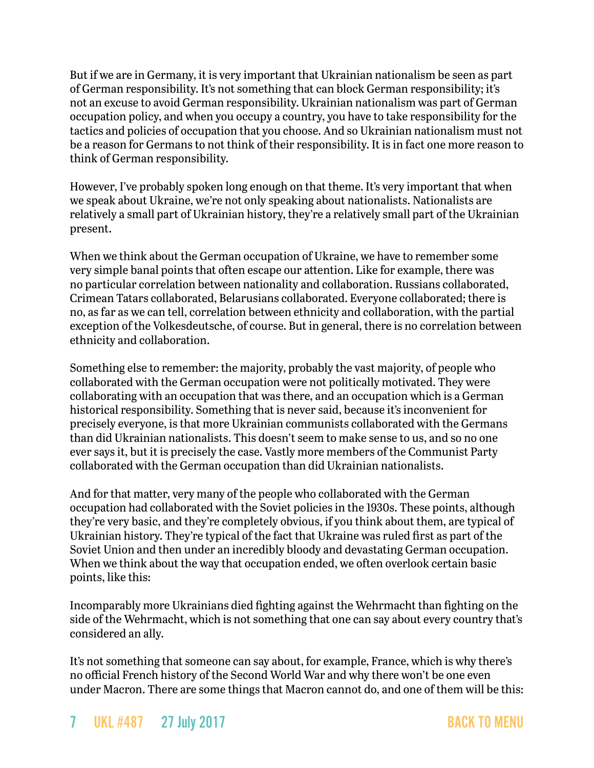But if we are in Germany, it is very important that Ukrainian nationalism be seen as part of German responsibility. It's not something that can block German responsibility; it's not an excuse to avoid German responsibility. Ukrainian nationalism was part of German occupation policy, and when you occupy a country, you have to take responsibility for the tactics and policies of occupation that you choose. And so Ukrainian nationalism must not be a reason for Germans to not think of their responsibility. It is in fact one more reason to think of German responsibility.

However, I've probably spoken long enough on that theme. It's very important that when we speak about Ukraine, we're not only speaking about nationalists. Nationalists are relatively a small part of Ukrainian history, they're a relatively small part of the Ukrainian present.

When we think about the German occupation of Ukraine, we have to remember some very simple banal points that often escape our attention. Like for example, there was no particular correlation between nationality and collaboration. Russians collaborated, Crimean Tatars collaborated, Belarusians collaborated. Everyone collaborated; there is no, as far as we can tell, correlation between ethnicity and collaboration, with the partial exception of the Volkesdeutsche, of course. But in general, there is no correlation between ethnicity and collaboration.

Something else to remember: the majority, probably the vast majority, of people who collaborated with the German occupation were not politically motivated. They were collaborating with an occupation that was there, and an occupation which is a German historical responsibility. Something that is never said, because it's inconvenient for precisely everyone, is that more Ukrainian communists collaborated with the Germans than did Ukrainian nationalists. This doesn't seem to make sense to us, and so no one ever says it, but it is precisely the case. Vastly more members of the Communist Party collaborated with the German occupation than did Ukrainian nationalists.

And for that matter, very many of the people who collaborated with the German occupation had collaborated with the Soviet policies in the 1930s. These points, although they're very basic, and they're completely obvious, if you think about them, are typical of Ukrainian history. They're typical of the fact that Ukraine was ruled first as part of the Soviet Union and then under an incredibly bloody and devastating German occupation. When we think about the way that occupation ended, we often overlook certain basic points, like this:

Incomparably more Ukrainians died fighting against the Wehrmacht than fighting on the side of the Wehrmacht, which is not something that one can say about every country that's considered an ally.

It's not something that someone can say about, for example, France, which is why there's no official French history of the Second World War and why there won't be one even under Macron. There are some things that Macron cannot do, and one of them will be this: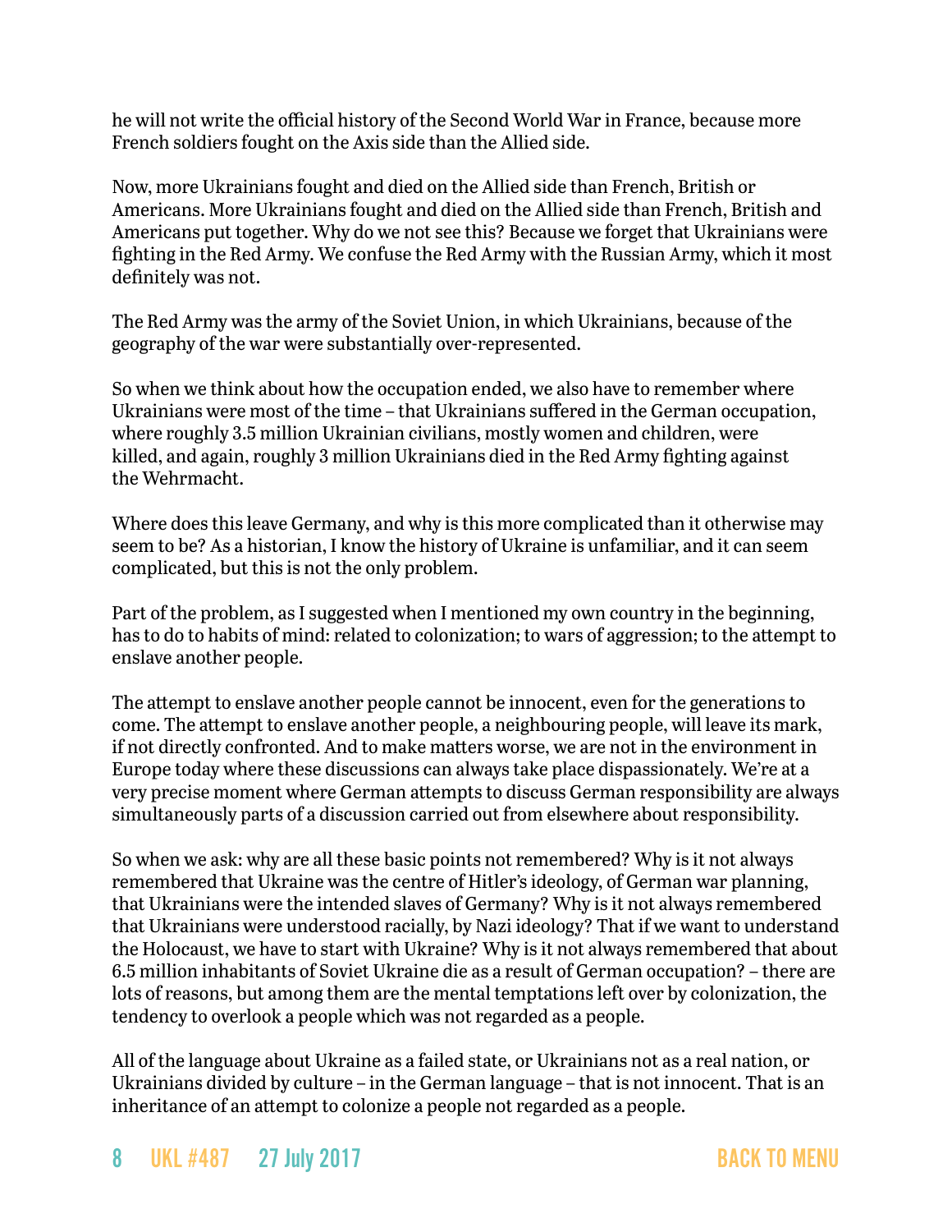he will not write the official history of the Second World War in France, because more French soldiers fought on the Axis side than the Allied side.

Now, more Ukrainians fought and died on the Allied side than French, British or Americans. More Ukrainians fought and died on the Allied side than French, British and Americans put together. Why do we not see this? Because we forget that Ukrainians were fighting in the Red Army. We confuse the Red Army with the Russian Army, which it most definitely was not.

The Red Army was the army of the Soviet Union, in which Ukrainians, because of the geography of the war were substantially over-represented.

So when we think about how the occupation ended, we also have to remember where Ukrainians were most of the time – that Ukrainians suffered in the German occupation, where roughly 3.5 million Ukrainian civilians, mostly women and children, were killed, and again, roughly 3 million Ukrainians died in the Red Army fighting against the Wehrmacht.

Where does this leave Germany, and why is this more complicated than it otherwise may seem to be? As a historian, I know the history of Ukraine is unfamiliar, and it can seem complicated, but this is not the only problem.

Part of the problem, as I suggested when I mentioned my own country in the beginning, has to do to habits of mind: related to colonization; to wars of aggression; to the attempt to enslave another people.

The attempt to enslave another people cannot be innocent, even for the generations to come. The attempt to enslave another people, a neighbouring people, will leave its mark, if not directly confronted. And to make matters worse, we are not in the environment in Europe today where these discussions can always take place dispassionately. We're at a very precise moment where German attempts to discuss German responsibility are always simultaneously parts of a discussion carried out from elsewhere about responsibility.

So when we ask: why are all these basic points not remembered? Why is it not always remembered that Ukraine was the centre of Hitler's ideology, of German war planning, that Ukrainians were the intended slaves of Germany? Why is it not always remembered that Ukrainians were understood racially, by Nazi ideology? That if we want to understand the Holocaust, we have to start with Ukraine? Why is it not always remembered that about 6.5 million inhabitants of Soviet Ukraine die as a result of German occupation? – there are lots of reasons, but among them are the mental temptations left over by colonization, the tendency to overlook a people which was not regarded as a people.

All of the language about Ukraine as a failed state, or Ukrainians not as a real nation, or Ukrainians divided by culture – in the German language – that is not innocent. That is an inheritance of an attempt to colonize a people not regarded as a people.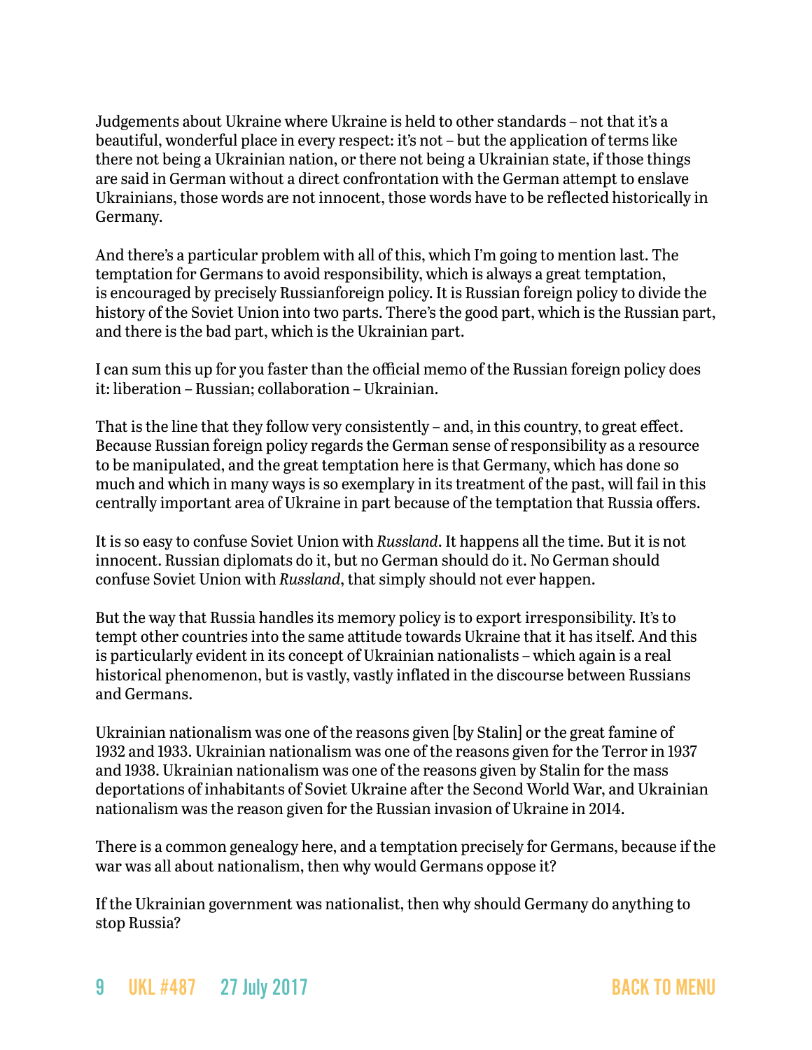Judgements about Ukraine where Ukraine is held to other standards – not that it's a beautiful, wonderful place in every respect: it's not – but the application of terms like there not being a Ukrainian nation, or there not being a Ukrainian state, if those things are said in German without a direct confrontation with the German attempt to enslave Ukrainians, those words are not innocent, those words have to be reflected historically in Germany.

And there's a particular problem with all of this, which I'm going to mention last. The temptation for Germans to avoid responsibility, which is always a great temptation, is encouraged by precisely Russianforeign policy. It is Russian foreign policy to divide the history of the Soviet Union into two parts. There's the good part, which is the Russian part, and there is the bad part, which is the Ukrainian part.

I can sum this up for you faster than the official memo of the Russian foreign policy does it: liberation – Russian; collaboration – Ukrainian.

That is the line that they follow very consistently – and, in this country, to great effect. Because Russian foreign policy regards the German sense of responsibility as a resource to be manipulated, and the great temptation here is that Germany, which has done so much and which in many ways is so exemplary in its treatment of the past, will fail in this centrally important area of Ukraine in part because of the temptation that Russia offers.

It is so easy to confuse Soviet Union with *Russland*. It happens all the time. But it is not innocent. Russian diplomats do it, but no German should do it. No German should confuse Soviet Union with *Russland*, that simply should not ever happen.

But the way that Russia handles its memory policy is to export irresponsibility. It's to tempt other countries into the same attitude towards Ukraine that it has itself. And this is particularly evident in its concept of Ukrainian nationalists – which again is a real historical phenomenon, but is vastly, vastly inflated in the discourse between Russians and Germans.

Ukrainian nationalism was one of the reasons given [by Stalin] or the great famine of 1932 and 1933. Ukrainian nationalism was one of the reasons given for the Terror in 1937 and 1938. Ukrainian nationalism was one of the reasons given by Stalin for the mass deportations of inhabitants of Soviet Ukraine after the Second World War, and Ukrainian nationalism was the reason given for the Russian invasion of Ukraine in 2014.

There is a common genealogy here, and a temptation precisely for Germans, because if the war was all about nationalism, then why would Germans oppose it?

If the Ukrainian government was nationalist, then why should Germany do anything to stop Russia?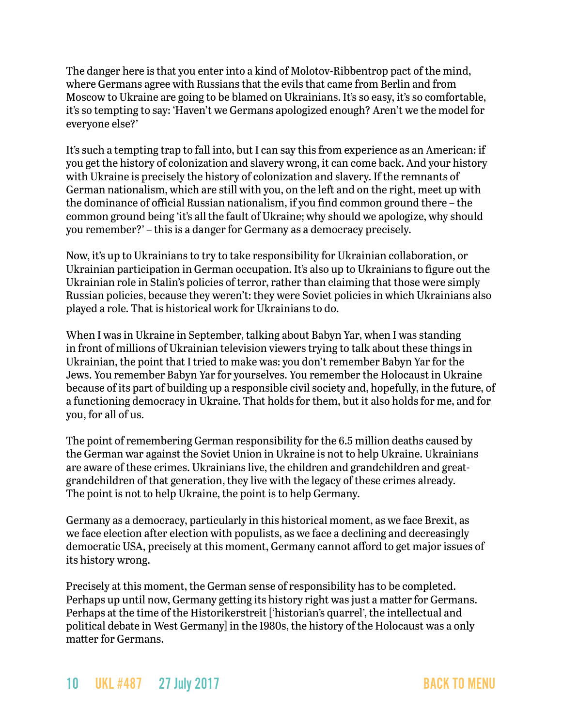The danger here is that you enter into a kind of Molotov-Ribbentrop pact of the mind, where Germans agree with Russians that the evils that came from Berlin and from Moscow to Ukraine are going to be blamed on Ukrainians. It's so easy, it's so comfortable, it's so tempting to say: 'Haven't we Germans apologized enough? Aren't we the model for everyone else?'

It's such a tempting trap to fall into, but I can say this from experience as an American: if you get the history of colonization and slavery wrong, it can come back. And your history with Ukraine is precisely the history of colonization and slavery. If the remnants of German nationalism, which are still with you, on the left and on the right, meet up with the dominance of official Russian nationalism, if you find common ground there – the common ground being 'it's all the fault of Ukraine; why should we apologize, why should you remember?' – this is a danger for Germany as a democracy precisely.

Now, it's up to Ukrainians to try to take responsibility for Ukrainian collaboration, or Ukrainian participation in German occupation. It's also up to Ukrainians to figure out the Ukrainian role in Stalin's policies of terror, rather than claiming that those were simply Russian policies, because they weren't: they were Soviet policies in which Ukrainians also played a role. That is historical work for Ukrainians to do.

When I was in Ukraine in September, talking about Babyn Yar, when I was standing in front of millions of Ukrainian television viewers trying to talk about these things in Ukrainian, the point that I tried to make was: you don't remember Babyn Yar for the Jews. You remember Babyn Yar for yourselves. You remember the Holocaust in Ukraine because of its part of building up a responsible civil society and, hopefully, in the future, of a functioning democracy in Ukraine. That holds for them, but it also holds for me, and for you, for all of us.

The point of remembering German responsibility for the 6.5 million deaths caused by the German war against the Soviet Union in Ukraine is not to help Ukraine. Ukrainians are aware of these crimes. Ukrainians live, the children and grandchildren and great-grandchildren of that generation, they live with the legacy of these crimes already. The point is not to help Ukraine, the point is to help Germany.

Germany as a democracy, particularly in this historical moment, as we face Brexit, as we face election after election with populists, as we face a declining and decreasingly democratic USA, precisely at this moment, Germany cannot afford to get major issues of its history wrong.

Precisely at this moment, the German sense of responsibility has to be completed. Perhaps up until now, Germany getting its history right was just a matter for Germans. Perhaps at the time of the Historikerstreit ['historian's quarrel', the intellectual and political debate in West Germany] in the 1980s, the history of the Holocaust was a only matter for Germans.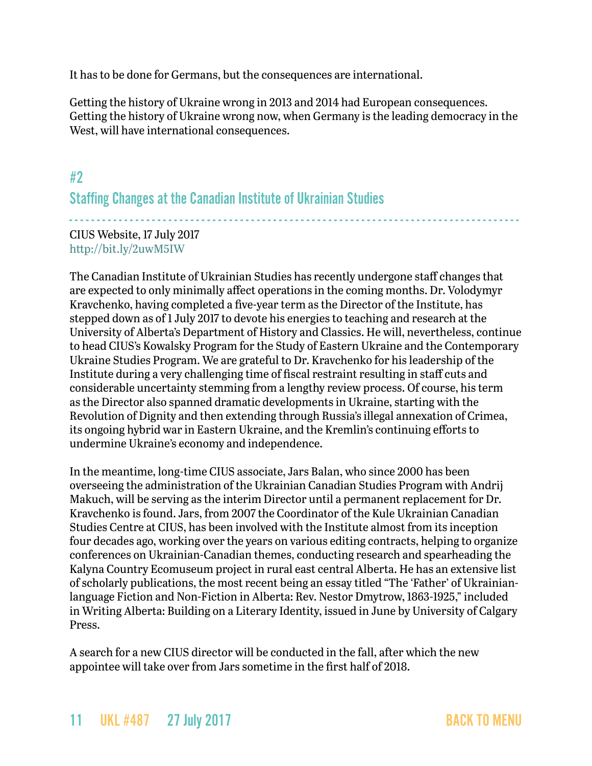It has to be done for Germans, but the consequences are international.

Getting the history of Ukraine wrong in 2013 and 2014 had European consequences. Getting the history of Ukraine wrong now, when Germany is the leading democracy in the West, will have international consequences.

## #2
## Staffing Changes at the Canadian Institute of Ukrainian Studies

CIUS Website, 17 July 2017
http://bit.ly/2uwM5IW

The Canadian Institute of Ukrainian Studies has recently undergone staff changes that are expected to only minimally affect operations in the coming months. Dr. Volodymyr Kravchenko, having completed a five-year term as the Director of the Institute, has stepped down as of 1 July 2017 to devote his energies to teaching and research at the University of Alberta's Department of History and Classics. He will, nevertheless, continue to head CIUS's Kowalsky Program for the Study of Eastern Ukraine and the Contemporary Ukraine Studies Program. We are grateful to Dr. Kravchenko for his leadership of the Institute during a very challenging time of fiscal restraint resulting in staff cuts and considerable uncertainty stemming from a lengthy review process. Of course, his term as the Director also spanned dramatic developments in Ukraine, starting with the Revolution of Dignity and then extending through Russia's illegal annexation of Crimea, its ongoing hybrid war in Eastern Ukraine, and the Kremlin's continuing efforts to undermine Ukraine's economy and independence.

In the meantime, long-time CIUS associate, Jars Balan, who since 2000 has been overseeing the administration of the Ukrainian Canadian Studies Program with Andrij Makuch, will be serving as the interim Director until a permanent replacement for Dr. Kravchenko is found. Jars, from 2007 the Coordinator of the Kule Ukrainian Canadian Studies Centre at CIUS, has been involved with the Institute almost from its inception four decades ago, working over the years on various editing contracts, helping to organize conferences on Ukrainian-Canadian themes, conducting research and spearheading the Kalyna Country Ecomuseum project in rural east central Alberta. He has an extensive list of scholarly publications, the most recent being an essay titled "The 'Father' of Ukrainian-language Fiction and Non-Fiction in Alberta: Rev. Nestor Dmytrow, 1863-1925," included in Writing Alberta: Building on a Literary Identity, issued in June by University of Calgary Press.

A search for a new CIUS director will be conducted in the fall, after which the new appointee will take over from Jars sometime in the first half of 2018.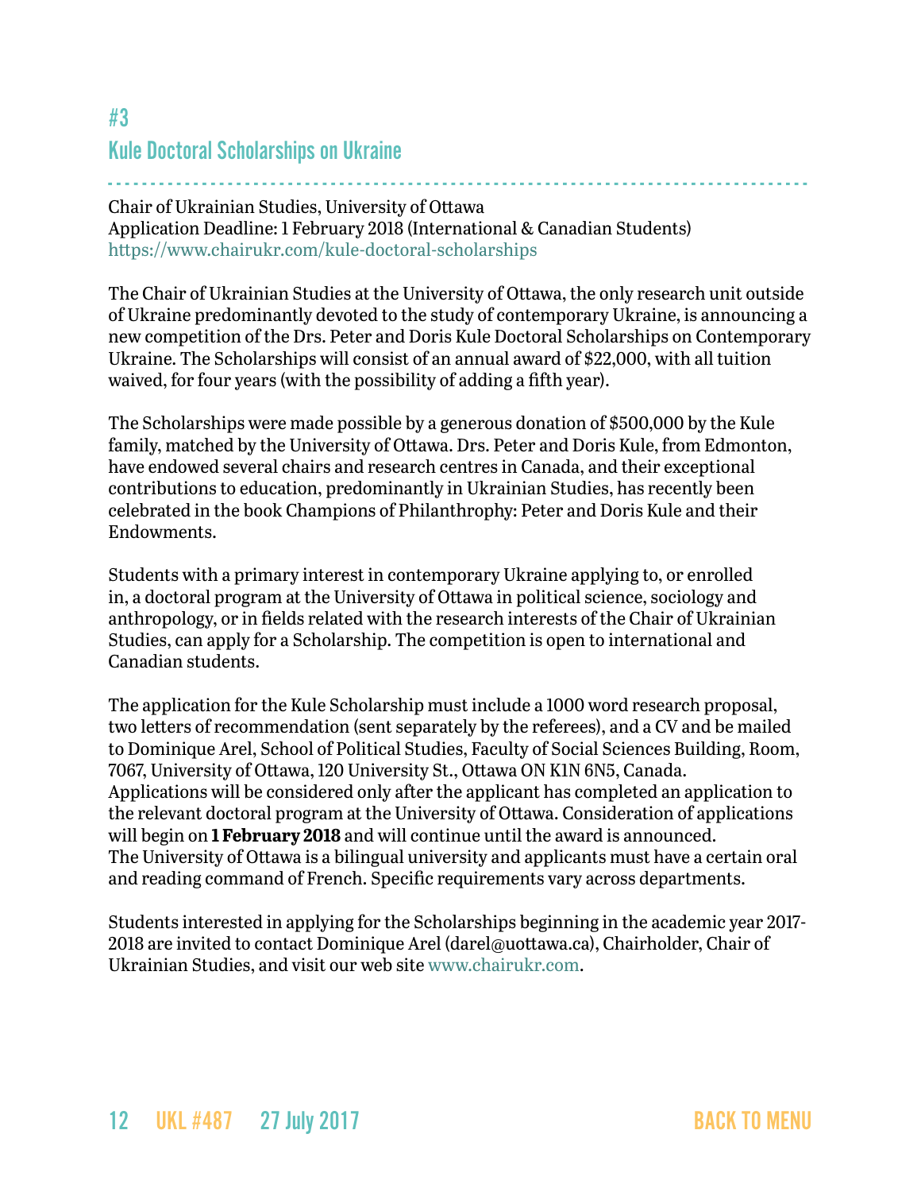## #3
## Kule Doctoral Scholarships on Ukraine

Chair of Ukrainian Studies, University of Ottawa
Application Deadline: 1 February 2018 (International & Canadian Students)
https://www.chairukr.com/kule-doctoral-scholarships

The Chair of Ukrainian Studies at the University of Ottawa, the only research unit outside of Ukraine predominantly devoted to the study of contemporary Ukraine, is announcing a new competition of the Drs. Peter and Doris Kule Doctoral Scholarships on Contemporary Ukraine. The Scholarships will consist of an annual award of $22,000, with all tuition waived, for four years (with the possibility of adding a fifth year).

The Scholarships were made possible by a generous donation of $500,000 by the Kule family, matched by the University of Ottawa. Drs. Peter and Doris Kule, from Edmonton, have endowed several chairs and research centres in Canada, and their exceptional contributions to education, predominantly in Ukrainian Studies, has recently been celebrated in the book Champions of Philanthrophy: Peter and Doris Kule and their Endowments.

Students with a primary interest in contemporary Ukraine applying to, or enrolled in, a doctoral program at the University of Ottawa in political science, sociology and anthropology, or in fields related with the research interests of the Chair of Ukrainian Studies, can apply for a Scholarship. The competition is open to international and Canadian students.

The application for the Kule Scholarship must include a 1000 word research proposal, two letters of recommendation (sent separately by the referees), and a CV and be mailed to Dominique Arel, School of Political Studies, Faculty of Social Sciences Building, Room, 7067, University of Ottawa, 120 University St., Ottawa ON K1N 6N5, Canada. Applications will be considered only after the applicant has completed an application to the relevant doctoral program at the University of Ottawa. Consideration of applications will begin on **1 February 2018** and will continue until the award is announced. The University of Ottawa is a bilingual university and applicants must have a certain oral and reading command of French. Specific requirements vary across departments.

Students interested in applying for the Scholarships beginning in the academic year 2017-2018 are invited to contact Dominique Arel (darel@uottawa.ca), Chairholder, Chair of Ukrainian Studies, and visit our web site www.chairukr.com.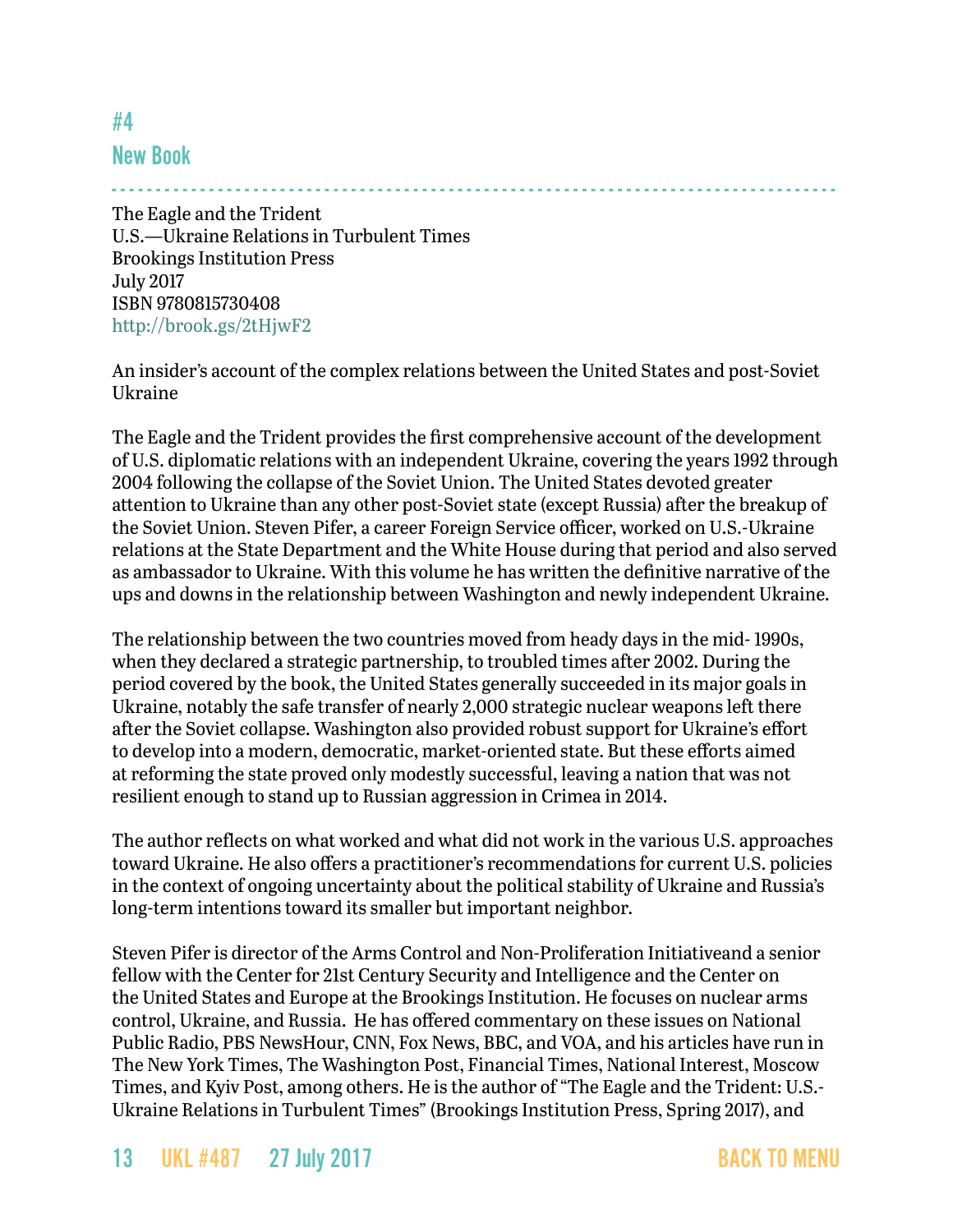## #4
## New Book

The Eagle and the Trident
U.S.—Ukraine Relations in Turbulent Times
Brookings Institution Press
July 2017
ISBN 9780815730408
http://brook.gs/2tHjwF2

An insider's account of the complex relations between the United States and post-Soviet Ukraine

The Eagle and the Trident provides the first comprehensive account of the development of U.S. diplomatic relations with an independent Ukraine, covering the years 1992 through 2004 following the collapse of the Soviet Union. The United States devoted greater attention to Ukraine than any other post-Soviet state (except Russia) after the breakup of the Soviet Union. Steven Pifer, a career Foreign Service officer, worked on U.S.-Ukraine relations at the State Department and the White House during that period and also served as ambassador to Ukraine. With this volume he has written the definitive narrative of the ups and downs in the relationship between Washington and newly independent Ukraine.

The relationship between the two countries moved from heady days in the mid- 1990s, when they declared a strategic partnership, to troubled times after 2002. During the period covered by the book, the United States generally succeeded in its major goals in Ukraine, notably the safe transfer of nearly 2,000 strategic nuclear weapons left there after the Soviet collapse. Washington also provided robust support for Ukraine's effort to develop into a modern, democratic, market-oriented state. But these efforts aimed at reforming the state proved only modestly successful, leaving a nation that was not resilient enough to stand up to Russian aggression in Crimea in 2014.

The author reflects on what worked and what did not work in the various U.S. approaches toward Ukraine. He also offers a practitioner's recommendations for current U.S. policies in the context of ongoing uncertainty about the political stability of Ukraine and Russia's long-term intentions toward its smaller but important neighbor.

Steven Pifer is director of the Arms Control and Non-Proliferation Initiativeand a senior fellow with the Center for 21st Century Security and Intelligence and the Center on the United States and Europe at the Brookings Institution. He focuses on nuclear arms control, Ukraine, and Russia. He has offered commentary on these issues on National Public Radio, PBS NewsHour, CNN, Fox News, BBC, and VOA, and his articles have run in The New York Times, The Washington Post, Financial Times, National Interest, Moscow Times, and Kyiv Post, among others. He is the author of "The Eagle and the Trident: U.S.-Ukraine Relations in Turbulent Times" (Brookings Institution Press, Spring 2017), and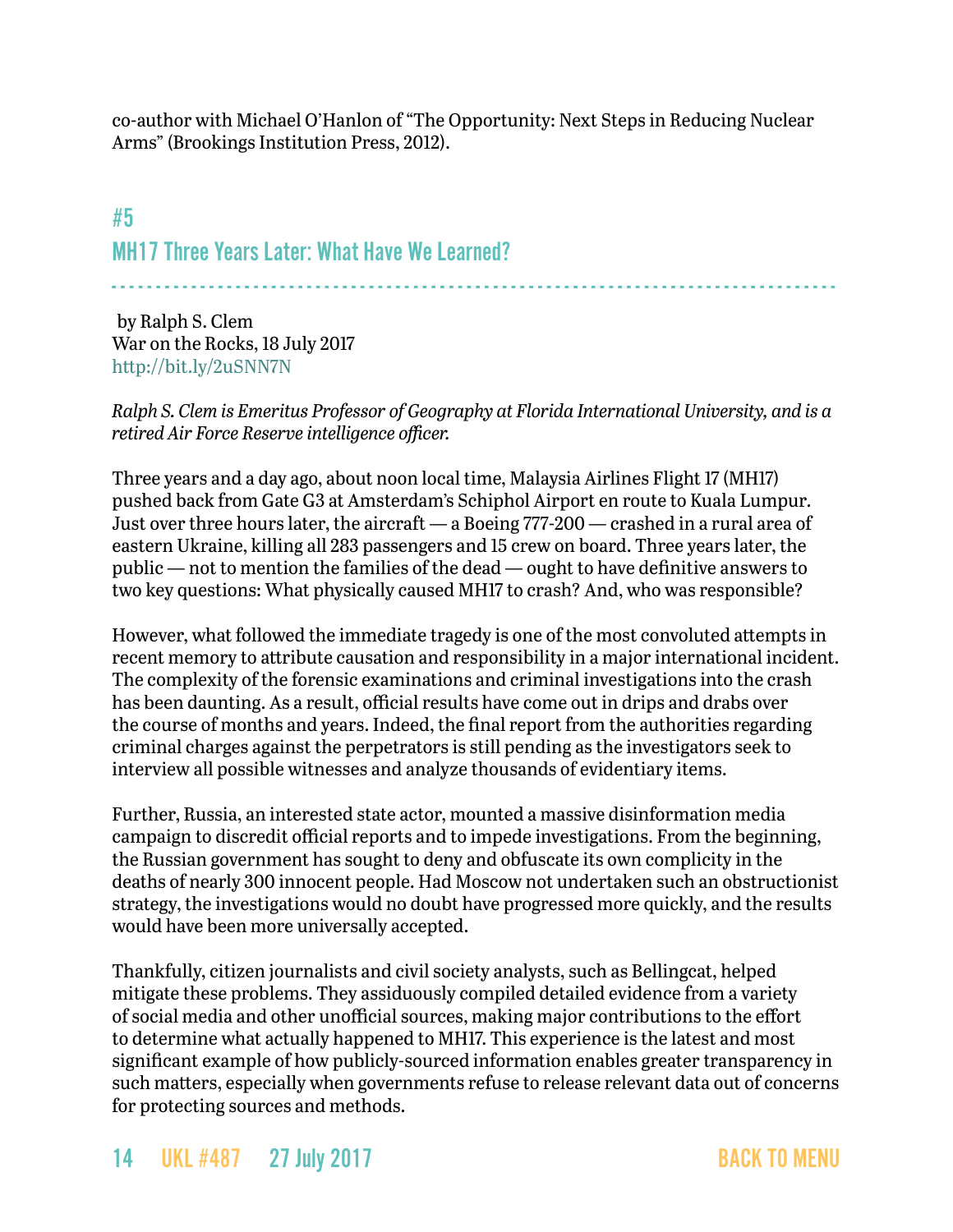co-author with Michael O'Hanlon of "The Opportunity: Next Steps in Reducing Nuclear Arms" (Brookings Institution Press, 2012).

## #5
## MH17 Three Years Later: What Have We Learned?

by Ralph S. Clem
War on the Rocks, 18 July 2017
http://bit.ly/2uSNN7N

*Ralph S. Clem is Emeritus Professor of Geography at Florida International University, and is a retired Air Force Reserve intelligence officer.*

Three years and a day ago, about noon local time, Malaysia Airlines Flight 17 (MH17) pushed back from Gate G3 at Amsterdam's Schiphol Airport en route to Kuala Lumpur. Just over three hours later, the aircraft — a Boeing 777-200 — crashed in a rural area of eastern Ukraine, killing all 283 passengers and 15 crew on board. Three years later, the public — not to mention the families of the dead — ought to have definitive answers to two key questions: What physically caused MH17 to crash? And, who was responsible?

However, what followed the immediate tragedy is one of the most convoluted attempts in recent memory to attribute causation and responsibility in a major international incident. The complexity of the forensic examinations and criminal investigations into the crash has been daunting. As a result, official results have come out in drips and drabs over the course of months and years. Indeed, the final report from the authorities regarding criminal charges against the perpetrators is still pending as the investigators seek to interview all possible witnesses and analyze thousands of evidentiary items.

Further, Russia, an interested state actor, mounted a massive disinformation media campaign to discredit official reports and to impede investigations. From the beginning, the Russian government has sought to deny and obfuscate its own complicity in the deaths of nearly 300 innocent people. Had Moscow not undertaken such an obstructionist strategy, the investigations would no doubt have progressed more quickly, and the results would have been more universally accepted.

Thankfully, citizen journalists and civil society analysts, such as Bellingcat, helped mitigate these problems. They assiduously compiled detailed evidence from a variety of social media and other unofficial sources, making major contributions to the effort to determine what actually happened to MH17. This experience is the latest and most significant example of how publicly-sourced information enables greater transparency in such matters, especially when governments refuse to release relevant data out of concerns for protecting sources and methods.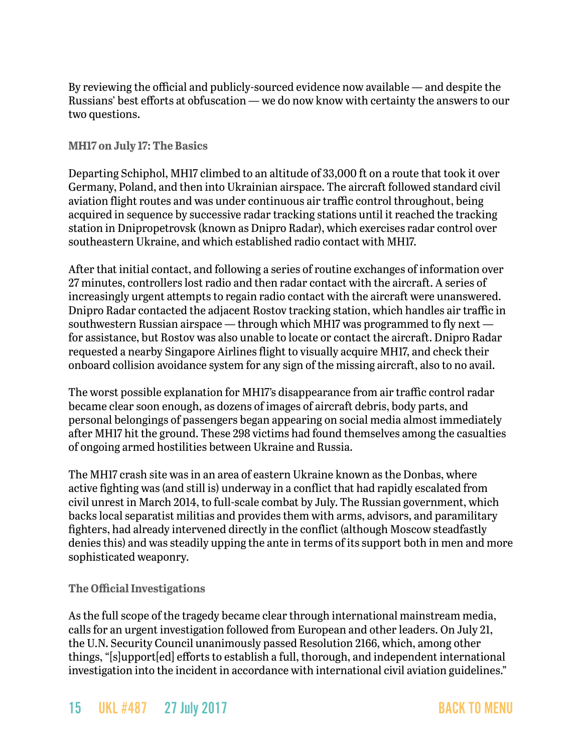By reviewing the official and publicly-sourced evidence now available — and despite the Russians' best efforts at obfuscation — we do now know with certainty the answers to our two questions.

### MH17 on July 17: The Basics

Departing Schiphol, MH17 climbed to an altitude of 33,000 ft on a route that took it over Germany, Poland, and then into Ukrainian airspace. The aircraft followed standard civil aviation flight routes and was under continuous air traffic control throughout, being acquired in sequence by successive radar tracking stations until it reached the tracking station in Dnipropetrovsk (known as Dnipro Radar), which exercises radar control over southeastern Ukraine, and which established radio contact with MH17.

After that initial contact, and following a series of routine exchanges of information over 27 minutes, controllers lost radio and then radar contact with the aircraft. A series of increasingly urgent attempts to regain radio contact with the aircraft were unanswered. Dnipro Radar contacted the adjacent Rostov tracking station, which handles air traffic in southwestern Russian airspace — through which MH17 was programmed to fly next — for assistance, but Rostov was also unable to locate or contact the aircraft. Dnipro Radar requested a nearby Singapore Airlines flight to visually acquire MH17, and check their onboard collision avoidance system for any sign of the missing aircraft, also to no avail.

The worst possible explanation for MH17's disappearance from air traffic control radar became clear soon enough, as dozens of images of aircraft debris, body parts, and personal belongings of passengers began appearing on social media almost immediately after MH17 hit the ground. These 298 victims had found themselves among the casualties of ongoing armed hostilities between Ukraine and Russia.

The MH17 crash site was in an area of eastern Ukraine known as the Donbas, where active fighting was (and still is) underway in a conflict that had rapidly escalated from civil unrest in March 2014, to full-scale combat by July. The Russian government, which backs local separatist militias and provides them with arms, advisors, and paramilitary fighters, had already intervened directly in the conflict (although Moscow steadfastly denies this) and was steadily upping the ante in terms of its support both in men and more sophisticated weaponry.

### The Official Investigations

As the full scope of the tragedy became clear through international mainstream media, calls for an urgent investigation followed from European and other leaders. On July 21, the U.N. Security Council unanimously passed Resolution 2166, which, among other things, "[s]upport[ed] efforts to establish a full, thorough, and independent international investigation into the incident in accordance with international civil aviation guidelines."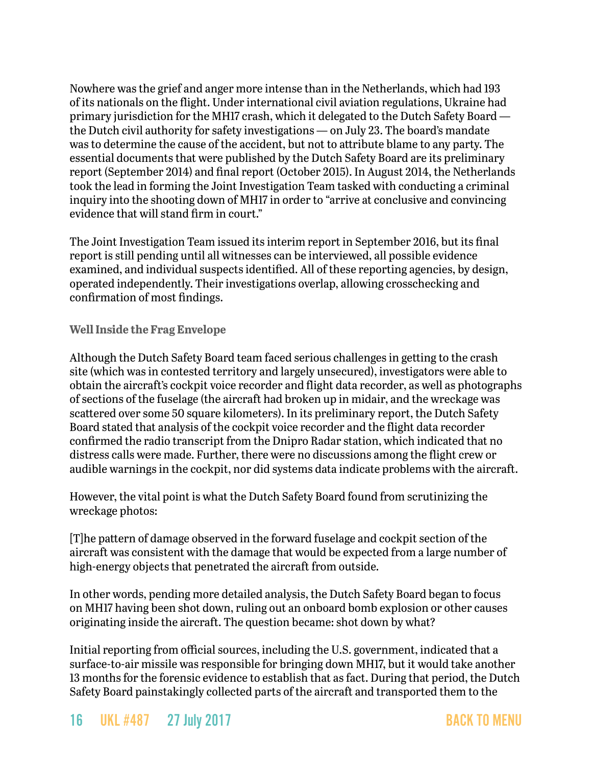Nowhere was the grief and anger more intense than in the Netherlands, which had 193 of its nationals on the flight. Under international civil aviation regulations, Ukraine had primary jurisdiction for the MH17 crash, which it delegated to the Dutch Safety Board — the Dutch civil authority for safety investigations — on July 23. The board's mandate was to determine the cause of the accident, but not to attribute blame to any party. The essential documents that were published by the Dutch Safety Board are its preliminary report (September 2014) and final report (October 2015). In August 2014, the Netherlands took the lead in forming the Joint Investigation Team tasked with conducting a criminal inquiry into the shooting down of MH17 in order to "arrive at conclusive and convincing evidence that will stand firm in court."

The Joint Investigation Team issued its interim report in September 2016, but its final report is still pending until all witnesses can be interviewed, all possible evidence examined, and individual suspects identified. All of these reporting agencies, by design, operated independently. Their investigations overlap, allowing crosschecking and confirmation of most findings.

### Well Inside the Frag Envelope

Although the Dutch Safety Board team faced serious challenges in getting to the crash site (which was in contested territory and largely unsecured), investigators were able to obtain the aircraft's cockpit voice recorder and flight data recorder, as well as photographs of sections of the fuselage (the aircraft had broken up in midair, and the wreckage was scattered over some 50 square kilometers). In its preliminary report, the Dutch Safety Board stated that analysis of the cockpit voice recorder and the flight data recorder confirmed the radio transcript from the Dnipro Radar station, which indicated that no distress calls were made. Further, there were no discussions among the flight crew or audible warnings in the cockpit, nor did systems data indicate problems with the aircraft.

However, the vital point is what the Dutch Safety Board found from scrutinizing the wreckage photos:

> [T]he pattern of damage observed in the forward fuselage and cockpit section of the aircraft was consistent with the damage that would be expected from a large number of high-energy objects that penetrated the aircraft from outside.

In other words, pending more detailed analysis, the Dutch Safety Board began to focus on MH17 having been shot down, ruling out an onboard bomb explosion or other causes originating inside the aircraft. The question became: shot down by what?

Initial reporting from official sources, including the U.S. government, indicated that a surface-to-air missile was responsible for bringing down MH17, but it would take another 13 months for the forensic evidence to establish that as fact. During that period, the Dutch Safety Board painstakingly collected parts of the aircraft and transported them to the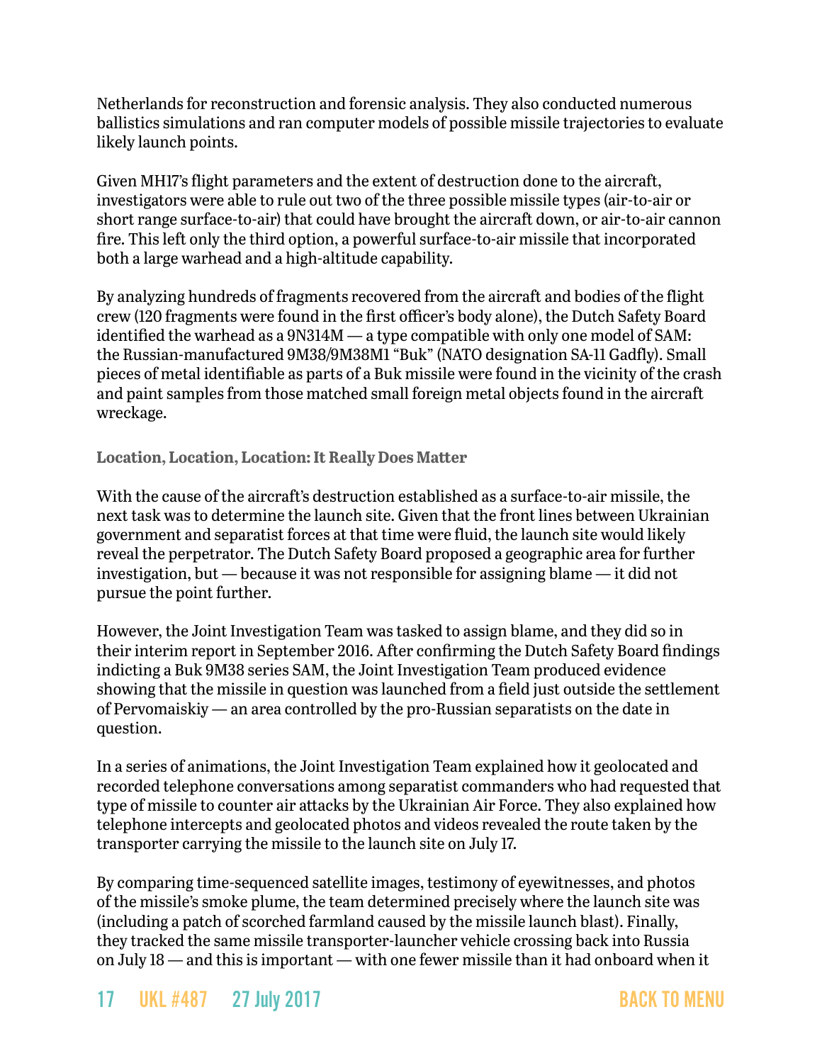Netherlands for reconstruction and forensic analysis. They also conducted numerous ballistics simulations and ran computer models of possible missile trajectories to evaluate likely launch points.

Given MH17's flight parameters and the extent of destruction done to the aircraft, investigators were able to rule out two of the three possible missile types (air-to-air or short range surface-to-air) that could have brought the aircraft down, or air-to-air cannon fire. This left only the third option, a powerful surface-to-air missile that incorporated both a large warhead and a high-altitude capability.

By analyzing hundreds of fragments recovered from the aircraft and bodies of the flight crew (120 fragments were found in the first officer's body alone), the Dutch Safety Board identified the warhead as a 9N314M — a type compatible with only one model of SAM: the Russian-manufactured 9M38/9M38M1 "Buk" (NATO designation SA-11 Gadfly). Small pieces of metal identifiable as parts of a Buk missile were found in the vicinity of the crash and paint samples from those matched small foreign metal objects found in the aircraft wreckage.

### Location, Location, Location: It Really Does Matter

With the cause of the aircraft's destruction established as a surface-to-air missile, the next task was to determine the launch site. Given that the front lines between Ukrainian government and separatist forces at that time were fluid, the launch site would likely reveal the perpetrator. The Dutch Safety Board proposed a geographic area for further investigation, but — because it was not responsible for assigning blame — it did not pursue the point further.

However, the Joint Investigation Team was tasked to assign blame, and they did so in their interim report in September 2016. After confirming the Dutch Safety Board findings indicting a Buk 9M38 series SAM, the Joint Investigation Team produced evidence showing that the missile in question was launched from a field just outside the settlement of Pervomaiskiy — an area controlled by the pro-Russian separatists on the date in question.

In a series of animations, the Joint Investigation Team explained how it geolocated and recorded telephone conversations among separatist commanders who had requested that type of missile to counter air attacks by the Ukrainian Air Force. They also explained how telephone intercepts and geolocated photos and videos revealed the route taken by the transporter carrying the missile to the launch site on July 17.

By comparing time-sequenced satellite images, testimony of eyewitnesses, and photos of the missile's smoke plume, the team determined precisely where the launch site was (including a patch of scorched farmland caused by the missile launch blast). Finally, they tracked the same missile transporter-launcher vehicle crossing back into Russia on July 18 — and this is important — with one fewer missile than it had onboard when it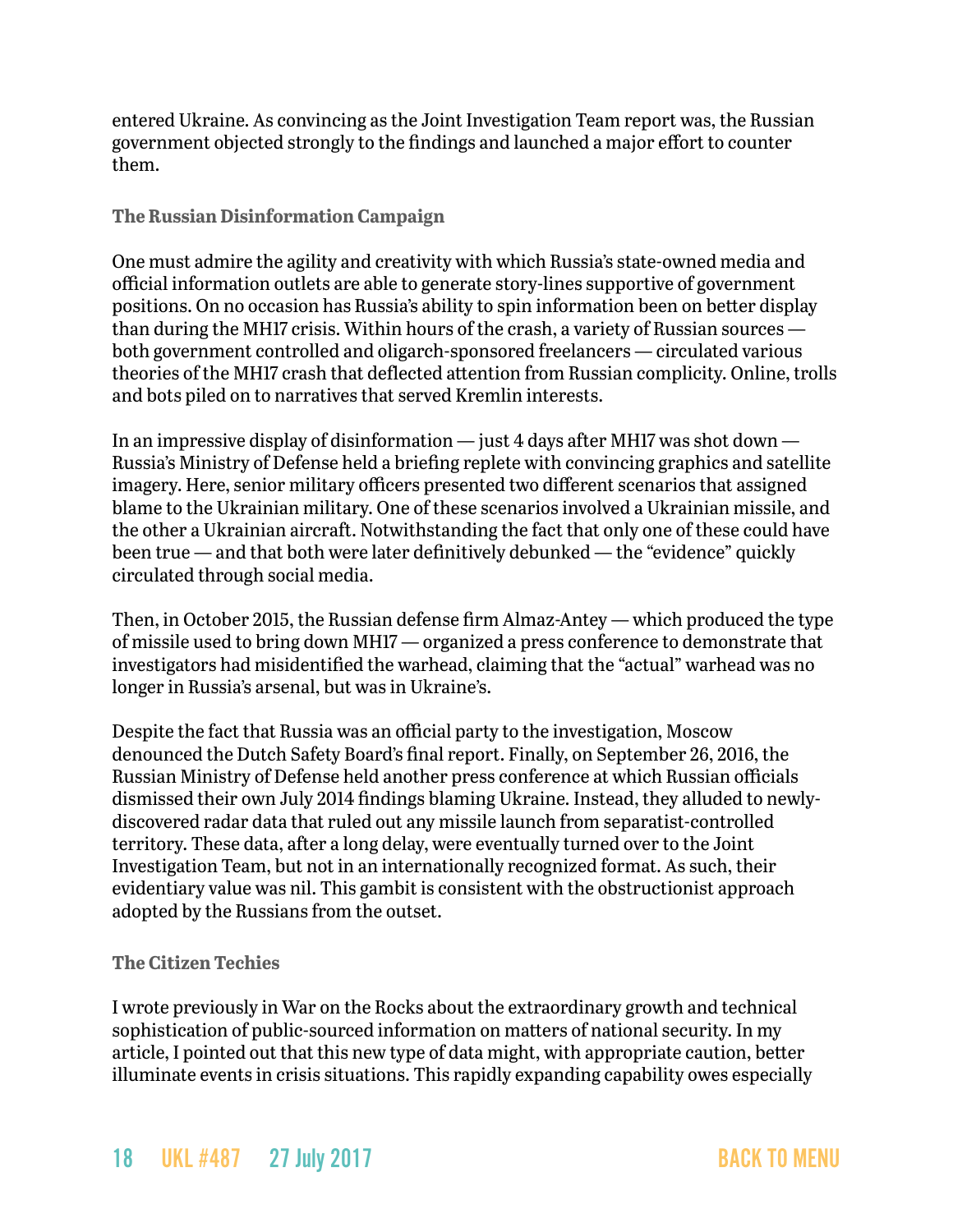entered Ukraine. As convincing as the Joint Investigation Team report was, the Russian government objected strongly to the findings and launched a major effort to counter them.

### The Russian Disinformation Campaign

One must admire the agility and creativity with which Russia's state-owned media and official information outlets are able to generate story-lines supportive of government positions. On no occasion has Russia's ability to spin information been on better display than during the MH17 crisis. Within hours of the crash, a variety of Russian sources — both government controlled and oligarch-sponsored freelancers — circulated various theories of the MH17 crash that deflected attention from Russian complicity. Online, trolls and bots piled on to narratives that served Kremlin interests.

In an impressive display of disinformation — just 4 days after MH17 was shot down — Russia's Ministry of Defense held a briefing replete with convincing graphics and satellite imagery. Here, senior military officers presented two different scenarios that assigned blame to the Ukrainian military. One of these scenarios involved a Ukrainian missile, and the other a Ukrainian aircraft. Notwithstanding the fact that only one of these could have been true — and that both were later definitively debunked — the "evidence" quickly circulated through social media.

Then, in October 2015, the Russian defense firm Almaz-Antey — which produced the type of missile used to bring down MH17 — organized a press conference to demonstrate that investigators had misidentified the warhead, claiming that the "actual" warhead was no longer in Russia's arsenal, but was in Ukraine's.

Despite the fact that Russia was an official party to the investigation, Moscow denounced the Dutch Safety Board's final report. Finally, on September 26, 2016, the Russian Ministry of Defense held another press conference at which Russian officials dismissed their own July 2014 findings blaming Ukraine. Instead, they alluded to newly-discovered radar data that ruled out any missile launch from separatist-controlled territory. These data, after a long delay, were eventually turned over to the Joint Investigation Team, but not in an internationally recognized format. As such, their evidentiary value was nil. This gambit is consistent with the obstructionist approach adopted by the Russians from the outset.

### The Citizen Techies

I wrote previously in War on the Rocks about the extraordinary growth and technical sophistication of public-sourced information on matters of national security. In my article, I pointed out that this new type of data might, with appropriate caution, better illuminate events in crisis situations. This rapidly expanding capability owes especially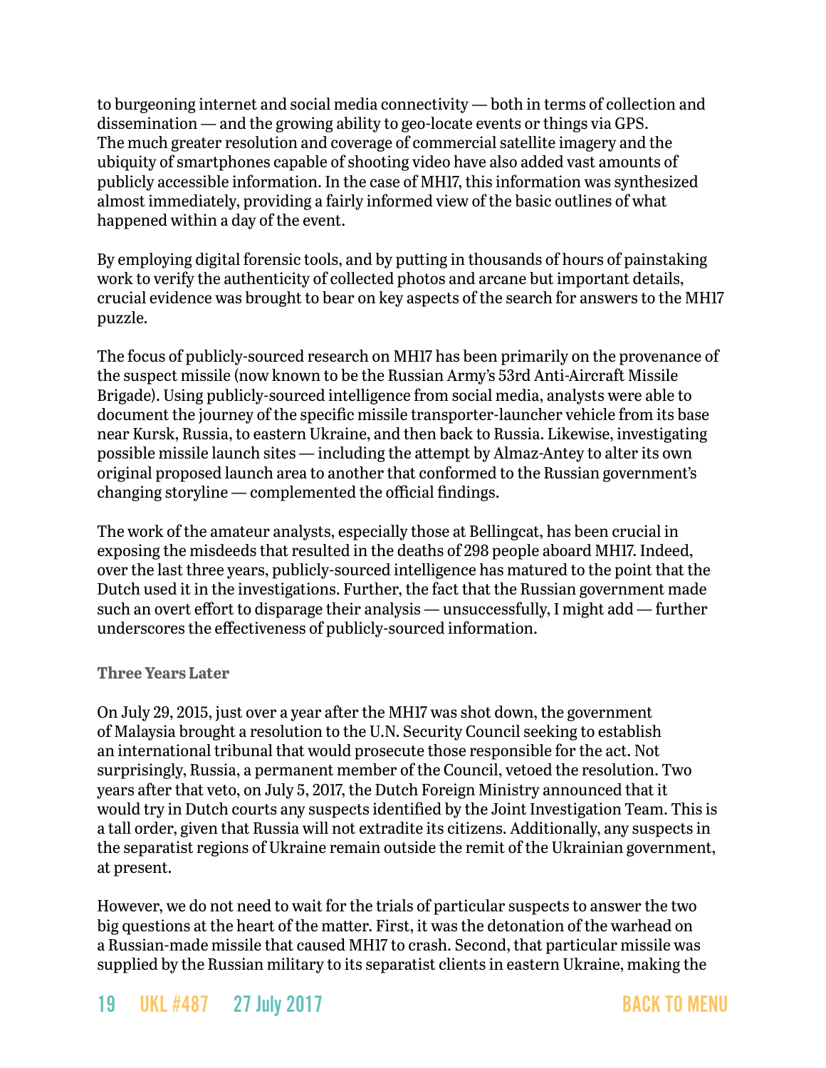to burgeoning internet and social media connectivity — both in terms of collection and dissemination — and the growing ability to geo-locate events or things via GPS. The much greater resolution and coverage of commercial satellite imagery and the ubiquity of smartphones capable of shooting video have also added vast amounts of publicly accessible information. In the case of MH17, this information was synthesized almost immediately, providing a fairly informed view of the basic outlines of what happened within a day of the event.

By employing digital forensic tools, and by putting in thousands of hours of painstaking work to verify the authenticity of collected photos and arcane but important details, crucial evidence was brought to bear on key aspects of the search for answers to the MH17 puzzle.

The focus of publicly-sourced research on MH17 has been primarily on the provenance of the suspect missile (now known to be the Russian Army's 53rd Anti-Aircraft Missile Brigade). Using publicly-sourced intelligence from social media, analysts were able to document the journey of the specific missile transporter-launcher vehicle from its base near Kursk, Russia, to eastern Ukraine, and then back to Russia. Likewise, investigating possible missile launch sites — including the attempt by Almaz-Antey to alter its own original proposed launch area to another that conformed to the Russian government's changing storyline — complemented the official findings.

The work of the amateur analysts, especially those at Bellingcat, has been crucial in exposing the misdeeds that resulted in the deaths of 298 people aboard MH17. Indeed, over the last three years, publicly-sourced intelligence has matured to the point that the Dutch used it in the investigations. Further, the fact that the Russian government made such an overt effort to disparage their analysis — unsuccessfully, I might add — further underscores the effectiveness of publicly-sourced information.

### Three Years Later

On July 29, 2015, just over a year after the MH17 was shot down, the government of Malaysia brought a resolution to the U.N. Security Council seeking to establish an international tribunal that would prosecute those responsible for the act. Not surprisingly, Russia, a permanent member of the Council, vetoed the resolution. Two years after that veto, on July 5, 2017, the Dutch Foreign Ministry announced that it would try in Dutch courts any suspects identified by the Joint Investigation Team. This is a tall order, given that Russia will not extradite its citizens. Additionally, any suspects in the separatist regions of Ukraine remain outside the remit of the Ukrainian government, at present.

However, we do not need to wait for the trials of particular suspects to answer the two big questions at the heart of the matter. First, it was the detonation of the warhead on a Russian-made missile that caused MH17 to crash. Second, that particular missile was supplied by the Russian military to its separatist clients in eastern Ukraine, making the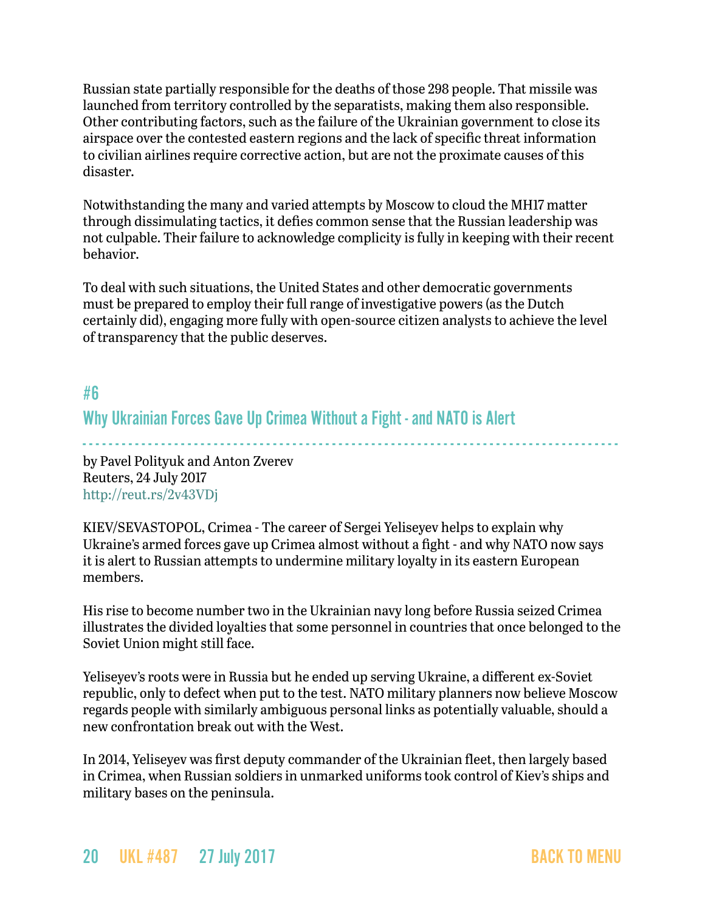Russian state partially responsible for the deaths of those 298 people. That missile was launched from territory controlled by the separatists, making them also responsible. Other contributing factors, such as the failure of the Ukrainian government to close its airspace over the contested eastern regions and the lack of specific threat information to civilian airlines require corrective action, but are not the proximate causes of this disaster.

Notwithstanding the many and varied attempts by Moscow to cloud the MH17 matter through dissimulating tactics, it defies common sense that the Russian leadership was not culpable. Their failure to acknowledge complicity is fully in keeping with their recent behavior.

To deal with such situations, the United States and other democratic governments must be prepared to employ their full range of investigative powers (as the Dutch certainly did), engaging more fully with open-source citizen analysts to achieve the level of transparency that the public deserves.

## #6

## Why Ukrainian Forces Gave Up Crimea Without a Fight - and NATO is Alert

by Pavel Polityuk and Anton Zverev
Reuters, 24 July 2017
http://reut.rs/2v43VDj

KIEV/SEVASTOPOL, Crimea - The career of Sergei Yeliseyev helps to explain why Ukraine's armed forces gave up Crimea almost without a fight - and why NATO now says it is alert to Russian attempts to undermine military loyalty in its eastern European members.

His rise to become number two in the Ukrainian navy long before Russia seized Crimea illustrates the divided loyalties that some personnel in countries that once belonged to the Soviet Union might still face.

Yeliseyev's roots were in Russia but he ended up serving Ukraine, a different ex-Soviet republic, only to defect when put to the test. NATO military planners now believe Moscow regards people with similarly ambiguous personal links as potentially valuable, should a new confrontation break out with the West.

In 2014, Yeliseyev was first deputy commander of the Ukrainian fleet, then largely based in Crimea, when Russian soldiers in unmarked uniforms took control of Kiev's ships and military bases on the peninsula.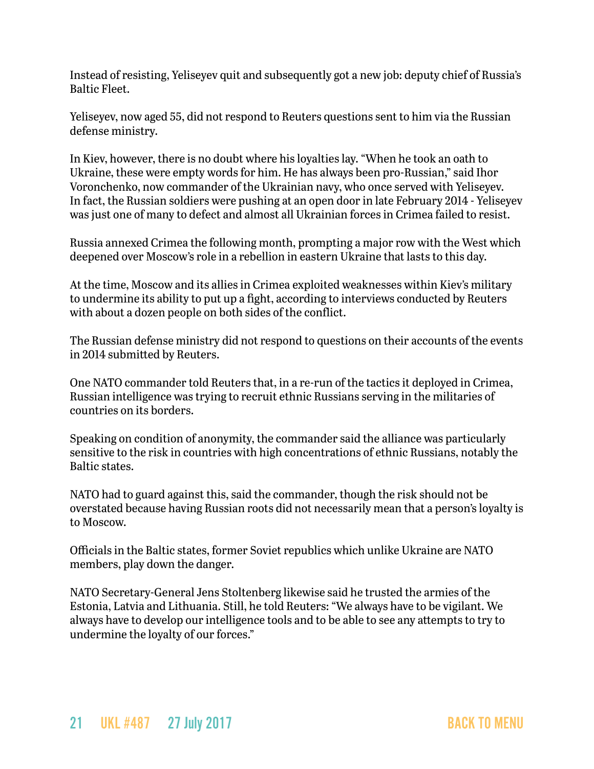Instead of resisting, Yeliseyev quit and subsequently got a new job: deputy chief of Russia's Baltic Fleet.

Yeliseyev, now aged 55, did not respond to Reuters questions sent to him via the Russian defense ministry.

In Kiev, however, there is no doubt where his loyalties lay. "When he took an oath to Ukraine, these were empty words for him. He has always been pro-Russian," said Ihor Voronchenko, now commander of the Ukrainian navy, who once served with Yeliseyev. In fact, the Russian soldiers were pushing at an open door in late February 2014 - Yeliseyev was just one of many to defect and almost all Ukrainian forces in Crimea failed to resist.

Russia annexed Crimea the following month, prompting a major row with the West which deepened over Moscow's role in a rebellion in eastern Ukraine that lasts to this day.

At the time, Moscow and its allies in Crimea exploited weaknesses within Kiev's military to undermine its ability to put up a fight, according to interviews conducted by Reuters with about a dozen people on both sides of the conflict.

The Russian defense ministry did not respond to questions on their accounts of the events in 2014 submitted by Reuters.

One NATO commander told Reuters that, in a re-run of the tactics it deployed in Crimea, Russian intelligence was trying to recruit ethnic Russians serving in the militaries of countries on its borders.

Speaking on condition of anonymity, the commander said the alliance was particularly sensitive to the risk in countries with high concentrations of ethnic Russians, notably the Baltic states.

NATO had to guard against this, said the commander, though the risk should not be overstated because having Russian roots did not necessarily mean that a person's loyalty is to Moscow.

Officials in the Baltic states, former Soviet republics which unlike Ukraine are NATO members, play down the danger.

NATO Secretary-General Jens Stoltenberg likewise said he trusted the armies of the Estonia, Latvia and Lithuania. Still, he told Reuters: "We always have to be vigilant. We always have to develop our intelligence tools and to be able to see any attempts to try to undermine the loyalty of our forces."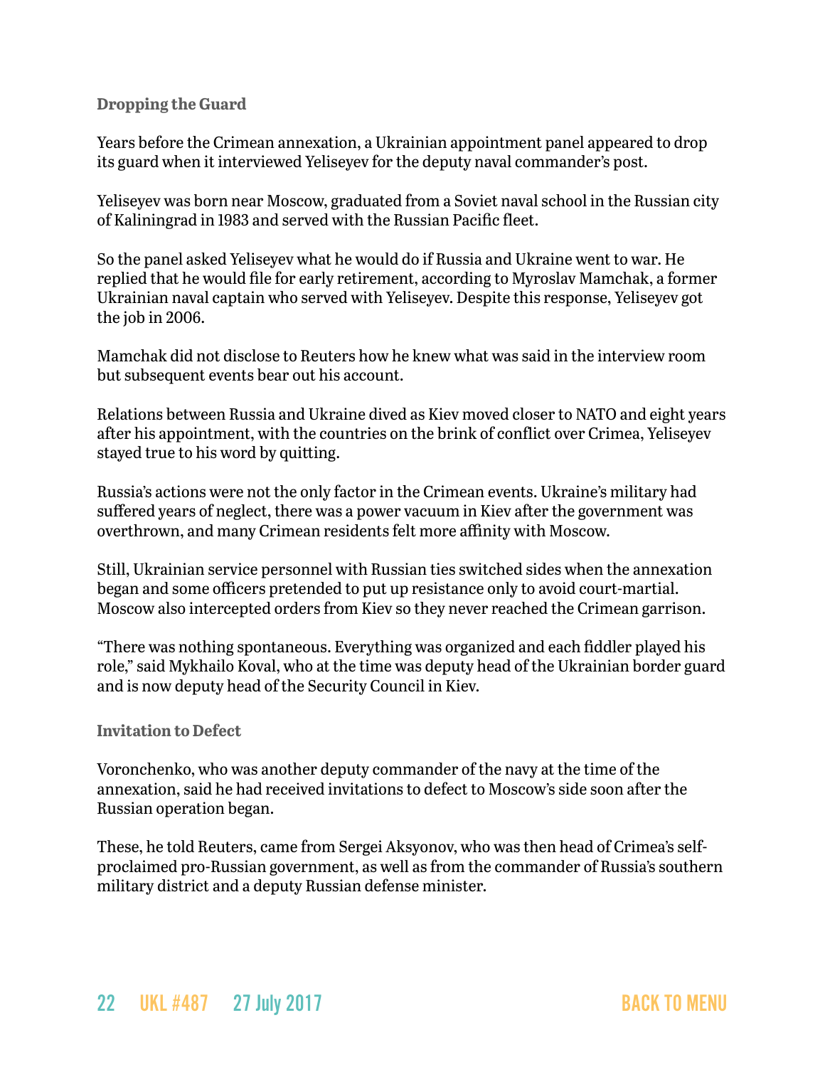### Dropping the Guard

Years before the Crimean annexation, a Ukrainian appointment panel appeared to drop its guard when it interviewed Yeliseyev for the deputy naval commander's post.

Yeliseyev was born near Moscow, graduated from a Soviet naval school in the Russian city of Kaliningrad in 1983 and served with the Russian Pacific fleet.

So the panel asked Yeliseyev what he would do if Russia and Ukraine went to war. He replied that he would file for early retirement, according to Myroslav Mamchak, a former Ukrainian naval captain who served with Yeliseyev. Despite this response, Yeliseyev got the job in 2006.

Mamchak did not disclose to Reuters how he knew what was said in the interview room but subsequent events bear out his account.

Relations between Russia and Ukraine dived as Kiev moved closer to NATO and eight years after his appointment, with the countries on the brink of conflict over Crimea, Yeliseyev stayed true to his word by quitting.

Russia's actions were not the only factor in the Crimean events. Ukraine's military had suffered years of neglect, there was a power vacuum in Kiev after the government was overthrown, and many Crimean residents felt more affinity with Moscow.

Still, Ukrainian service personnel with Russian ties switched sides when the annexation began and some officers pretended to put up resistance only to avoid court-martial. Moscow also intercepted orders from Kiev so they never reached the Crimean garrison.

"There was nothing spontaneous. Everything was organized and each fiddler played his role," said Mykhailo Koval, who at the time was deputy head of the Ukrainian border guard and is now deputy head of the Security Council in Kiev.

### Invitation to Defect

Voronchenko, who was another deputy commander of the navy at the time of the annexation, said he had received invitations to defect to Moscow's side soon after the Russian operation began.

These, he told Reuters, came from Sergei Aksyonov, who was then head of Crimea's self-proclaimed pro-Russian government, as well as from the commander of Russia's southern military district and a deputy Russian defense minister.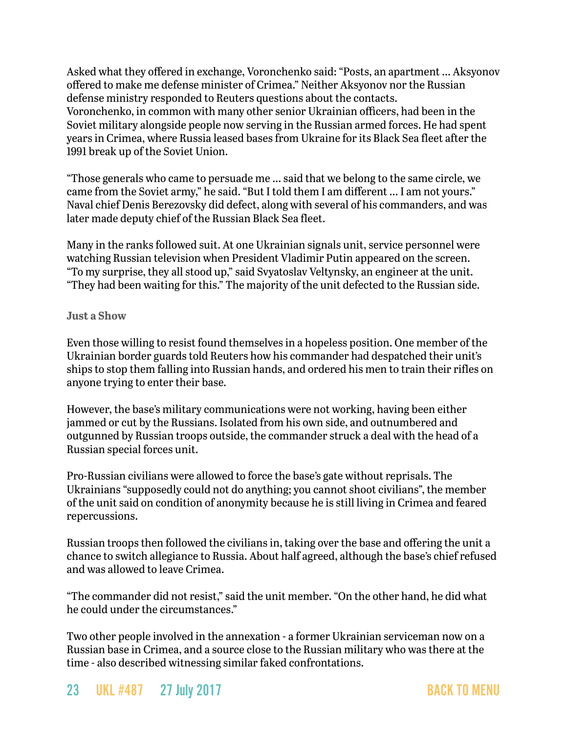Asked what they offered in exchange, Voronchenko said: "Posts, an apartment ... Aksyonov offered to make me defense minister of Crimea." Neither Aksyonov nor the Russian defense ministry responded to Reuters questions about the contacts.
Voronchenko, in common with many other senior Ukrainian officers, had been in the Soviet military alongside people now serving in the Russian armed forces. He had spent years in Crimea, where Russia leased bases from Ukraine for its Black Sea fleet after the 1991 break up of the Soviet Union.

"Those generals who came to persuade me ... said that we belong to the same circle, we came from the Soviet army," he said. "But I told them I am different ... I am not yours."
Naval chief Denis Berezovsky did defect, along with several of his commanders, and was later made deputy chief of the Russian Black Sea fleet.

Many in the ranks followed suit. At one Ukrainian signals unit, service personnel were watching Russian television when President Vladimir Putin appeared on the screen. "To my surprise, they all stood up," said Svyatoslav Veltynsky, an engineer at the unit. "They had been waiting for this." The majority of the unit defected to the Russian side.

### Just a Show

Even those willing to resist found themselves in a hopeless position. One member of the Ukrainian border guards told Reuters how his commander had despatched their unit's ships to stop them falling into Russian hands, and ordered his men to train their rifles on anyone trying to enter their base.

However, the base's military communications were not working, having been either jammed or cut by the Russians. Isolated from his own side, and outnumbered and outgunned by Russian troops outside, the commander struck a deal with the head of a Russian special forces unit.

Pro-Russian civilians were allowed to force the base's gate without reprisals. The Ukrainians "supposedly could not do anything; you cannot shoot civilians", the member of the unit said on condition of anonymity because he is still living in Crimea and feared repercussions.

Russian troops then followed the civilians in, taking over the base and offering the unit a chance to switch allegiance to Russia. About half agreed, although the base's chief refused and was allowed to leave Crimea.

"The commander did not resist," said the unit member. "On the other hand, he did what he could under the circumstances."

Two other people involved in the annexation - a former Ukrainian serviceman now on a Russian base in Crimea, and a source close to the Russian military who was there at the time - also described witnessing similar faked confrontations.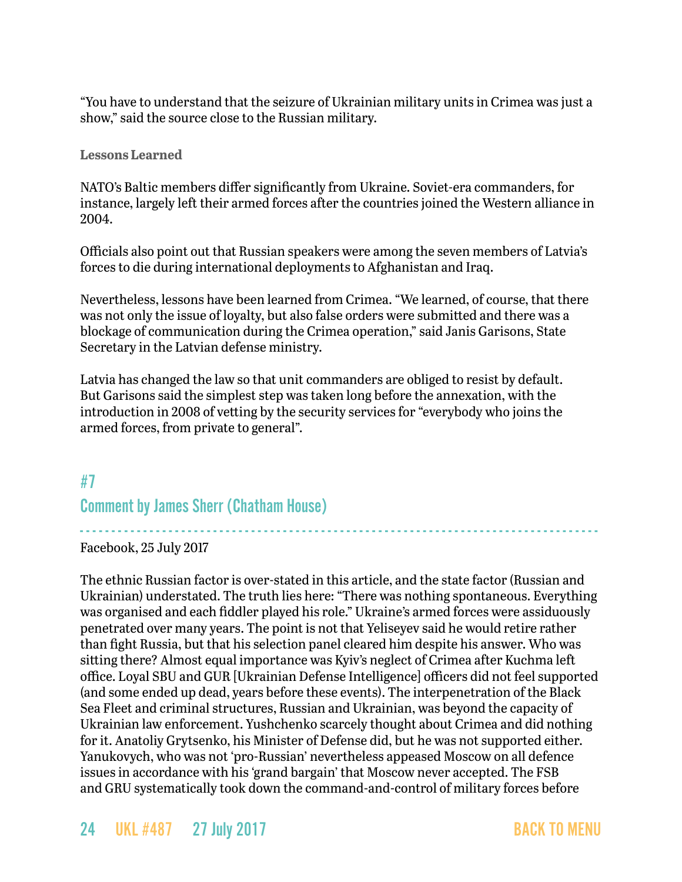"You have to understand that the seizure of Ukrainian military units in Crimea was just a show," said the source close to the Russian military.

### Lessons Learned

NATO's Baltic members differ significantly from Ukraine. Soviet-era commanders, for instance, largely left their armed forces after the countries joined the Western alliance in 2004.

Officials also point out that Russian speakers were among the seven members of Latvia's forces to die during international deployments to Afghanistan and Iraq.

Nevertheless, lessons have been learned from Crimea. "We learned, of course, that there was not only the issue of loyalty, but also false orders were submitted and there was a blockage of communication during the Crimea operation," said Janis Garisons, State Secretary in the Latvian defense ministry.

Latvia has changed the law so that unit commanders are obliged to resist by default. But Garisons said the simplest step was taken long before the annexation, with the introduction in 2008 of vetting by the security services for "everybody who joins the armed forces, from private to general".

## #7

## Comment by James Sherr (Chatham House)

Facebook, 25 July 2017

The ethnic Russian factor is over-stated in this article, and the state factor (Russian and Ukrainian) understated. The truth lies here: "There was nothing spontaneous. Everything was organised and each fiddler played his role." Ukraine's armed forces were assiduously penetrated over many years. The point is not that Yeliseyev said he would retire rather than fight Russia, but that his selection panel cleared him despite his answer. Who was sitting there? Almost equal importance was Kyiv's neglect of Crimea after Kuchma left office. Loyal SBU and GUR [Ukrainian Defense Intelligence] officers did not feel supported (and some ended up dead, years before these events). The interpenetration of the Black Sea Fleet and criminal structures, Russian and Ukrainian, was beyond the capacity of Ukrainian law enforcement. Yushchenko scarcely thought about Crimea and did nothing for it. Anatoliy Grytsenko, his Minister of Defense did, but he was not supported either. Yanukovych, who was not 'pro-Russian' nevertheless appeased Moscow on all defence issues in accordance with his 'grand bargain' that Moscow never accepted. The FSB and GRU systematically took down the command-and-control of military forces before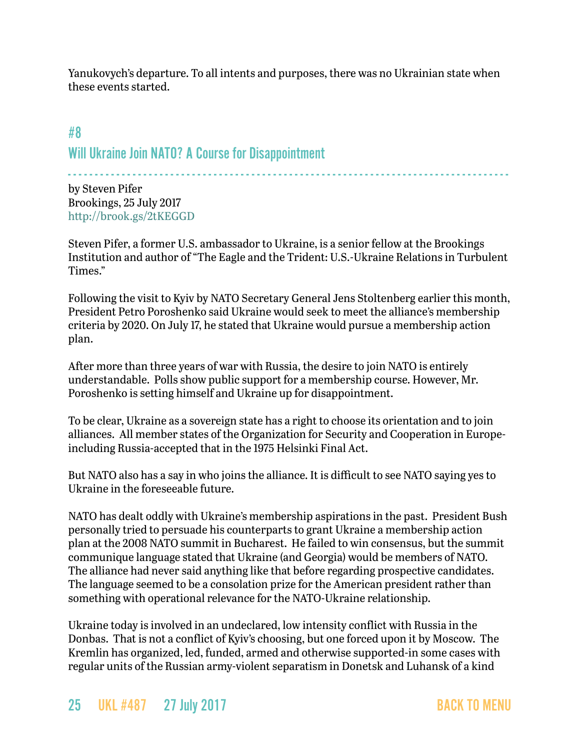Yanukovych's departure. To all intents and purposes, there was no Ukrainian state when these events started.

## #8

## Will Ukraine Join NATO? A Course for Disappointment

by Steven Pifer
Brookings, 25 July 2017
http://brook.gs/2tKEGGD

Steven Pifer, a former U.S. ambassador to Ukraine, is a senior fellow at the Brookings Institution and author of "The Eagle and the Trident: U.S.-Ukraine Relations in Turbulent Times."

Following the visit to Kyiv by NATO Secretary General Jens Stoltenberg earlier this month, President Petro Poroshenko said Ukraine would seek to meet the alliance's membership criteria by 2020. On July 17, he stated that Ukraine would pursue a membership action plan.

After more than three years of war with Russia, the desire to join NATO is entirely understandable. Polls show public support for a membership course. However, Mr. Poroshenko is setting himself and Ukraine up for disappointment.

To be clear, Ukraine as a sovereign state has a right to choose its orientation and to join alliances. All member states of the Organization for Security and Cooperation in Europe-including Russia-accepted that in the 1975 Helsinki Final Act.

But NATO also has a say in who joins the alliance. It is difficult to see NATO saying yes to Ukraine in the foreseeable future.

NATO has dealt oddly with Ukraine's membership aspirations in the past. President Bush personally tried to persuade his counterparts to grant Ukraine a membership action plan at the 2008 NATO summit in Bucharest. He failed to win consensus, but the summit communique language stated that Ukraine (and Georgia) would be members of NATO. The alliance had never said anything like that before regarding prospective candidates. The language seemed to be a consolation prize for the American president rather than something with operational relevance for the NATO-Ukraine relationship.

Ukraine today is involved in an undeclared, low intensity conflict with Russia in the Donbas. That is not a conflict of Kyiv's choosing, but one forced upon it by Moscow. The Kremlin has organized, led, funded, armed and otherwise supported-in some cases with regular units of the Russian army-violent separatism in Donetsk and Luhansk of a kind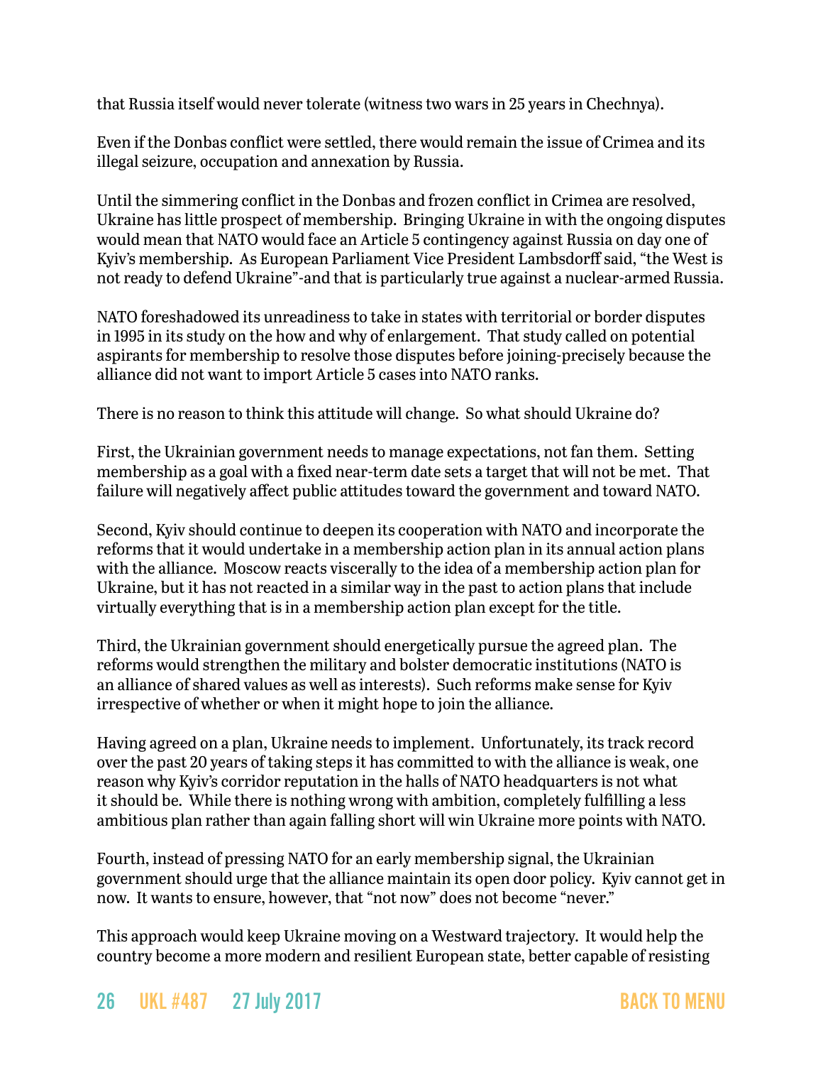that Russia itself would never tolerate (witness two wars in 25 years in Chechnya).

Even if the Donbas conflict were settled, there would remain the issue of Crimea and its illegal seizure, occupation and annexation by Russia.

Until the simmering conflict in the Donbas and frozen conflict in Crimea are resolved, Ukraine has little prospect of membership. Bringing Ukraine in with the ongoing disputes would mean that NATO would face an Article 5 contingency against Russia on day one of Kyiv's membership. As European Parliament Vice President Lambsdorff said, "the West is not ready to defend Ukraine"-and that is particularly true against a nuclear-armed Russia.

NATO foreshadowed its unreadiness to take in states with territorial or border disputes in 1995 in its study on the how and why of enlargement. That study called on potential aspirants for membership to resolve those disputes before joining-precisely because the alliance did not want to import Article 5 cases into NATO ranks.

There is no reason to think this attitude will change. So what should Ukraine do?

First, the Ukrainian government needs to manage expectations, not fan them. Setting membership as a goal with a fixed near-term date sets a target that will not be met. That failure will negatively affect public attitudes toward the government and toward NATO.

Second, Kyiv should continue to deepen its cooperation with NATO and incorporate the reforms that it would undertake in a membership action plan in its annual action plans with the alliance. Moscow reacts viscerally to the idea of a membership action plan for Ukraine, but it has not reacted in a similar way in the past to action plans that include virtually everything that is in a membership action plan except for the title.

Third, the Ukrainian government should energetically pursue the agreed plan. The reforms would strengthen the military and bolster democratic institutions (NATO is an alliance of shared values as well as interests). Such reforms make sense for Kyiv irrespective of whether or when it might hope to join the alliance.

Having agreed on a plan, Ukraine needs to implement. Unfortunately, its track record over the past 20 years of taking steps it has committed to with the alliance is weak, one reason why Kyiv's corridor reputation in the halls of NATO headquarters is not what it should be. While there is nothing wrong with ambition, completely fulfilling a less ambitious plan rather than again falling short will win Ukraine more points with NATO.

Fourth, instead of pressing NATO for an early membership signal, the Ukrainian government should urge that the alliance maintain its open door policy. Kyiv cannot get in now. It wants to ensure, however, that "not now" does not become "never."

This approach would keep Ukraine moving on a Westward trajectory. It would help the country become a more modern and resilient European state, better capable of resisting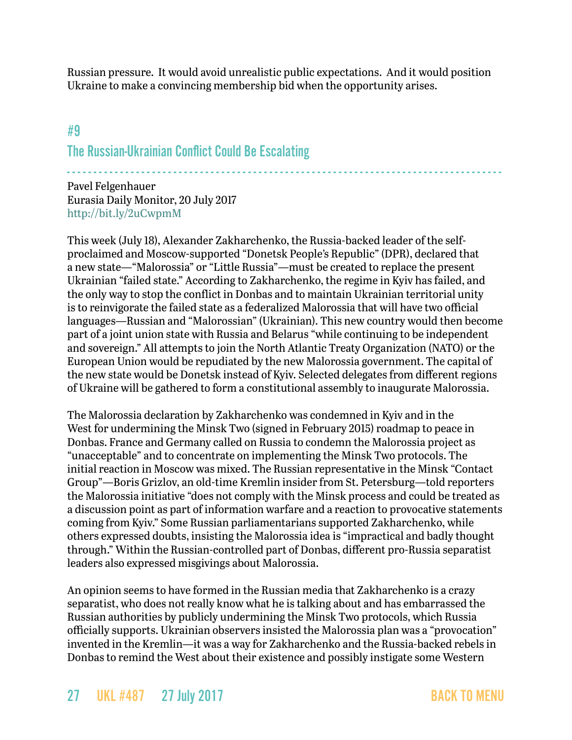Russian pressure. It would avoid unrealistic public expectations. And it would position Ukraine to make a convincing membership bid when the opportunity arises.

## #9

## The Russian-Ukrainian Conflict Could Be Escalating

Pavel Felgenhauer
Eurasia Daily Monitor, 20 July 2017
http://bit.ly/2uCwpmM

This week (July 18), Alexander Zakharchenko, the Russia-backed leader of the self-proclaimed and Moscow-supported "Donetsk People's Republic" (DPR), declared that a new state—"Malorossia" or "Little Russia"—must be created to replace the present Ukrainian "failed state." According to Zakharchenko, the regime in Kyiv has failed, and the only way to stop the conflict in Donbas and to maintain Ukrainian territorial unity is to reinvigorate the failed state as a federalized Malorossia that will have two official languages—Russian and "Malorossian" (Ukrainian). This new country would then become part of a joint union state with Russia and Belarus "while continuing to be independent and sovereign." All attempts to join the North Atlantic Treaty Organization (NATO) or the European Union would be repudiated by the new Malorossia government. The capital of the new state would be Donetsk instead of Kyiv. Selected delegates from different regions of Ukraine will be gathered to form a constitutional assembly to inaugurate Malorossia.

The Malorossia declaration by Zakharchenko was condemned in Kyiv and in the West for undermining the Minsk Two (signed in February 2015) roadmap to peace in Donbas. France and Germany called on Russia to condemn the Malorossia project as "unacceptable" and to concentrate on implementing the Minsk Two protocols. The initial reaction in Moscow was mixed. The Russian representative in the Minsk "Contact Group"—Boris Grizlov, an old-time Kremlin insider from St. Petersburg—told reporters the Malorossia initiative "does not comply with the Minsk process and could be treated as a discussion point as part of information warfare and a reaction to provocative statements coming from Kyiv." Some Russian parliamentarians supported Zakharchenko, while others expressed doubts, insisting the Malorossia idea is "impractical and badly thought through." Within the Russian-controlled part of Donbas, different pro-Russia separatist leaders also expressed misgivings about Malorossia.

An opinion seems to have formed in the Russian media that Zakharchenko is a crazy separatist, who does not really know what he is talking about and has embarrassed the Russian authorities by publicly undermining the Minsk Two protocols, which Russia officially supports. Ukrainian observers insisted the Malorossia plan was a "provocation" invented in the Kremlin—it was a way for Zakharchenko and the Russia-backed rebels in Donbas to remind the West about their existence and possibly instigate some Western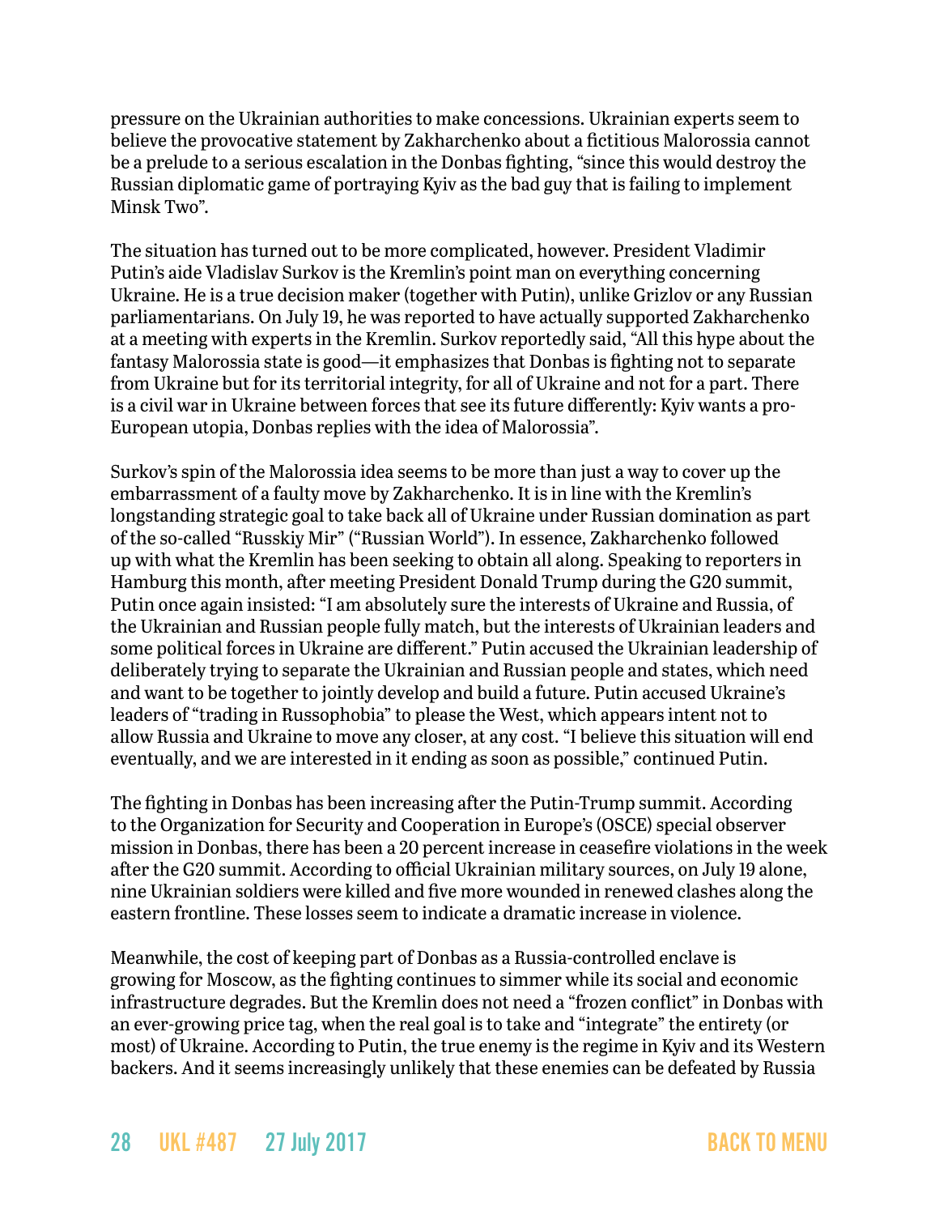pressure on the Ukrainian authorities to make concessions. Ukrainian experts seem to believe the provocative statement by Zakharchenko about a fictitious Malorossia cannot be a prelude to a serious escalation in the Donbas fighting, "since this would destroy the Russian diplomatic game of portraying Kyiv as the bad guy that is failing to implement Minsk Two".

The situation has turned out to be more complicated, however. President Vladimir Putin's aide Vladislav Surkov is the Kremlin's point man on everything concerning Ukraine. He is a true decision maker (together with Putin), unlike Grizlov or any Russian parliamentarians. On July 19, he was reported to have actually supported Zakharchenko at a meeting with experts in the Kremlin. Surkov reportedly said, "All this hype about the fantasy Malorossia state is good—it emphasizes that Donbas is fighting not to separate from Ukraine but for its territorial integrity, for all of Ukraine and not for a part. There is a civil war in Ukraine between forces that see its future differently: Kyiv wants a pro-European utopia, Donbas replies with the idea of Malorossia".

Surkov's spin of the Malorossia idea seems to be more than just a way to cover up the embarrassment of a faulty move by Zakharchenko. It is in line with the Kremlin's longstanding strategic goal to take back all of Ukraine under Russian domination as part of the so-called "Russkiy Mir" ("Russian World"). In essence, Zakharchenko followed up with what the Kremlin has been seeking to obtain all along. Speaking to reporters in Hamburg this month, after meeting President Donald Trump during the G20 summit, Putin once again insisted: "I am absolutely sure the interests of Ukraine and Russia, of the Ukrainian and Russian people fully match, but the interests of Ukrainian leaders and some political forces in Ukraine are different." Putin accused the Ukrainian leadership of deliberately trying to separate the Ukrainian and Russian people and states, which need and want to be together to jointly develop and build a future. Putin accused Ukraine's leaders of "trading in Russophobia" to please the West, which appears intent not to allow Russia and Ukraine to move any closer, at any cost. "I believe this situation will end eventually, and we are interested in it ending as soon as possible," continued Putin.

The fighting in Donbas has been increasing after the Putin-Trump summit. According to the Organization for Security and Cooperation in Europe's (OSCE) special observer mission in Donbas, there has been a 20 percent increase in ceasefire violations in the week after the G20 summit. According to official Ukrainian military sources, on July 19 alone, nine Ukrainian soldiers were killed and five more wounded in renewed clashes along the eastern frontline. These losses seem to indicate a dramatic increase in violence.

Meanwhile, the cost of keeping part of Donbas as a Russia-controlled enclave is growing for Moscow, as the fighting continues to simmer while its social and economic infrastructure degrades. But the Kremlin does not need a "frozen conflict" in Donbas with an ever-growing price tag, when the real goal is to take and "integrate" the entirety (or most) of Ukraine. According to Putin, the true enemy is the regime in Kyiv and its Western backers. And it seems increasingly unlikely that these enemies can be defeated by Russia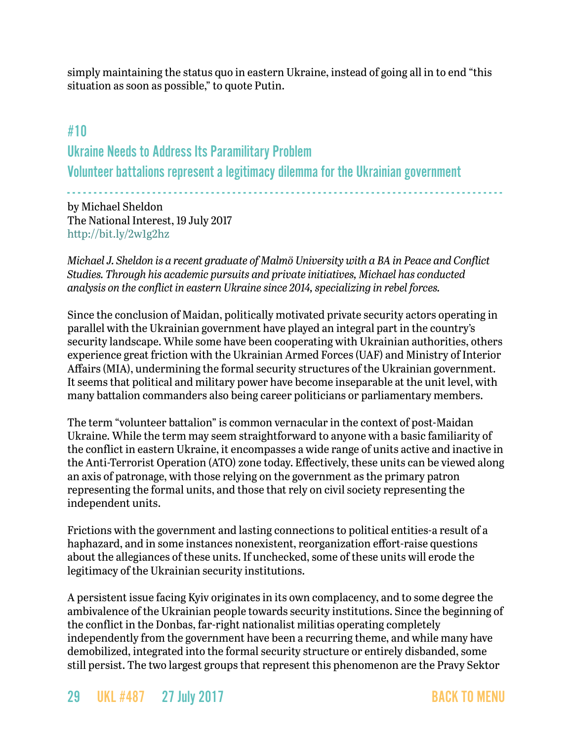simply maintaining the status quo in eastern Ukraine, instead of going all in to end "this situation as soon as possible," to quote Putin.

## #10

## Ukraine Needs to Address Its Paramilitary Problem
## Volunteer battalions represent a legitimacy dilemma for the Ukrainian government

by Michael Sheldon
The National Interest, 19 July 2017
http://bit.ly/2w1g2hz

*Michael J. Sheldon is a recent graduate of Malmö University with a BA in Peace and Conflict Studies. Through his academic pursuits and private initiatives, Michael has conducted analysis on the conflict in eastern Ukraine since 2014, specializing in rebel forces.*

Since the conclusion of Maidan, politically motivated private security actors operating in parallel with the Ukrainian government have played an integral part in the country's security landscape. While some have been cooperating with Ukrainian authorities, others experience great friction with the Ukrainian Armed Forces (UAF) and Ministry of Interior Affairs (MIA), undermining the formal security structures of the Ukrainian government. It seems that political and military power have become inseparable at the unit level, with many battalion commanders also being career politicians or parliamentary members.

The term "volunteer battalion" is common vernacular in the context of post-Maidan Ukraine. While the term may seem straightforward to anyone with a basic familiarity of the conflict in eastern Ukraine, it encompasses a wide range of units active and inactive in the Anti-Terrorist Operation (ATO) zone today. Effectively, these units can be viewed along an axis of patronage, with those relying on the government as the primary patron representing the formal units, and those that rely on civil society representing the independent units.

Frictions with the government and lasting connections to political entities-a result of a haphazard, and in some instances nonexistent, reorganization effort-raise questions about the allegiances of these units. If unchecked, some of these units will erode the legitimacy of the Ukrainian security institutions.

A persistent issue facing Kyiv originates in its own complacency, and to some degree the ambivalence of the Ukrainian people towards security institutions. Since the beginning of the conflict in the Donbas, far-right nationalist militias operating completely independently from the government have been a recurring theme, and while many have demobilized, integrated into the formal security structure or entirely disbanded, some still persist. The two largest groups that represent this phenomenon are the Pravy Sektor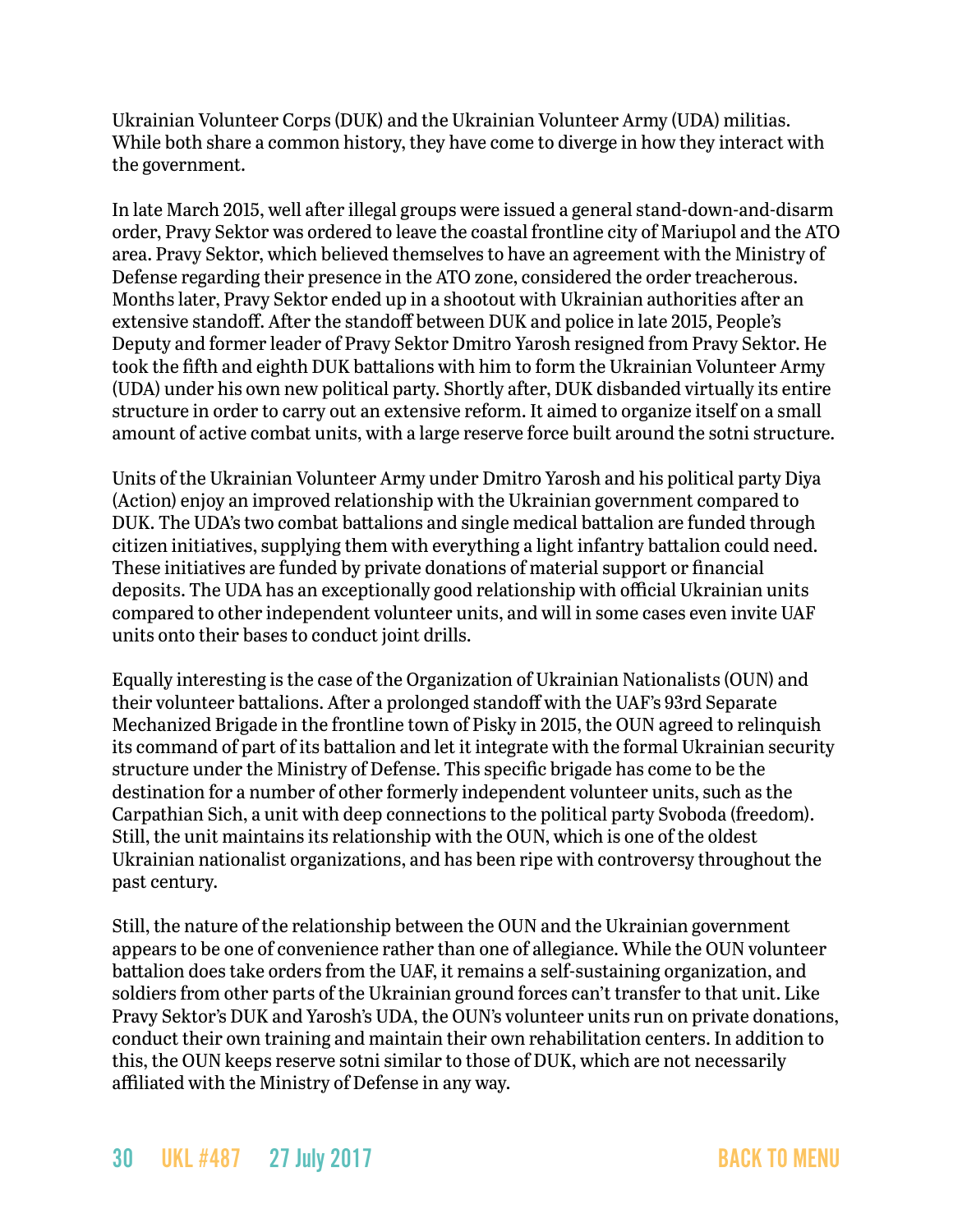Ukrainian Volunteer Corps (DUK) and the Ukrainian Volunteer Army (UDA) militias. While both share a common history, they have come to diverge in how they interact with the government.

In late March 2015, well after illegal groups were issued a general stand-down-and-disarm order, Pravy Sektor was ordered to leave the coastal frontline city of Mariupol and the ATO area. Pravy Sektor, which believed themselves to have an agreement with the Ministry of Defense regarding their presence in the ATO zone, considered the order treacherous. Months later, Pravy Sektor ended up in a shootout with Ukrainian authorities after an extensive standoff. After the standoff between DUK and police in late 2015, People's Deputy and former leader of Pravy Sektor Dmitro Yarosh resigned from Pravy Sektor. He took the fifth and eighth DUK battalions with him to form the Ukrainian Volunteer Army (UDA) under his own new political party. Shortly after, DUK disbanded virtually its entire structure in order to carry out an extensive reform. It aimed to organize itself on a small amount of active combat units, with a large reserve force built around the sotni structure.

Units of the Ukrainian Volunteer Army under Dmitro Yarosh and his political party Diya (Action) enjoy an improved relationship with the Ukrainian government compared to DUK. The UDA's two combat battalions and single medical battalion are funded through citizen initiatives, supplying them with everything a light infantry battalion could need. These initiatives are funded by private donations of material support or financial deposits. The UDA has an exceptionally good relationship with official Ukrainian units compared to other independent volunteer units, and will in some cases even invite UAF units onto their bases to conduct joint drills.

Equally interesting is the case of the Organization of Ukrainian Nationalists (OUN) and their volunteer battalions. After a prolonged standoff with the UAF's 93rd Separate Mechanized Brigade in the frontline town of Pisky in 2015, the OUN agreed to relinquish its command of part of its battalion and let it integrate with the formal Ukrainian security structure under the Ministry of Defense. This specific brigade has come to be the destination for a number of other formerly independent volunteer units, such as the Carpathian Sich, a unit with deep connections to the political party Svoboda (freedom). Still, the unit maintains its relationship with the OUN, which is one of the oldest Ukrainian nationalist organizations, and has been ripe with controversy throughout the past century.

Still, the nature of the relationship between the OUN and the Ukrainian government appears to be one of convenience rather than one of allegiance. While the OUN volunteer battalion does take orders from the UAF, it remains a self-sustaining organization, and soldiers from other parts of the Ukrainian ground forces can't transfer to that unit. Like Pravy Sektor's DUK and Yarosh's UDA, the OUN's volunteer units run on private donations, conduct their own training and maintain their own rehabilitation centers. In addition to this, the OUN keeps reserve sotni similar to those of DUK, which are not necessarily affiliated with the Ministry of Defense in any way.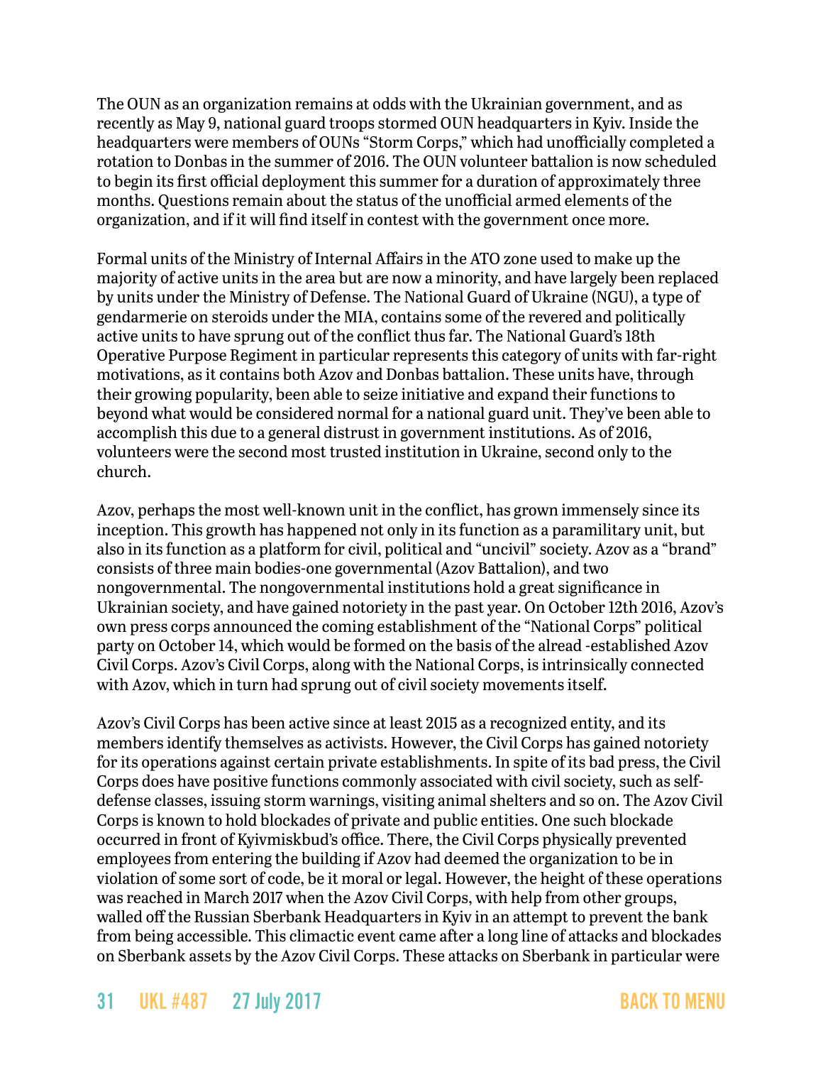The OUN as an organization remains at odds with the Ukrainian government, and as recently as May 9, national guard troops stormed OUN headquarters in Kyiv. Inside the headquarters were members of OUNs "Storm Corps," which had unofficially completed a rotation to Donbas in the summer of 2016. The OUN volunteer battalion is now scheduled to begin its first official deployment this summer for a duration of approximately three months. Questions remain about the status of the unofficial armed elements of the organization, and if it will find itself in contest with the government once more.

Formal units of the Ministry of Internal Affairs in the ATO zone used to make up the majority of active units in the area but are now a minority, and have largely been replaced by units under the Ministry of Defense. The National Guard of Ukraine (NGU), a type of gendarmerie on steroids under the MIA, contains some of the revered and politically active units to have sprung out of the conflict thus far. The National Guard's 18th Operative Purpose Regiment in particular represents this category of units with far-right motivations, as it contains both Azov and Donbas battalion. These units have, through their growing popularity, been able to seize initiative and expand their functions to beyond what would be considered normal for a national guard unit. They've been able to accomplish this due to a general distrust in government institutions. As of 2016, volunteers were the second most trusted institution in Ukraine, second only to the church.

Azov, perhaps the most well-known unit in the conflict, has grown immensely since its inception. This growth has happened not only in its function as a paramilitary unit, but also in its function as a platform for civil, political and "uncivil" society. Azov as a "brand" consists of three main bodies-one governmental (Azov Battalion), and two nongovernmental. The nongovernmental institutions hold a great significance in Ukrainian society, and have gained notoriety in the past year. On October 12th 2016, Azov's own press corps announced the coming establishment of the "National Corps" political party on October 14, which would be formed on the basis of the alread -established Azov Civil Corps. Azov's Civil Corps, along with the National Corps, is intrinsically connected with Azov, which in turn had sprung out of civil society movements itself.

Azov's Civil Corps has been active since at least 2015 as a recognized entity, and its members identify themselves as activists. However, the Civil Corps has gained notoriety for its operations against certain private establishments. In spite of its bad press, the Civil Corps does have positive functions commonly associated with civil society, such as self-defense classes, issuing storm warnings, visiting animal shelters and so on. The Azov Civil Corps is known to hold blockades of private and public entities. One such blockade occurred in front of Kyivmiskbud's office. There, the Civil Corps physically prevented employees from entering the building if Azov had deemed the organization to be in violation of some sort of code, be it moral or legal. However, the height of these operations was reached in March 2017 when the Azov Civil Corps, with help from other groups, walled off the Russian Sberbank Headquarters in Kyiv in an attempt to prevent the bank from being accessible. This climactic event came after a long line of attacks and blockades on Sberbank assets by the Azov Civil Corps. These attacks on Sberbank in particular were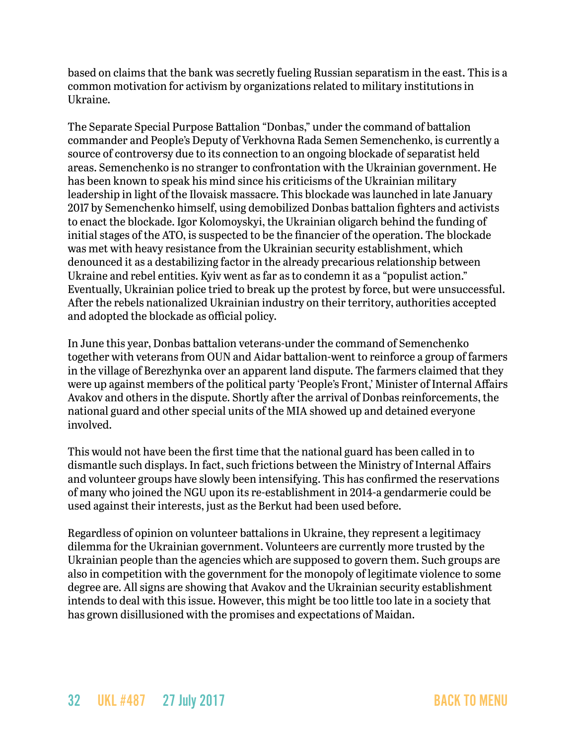based on claims that the bank was secretly fueling Russian separatism in the east. This is a common motivation for activism by organizations related to military institutions in Ukraine.

The Separate Special Purpose Battalion "Donbas," under the command of battalion commander and People's Deputy of Verkhovna Rada Semen Semenchenko, is currently a source of controversy due to its connection to an ongoing blockade of separatist held areas. Semenchenko is no stranger to confrontation with the Ukrainian government. He has been known to speak his mind since his criticisms of the Ukrainian military leadership in light of the Ilovaisk massacre. This blockade was launched in late January 2017 by Semenchenko himself, using demobilized Donbas battalion fighters and activists to enact the blockade. Igor Kolomoyskyi, the Ukrainian oligarch behind the funding of initial stages of the ATO, is suspected to be the financier of the operation. The blockade was met with heavy resistance from the Ukrainian security establishment, which denounced it as a destabilizing factor in the already precarious relationship between Ukraine and rebel entities. Kyiv went as far as to condemn it as a "populist action." Eventually, Ukrainian police tried to break up the protest by force, but were unsuccessful. After the rebels nationalized Ukrainian industry on their territory, authorities accepted and adopted the blockade as official policy.

In June this year, Donbas battalion veterans-under the command of Semenchenko together with veterans from OUN and Aidar battalion-went to reinforce a group of farmers in the village of Berezhynka over an apparent land dispute. The farmers claimed that they were up against members of the political party 'People's Front,' Minister of Internal Affairs Avakov and others in the dispute. Shortly after the arrival of Donbas reinforcements, the national guard and other special units of the MIA showed up and detained everyone involved.

This would not have been the first time that the national guard has been called in to dismantle such displays. In fact, such frictions between the Ministry of Internal Affairs and volunteer groups have slowly been intensifying. This has confirmed the reservations of many who joined the NGU upon its re-establishment in 2014-a gendarmerie could be used against their interests, just as the Berkut had been used before.

Regardless of opinion on volunteer battalions in Ukraine, they represent a legitimacy dilemma for the Ukrainian government. Volunteers are currently more trusted by the Ukrainian people than the agencies which are supposed to govern them. Such groups are also in competition with the government for the monopoly of legitimate violence to some degree are. All signs are showing that Avakov and the Ukrainian security establishment intends to deal with this issue. However, this might be too little too late in a society that has grown disillusioned with the promises and expectations of Maidan.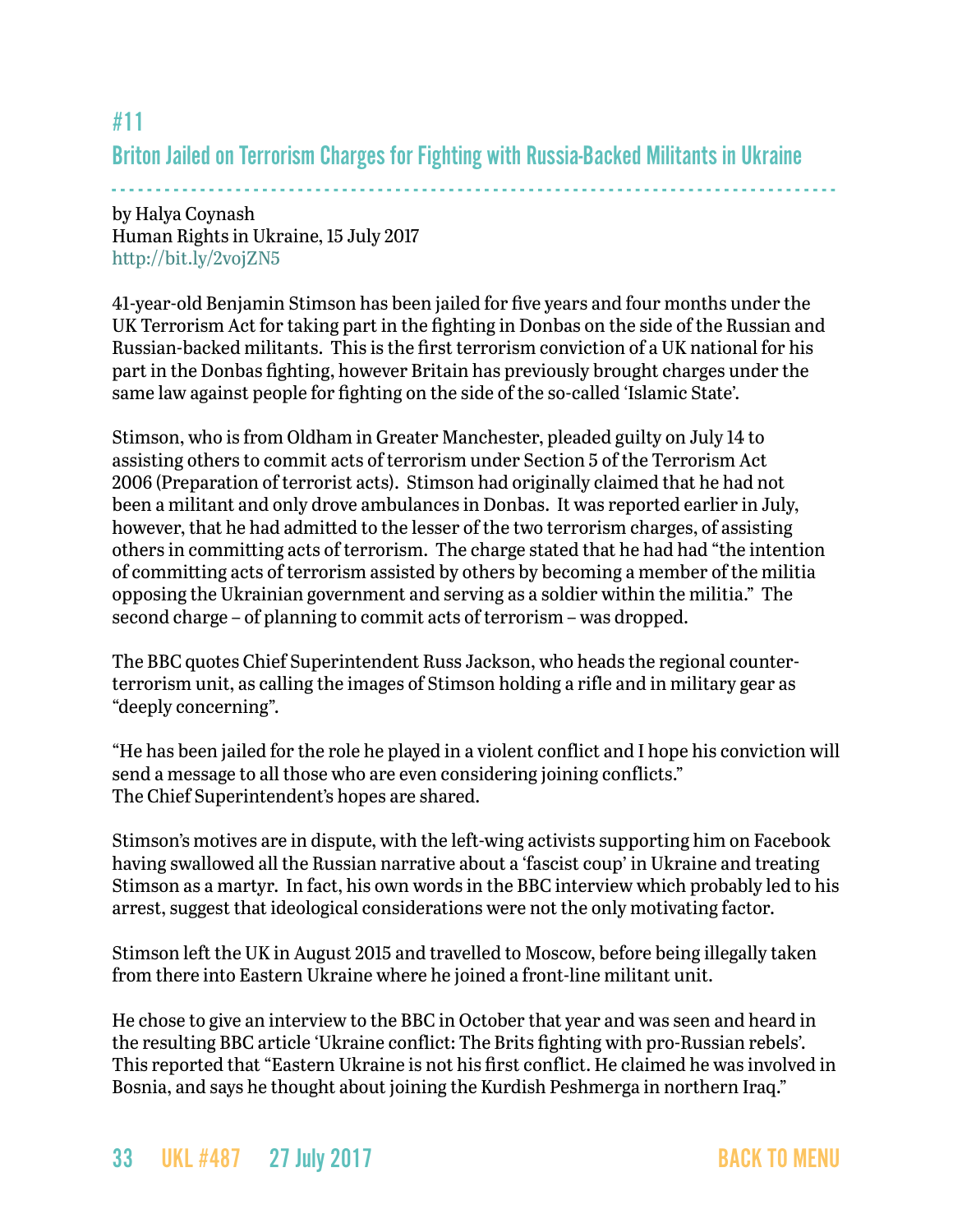## #11

## Briton Jailed on Terrorism Charges for Fighting with Russia-Backed Militants in Ukraine

by Halya Coynash
Human Rights in Ukraine, 15 July 2017
http://bit.ly/2vojZN5

41-year-old Benjamin Stimson has been jailed for five years and four months under the UK Terrorism Act for taking part in the fighting in Donbas on the side of the Russian and Russian-backed militants. This is the first terrorism conviction of a UK national for his part in the Donbas fighting, however Britain has previously brought charges under the same law against people for fighting on the side of the so-called 'Islamic State'.

Stimson, who is from Oldham in Greater Manchester, pleaded guilty on July 14 to assisting others to commit acts of terrorism under Section 5 of the Terrorism Act 2006 (Preparation of terrorist acts). Stimson had originally claimed that he had not been a militant and only drove ambulances in Donbas. It was reported earlier in July, however, that he had admitted to the lesser of the two terrorism charges, of assisting others in committing acts of terrorism. The charge stated that he had had "the intention of committing acts of terrorism assisted by others by becoming a member of the militia opposing the Ukrainian government and serving as a soldier within the militia." The second charge – of planning to commit acts of terrorism – was dropped.

The BBC quotes Chief Superintendent Russ Jackson, who heads the regional counter-terrorism unit, as calling the images of Stimson holding a rifle and in military gear as "deeply concerning".

"He has been jailed for the role he played in a violent conflict and I hope his conviction will send a message to all those who are even considering joining conflicts."
The Chief Superintendent's hopes are shared.

Stimson's motives are in dispute, with the left-wing activists supporting him on Facebook having swallowed all the Russian narrative about a 'fascist coup' in Ukraine and treating Stimson as a martyr. In fact, his own words in the BBC interview which probably led to his arrest, suggest that ideological considerations were not the only motivating factor.

Stimson left the UK in August 2015 and travelled to Moscow, before being illegally taken from there into Eastern Ukraine where he joined a front-line militant unit.

He chose to give an interview to the BBC in October that year and was seen and heard in the resulting BBC article 'Ukraine conflict: The Brits fighting with pro-Russian rebels'. This reported that "Eastern Ukraine is not his first conflict. He claimed he was involved in Bosnia, and says he thought about joining the Kurdish Peshmerga in northern Iraq."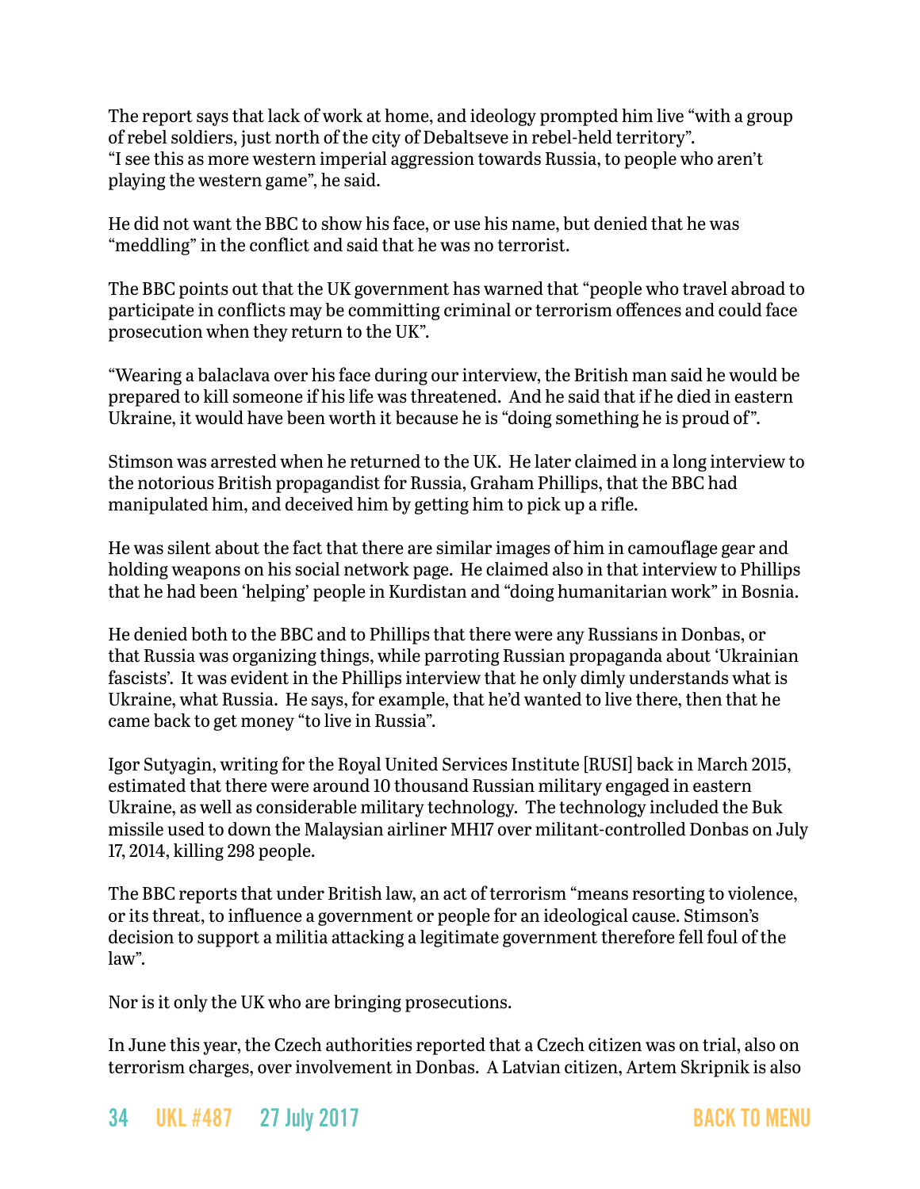The report says that lack of work at home, and ideology prompted him live "with a group of rebel soldiers, just north of the city of Debaltseve in rebel-held territory".
"I see this as more western imperial aggression towards Russia, to people who aren't playing the western game", he said.

He did not want the BBC to show his face, or use his name, but denied that he was "meddling" in the conflict and said that he was no terrorist.

The BBC points out that the UK government has warned that "people who travel abroad to participate in conflicts may be committing criminal or terrorism offences and could face prosecution when they return to the UK".

"Wearing a balaclava over his face during our interview, the British man said he would be prepared to kill someone if his life was threatened. And he said that if he died in eastern Ukraine, it would have been worth it because he is "doing something he is proud of".

Stimson was arrested when he returned to the UK. He later claimed in a long interview to the notorious British propagandist for Russia, Graham Phillips, that the BBC had manipulated him, and deceived him by getting him to pick up a rifle.

He was silent about the fact that there are similar images of him in camouflage gear and holding weapons on his social network page. He claimed also in that interview to Phillips that he had been 'helping' people in Kurdistan and "doing humanitarian work" in Bosnia.

He denied both to the BBC and to Phillips that there were any Russians in Donbas, or that Russia was organizing things, while parroting Russian propaganda about 'Ukrainian fascists'. It was evident in the Phillips interview that he only dimly understands what is Ukraine, what Russia. He says, for example, that he'd wanted to live there, then that he came back to get money "to live in Russia".

Igor Sutyagin, writing for the Royal United Services Institute [RUSI] back in March 2015, estimated that there were around 10 thousand Russian military engaged in eastern Ukraine, as well as considerable military technology. The technology included the Buk missile used to down the Malaysian airliner MH17 over militant-controlled Donbas on July 17, 2014, killing 298 people.

The BBC reports that under British law, an act of terrorism "means resorting to violence, or its threat, to influence a government or people for an ideological cause. Stimson's decision to support a militia attacking a legitimate government therefore fell foul of the law".

Nor is it only the UK who are bringing prosecutions.

In June this year, the Czech authorities reported that a Czech citizen was on trial, also on terrorism charges, over involvement in Donbas. A Latvian citizen, Artem Skripnik is also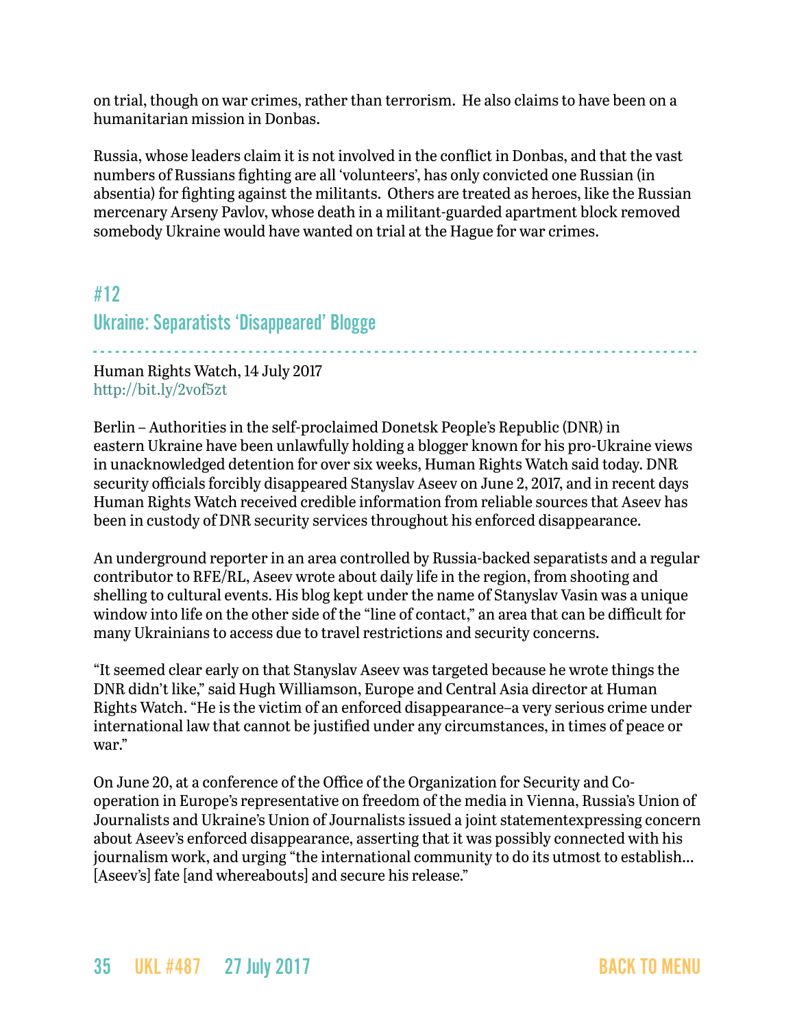on trial, though on war crimes, rather than terrorism.  He also claims to have been on a humanitarian mission in Donbas.

Russia, whose leaders claim it is not involved in the conflict in Donbas, and that the vast numbers of Russians fighting are all 'volunteers', has only convicted one Russian (in absentia) for fighting against the militants.  Others are treated as heroes, like the Russian mercenary Arseny Pavlov, whose death in a militant-guarded apartment block removed somebody Ukraine would have wanted on trial at the Hague for war crimes.

## #12

## Ukraine: Separatists 'Disappeared' Blogge

Human Rights Watch, 14 July 2017
http://bit.ly/2vof5zt

Berlin – Authorities in the self-proclaimed Donetsk People's Republic (DNR) in eastern Ukraine have been unlawfully holding a blogger known for his pro-Ukraine views in unacknowledged detention for over six weeks, Human Rights Watch said today. DNR security officials forcibly disappeared Stanyslav Aseev on June 2, 2017, and in recent days Human Rights Watch received credible information from reliable sources that Aseev has been in custody of DNR security services throughout his enforced disappearance.

An underground reporter in an area controlled by Russia-backed separatists and a regular contributor to RFE/RL, Aseev wrote about daily life in the region, from shooting and shelling to cultural events. His blog kept under the name of Stanyslav Vasin was a unique window into life on the other side of the "line of contact," an area that can be difficult for many Ukrainians to access due to travel restrictions and security concerns.

"It seemed clear early on that Stanyslav Aseev was targeted because he wrote things the DNR didn't like," said Hugh Williamson, Europe and Central Asia director at Human Rights Watch. "He is the victim of an enforced disappearance–a very serious crime under international law that cannot be justified under any circumstances, in times of peace or war."

On June 20, at a conference of the Office of the Organization for Security and Co-operation in Europe's representative on freedom of the media in Vienna, Russia's Union of Journalists and Ukraine's Union of Journalists issued a joint statementexpressing concern about Aseev's enforced disappearance, asserting that it was possibly connected with his journalism work, and urging "the international community to do its utmost to establish… [Aseev's] fate [and whereabouts] and secure his release."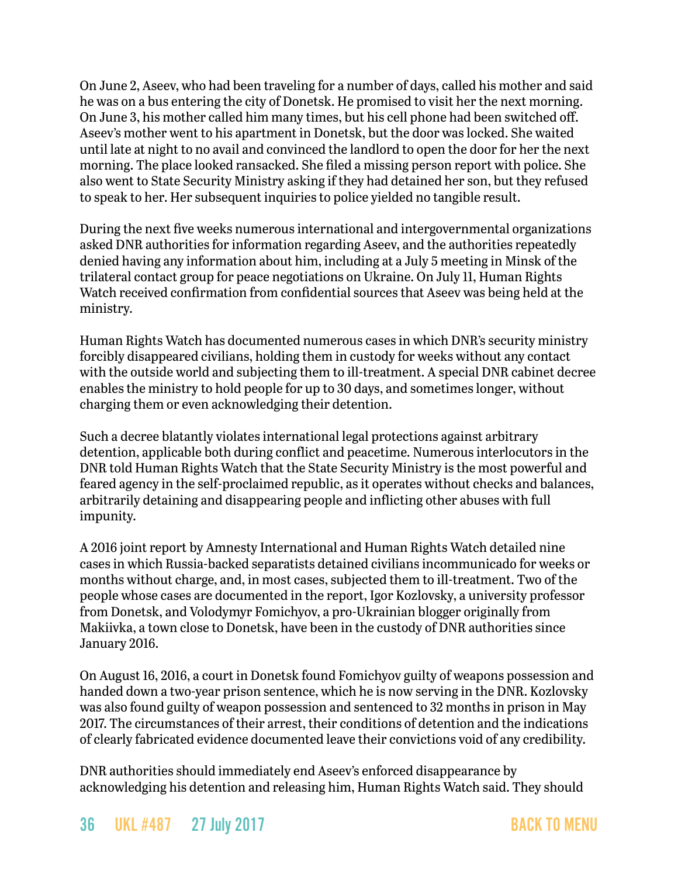On June 2, Aseev, who had been traveling for a number of days, called his mother and said he was on a bus entering the city of Donetsk. He promised to visit her the next morning. On June 3, his mother called him many times, but his cell phone had been switched off. Aseev's mother went to his apartment in Donetsk, but the door was locked. She waited until late at night to no avail and convinced the landlord to open the door for her the next morning. The place looked ransacked. She filed a missing person report with police. She also went to State Security Ministry asking if they had detained her son, but they refused to speak to her. Her subsequent inquiries to police yielded no tangible result.

During the next five weeks numerous international and intergovernmental organizations asked DNR authorities for information regarding Aseev, and the authorities repeatedly denied having any information about him, including at a July 5 meeting in Minsk of the trilateral contact group for peace negotiations on Ukraine. On July 11, Human Rights Watch received confirmation from confidential sources that Aseev was being held at the ministry.

Human Rights Watch has documented numerous cases in which DNR's security ministry forcibly disappeared civilians, holding them in custody for weeks without any contact with the outside world and subjecting them to ill-treatment. A special DNR cabinet decree enables the ministry to hold people for up to 30 days, and sometimes longer, without charging them or even acknowledging their detention.

Such a decree blatantly violates international legal protections against arbitrary detention, applicable both during conflict and peacetime. Numerous interlocutors in the DNR told Human Rights Watch that the State Security Ministry is the most powerful and feared agency in the self-proclaimed republic, as it operates without checks and balances, arbitrarily detaining and disappearing people and inflicting other abuses with full impunity.

A 2016 joint report by Amnesty International and Human Rights Watch detailed nine cases in which Russia-backed separatists detained civilians incommunicado for weeks or months without charge, and, in most cases, subjected them to ill-treatment. Two of the people whose cases are documented in the report, Igor Kozlovsky, a university professor from Donetsk, and Volodymyr Fomichyov, a pro-Ukrainian blogger originally from Makiivka, a town close to Donetsk, have been in the custody of DNR authorities since January 2016.

On August 16, 2016, a court in Donetsk found Fomichyov guilty of weapons possession and handed down a two-year prison sentence, which he is now serving in the DNR. Kozlovsky was also found guilty of weapon possession and sentenced to 32 months in prison in May 2017. The circumstances of their arrest, their conditions of detention and the indications of clearly fabricated evidence documented leave their convictions void of any credibility.

DNR authorities should immediately end Aseev's enforced disappearance by acknowledging his detention and releasing him, Human Rights Watch said. They should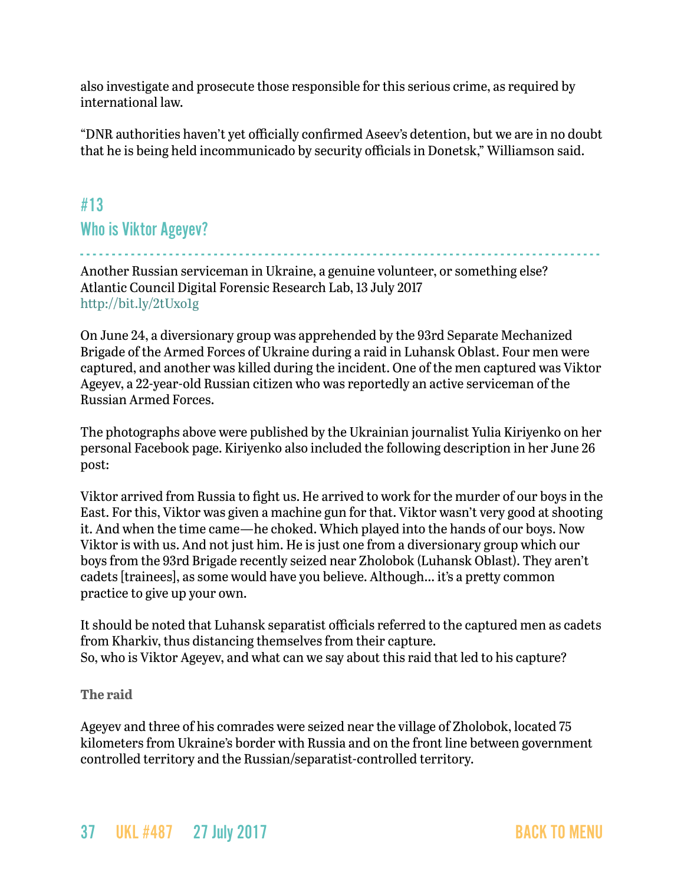also investigate and prosecute those responsible for this serious crime, as required by international law.

"DNR authorities haven't yet officially confirmed Aseev's detention, but we are in no doubt that he is being held incommunicado by security officials in Donetsk," Williamson said.

## #13
## Who is Viktor Ageyev?

Another Russian serviceman in Ukraine, a genuine volunteer, or something else?
Atlantic Council Digital Forensic Research Lab, 13 July 2017
http://bit.ly/2tUxo1g

On June 24, a diversionary group was apprehended by the 93rd Separate Mechanized Brigade of the Armed Forces of Ukraine during a raid in Luhansk Oblast. Four men were captured, and another was killed during the incident. One of the men captured was Viktor Ageyev, a 22-year-old Russian citizen who was reportedly an active serviceman of the Russian Armed Forces.

The photographs above were published by the Ukrainian journalist Yulia Kiriyenko on her personal Facebook page. Kiriyenko also included the following description in her June 26 post:

Viktor arrived from Russia to fight us. He arrived to work for the murder of our boys in the East. For this, Viktor was given a machine gun for that. Viktor wasn't very good at shooting it. And when the time came—he choked. Which played into the hands of our boys. Now Viktor is with us. And not just him. He is just one from a diversionary group which our boys from the 93rd Brigade recently seized near Zholobok (Luhansk Oblast). They aren't cadets [trainees], as some would have you believe. Although... it's a pretty common practice to give up your own.

It should be noted that Luhansk separatist officials referred to the captured men as cadets from Kharkiv, thus distancing themselves from their capture.
So, who is Viktor Ageyev, and what can we say about this raid that led to his capture?

**The raid**

Ageyev and three of his comrades were seized near the village of Zholobok, located 75 kilometers from Ukraine's border with Russia and on the front line between government controlled territory and the Russian/separatist-controlled territory.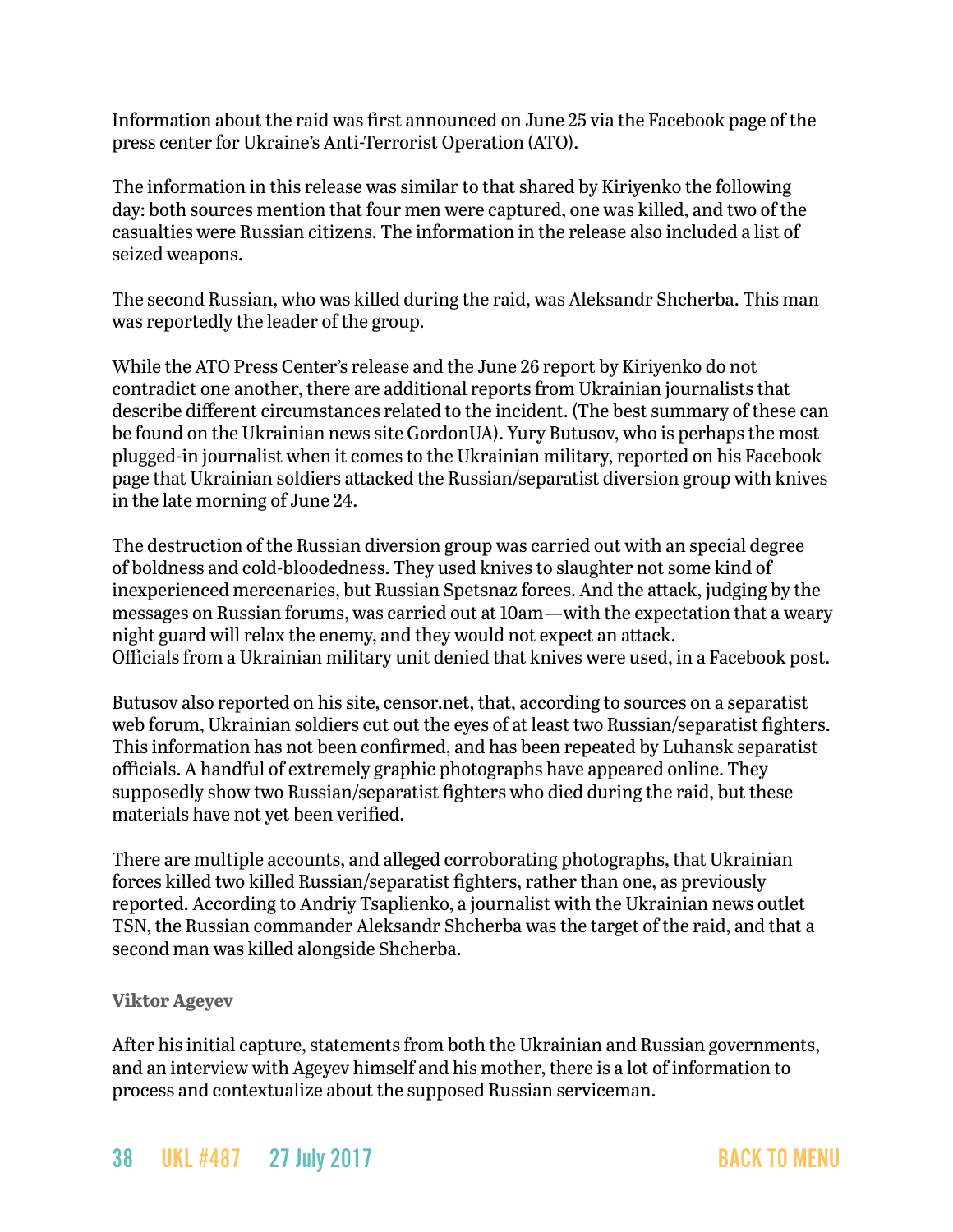Information about the raid was first announced on June 25 via the Facebook page of the press center for Ukraine's Anti-Terrorist Operation (ATO).

The information in this release was similar to that shared by Kiriyenko the following day: both sources mention that four men were captured, one was killed, and two of the casualties were Russian citizens. The information in the release also included a list of seized weapons.

The second Russian, who was killed during the raid, was Aleksandr Shcherba. This man was reportedly the leader of the group.

While the ATO Press Center's release and the June 26 report by Kiriyenko do not contradict one another, there are additional reports from Ukrainian journalists that describe different circumstances related to the incident. (The best summary of these can be found on the Ukrainian news site GordonUA). Yury Butusov, who is perhaps the most plugged-in journalist when it comes to the Ukrainian military, reported on his Facebook page that Ukrainian soldiers attacked the Russian/separatist diversion group with knives in the late morning of June 24.

The destruction of the Russian diversion group was carried out with an special degree of boldness and cold-bloodedness. They used knives to slaughter not some kind of inexperienced mercenaries, but Russian Spetsnaz forces. And the attack, judging by the messages on Russian forums, was carried out at 10am—with the expectation that a weary night guard will relax the enemy, and they would not expect an attack.
Officials from a Ukrainian military unit denied that knives were used, in a Facebook post.

Butusov also reported on his site, censor.net, that, according to sources on a separatist web forum, Ukrainian soldiers cut out the eyes of at least two Russian/separatist fighters. This information has not been confirmed, and has been repeated by Luhansk separatist officials. A handful of extremely graphic photographs have appeared online. They supposedly show two Russian/separatist fighters who died during the raid, but these materials have not yet been verified.

There are multiple accounts, and alleged corroborating photographs, that Ukrainian forces killed two killed Russian/separatist fighters, rather than one, as previously reported. According to Andriy Tsaplienko, a journalist with the Ukrainian news outlet TSN, the Russian commander Aleksandr Shcherba was the target of the raid, and that a second man was killed alongside Shcherba.

**Viktor Ageyev**

After his initial capture, statements from both the Ukrainian and Russian governments, and an interview with Ageyev himself and his mother, there is a lot of information to process and contextualize about the supposed Russian serviceman.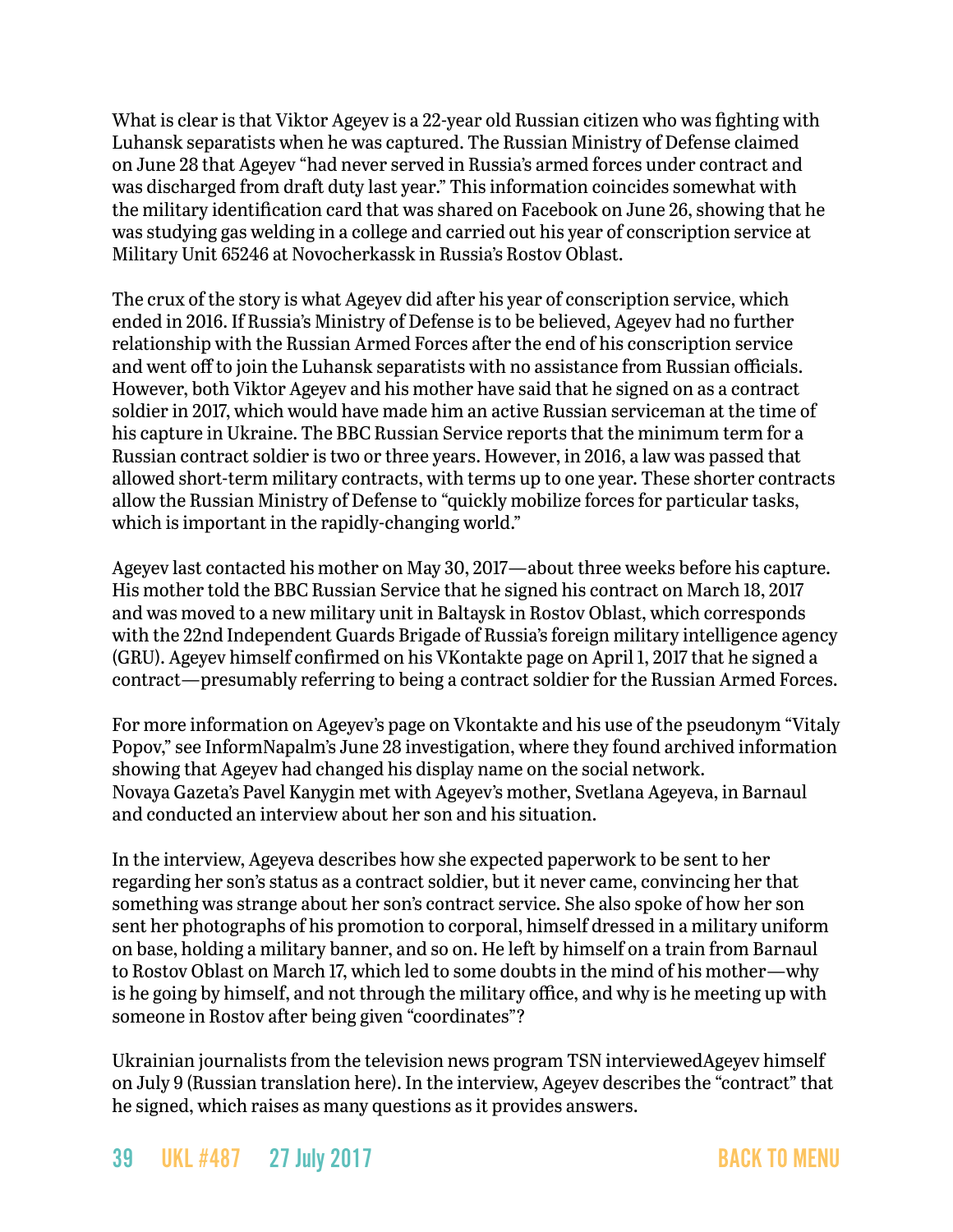What is clear is that Viktor Ageyev is a 22-year old Russian citizen who was fighting with Luhansk separatists when he was captured. The Russian Ministry of Defense claimed on June 28 that Ageyev "had never served in Russia's armed forces under contract and was discharged from draft duty last year." This information coincides somewhat with the military identification card that was shared on Facebook on June 26, showing that he was studying gas welding in a college and carried out his year of conscription service at Military Unit 65246 at Novocherkassk in Russia's Rostov Oblast.

The crux of the story is what Ageyev did after his year of conscription service, which ended in 2016. If Russia's Ministry of Defense is to be believed, Ageyev had no further relationship with the Russian Armed Forces after the end of his conscription service and went off to join the Luhansk separatists with no assistance from Russian officials. However, both Viktor Ageyev and his mother have said that he signed on as a contract soldier in 2017, which would have made him an active Russian serviceman at the time of his capture in Ukraine. The BBC Russian Service reports that the minimum term for a Russian contract soldier is two or three years. However, in 2016, a law was passed that allowed short-term military contracts, with terms up to one year. These shorter contracts allow the Russian Ministry of Defense to "quickly mobilize forces for particular tasks, which is important in the rapidly-changing world."

Ageyev last contacted his mother on May 30, 2017—about three weeks before his capture. His mother told the BBC Russian Service that he signed his contract on March 18, 2017 and was moved to a new military unit in Baltaysk in Rostov Oblast, which corresponds with the 22nd Independent Guards Brigade of Russia's foreign military intelligence agency (GRU). Ageyev himself confirmed on his VKontakte page on April 1, 2017 that he signed a contract—presumably referring to being a contract soldier for the Russian Armed Forces.

For more information on Ageyev's page on Vkontakte and his use of the pseudonym "Vitaly Popov," see InformNapalm's June 28 investigation, where they found archived information showing that Ageyev had changed his display name on the social network. Novaya Gazeta's Pavel Kanygin met with Ageyev's mother, Svetlana Ageyeva, in Barnaul and conducted an interview about her son and his situation.

In the interview, Ageyeva describes how she expected paperwork to be sent to her regarding her son's status as a contract soldier, but it never came, convincing her that something was strange about her son's contract service. She also spoke of how her son sent her photographs of his promotion to corporal, himself dressed in a military uniform on base, holding a military banner, and so on. He left by himself on a train from Barnaul to Rostov Oblast on March 17, which led to some doubts in the mind of his mother—why is he going by himself, and not through the military office, and why is he meeting up with someone in Rostov after being given "coordinates"?

Ukrainian journalists from the television news program TSN interviewedAgeyev himself on July 9 (Russian translation here). In the interview, Ageyev describes the "contract" that he signed, which raises as many questions as it provides answers.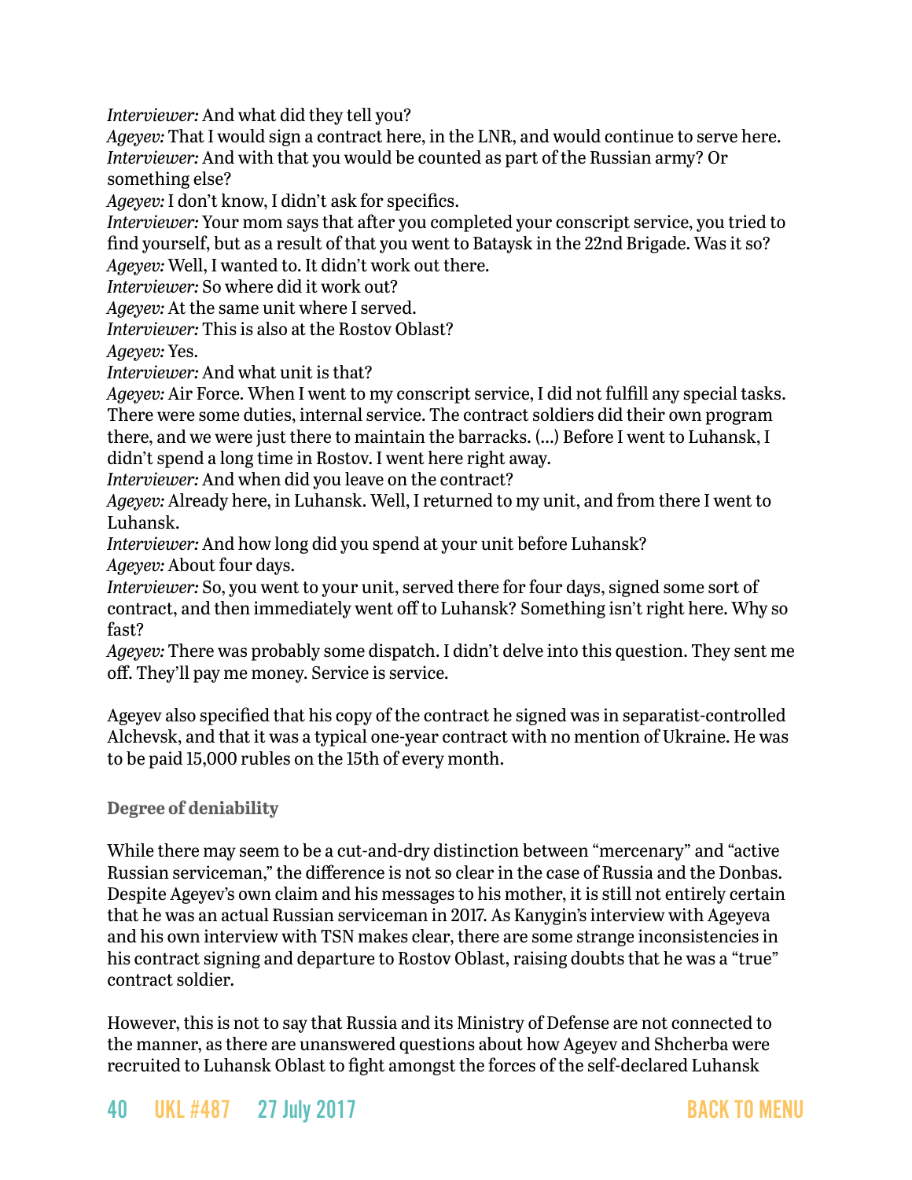*Interviewer:* And what did they tell you?
*Ageyev:* That I would sign a contract here, in the LNR, and would continue to serve here.
*Interviewer:* And with that you would be counted as part of the Russian army? Or something else?
*Ageyev:* I don't know, I didn't ask for specifics.
*Interviewer:* Your mom says that after you completed your conscript service, you tried to find yourself, but as a result of that you went to Bataysk in the 22nd Brigade. Was it so?
*Ageyev:* Well, I wanted to. It didn't work out there.
*Interviewer:* So where did it work out?
*Ageyev:* At the same unit where I served.
*Interviewer:* This is also at the Rostov Oblast?
*Ageyev:* Yes.
*Interviewer:* And what unit is that?
*Ageyev:* Air Force. When I went to my conscript service, I did not fulfill any special tasks. There were some duties, internal service. The contract soldiers did their own program there, and we were just there to maintain the barracks. (…) Before I went to Luhansk, I didn't spend a long time in Rostov. I went here right away.
*Interviewer:* And when did you leave on the contract?
*Ageyev:* Already here, in Luhansk. Well, I returned to my unit, and from there I went to Luhansk.
*Interviewer:* And how long did you spend at your unit before Luhansk?
*Ageyev:* About four days.
*Interviewer:* So, you went to your unit, served there for four days, signed some sort of contract, and then immediately went off to Luhansk? Something isn't right here. Why so fast?
*Ageyev:* There was probably some dispatch. I didn't delve into this question. They sent me off. They'll pay me money. Service is service.

Ageyev also specified that his copy of the contract he signed was in separatist-controlled Alchevsk, and that it was a typical one-year contract with no mention of Ukraine. He was to be paid 15,000 rubles on the 15th of every month.

### Degree of deniability

While there may seem to be a cut-and-dry distinction between "mercenary" and "active Russian serviceman," the difference is not so clear in the case of Russia and the Donbas. Despite Ageyev's own claim and his messages to his mother, it is still not entirely certain that he was an actual Russian serviceman in 2017. As Kanygin's interview with Ageyeva and his own interview with TSN makes clear, there are some strange inconsistencies in his contract signing and departure to Rostov Oblast, raising doubts that he was a "true" contract soldier.

However, this is not to say that Russia and its Ministry of Defense are not connected to the manner, as there are unanswered questions about how Ageyev and Shcherba were recruited to Luhansk Oblast to fight amongst the forces of the self-declared Luhansk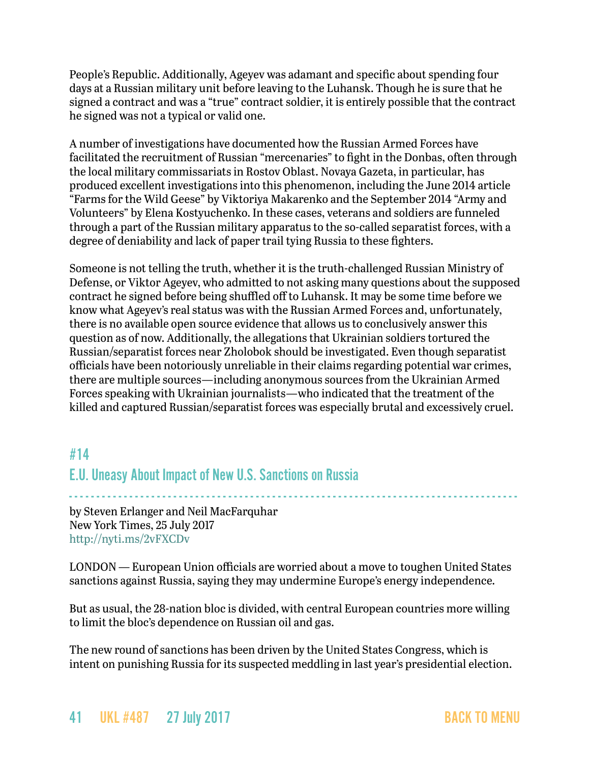People's Republic. Additionally, Ageyev was adamant and specific about spending four days at a Russian military unit before leaving to the Luhansk. Though he is sure that he signed a contract and was a "true" contract soldier, it is entirely possible that the contract he signed was not a typical or valid one.

A number of investigations have documented how the Russian Armed Forces have facilitated the recruitment of Russian "mercenaries" to fight in the Donbas, often through the local military commissariats in Rostov Oblast. Novaya Gazeta, in particular, has produced excellent investigations into this phenomenon, including the June 2014 article "Farms for the Wild Geese" by Viktoriya Makarenko and the September 2014 "Army and Volunteers" by Elena Kostyuchenko. In these cases, veterans and soldiers are funneled through a part of the Russian military apparatus to the so-called separatist forces, with a degree of deniability and lack of paper trail tying Russia to these fighters.

Someone is not telling the truth, whether it is the truth-challenged Russian Ministry of Defense, or Viktor Ageyev, who admitted to not asking many questions about the supposed contract he signed before being shuffled off to Luhansk. It may be some time before we know what Ageyev's real status was with the Russian Armed Forces and, unfortunately, there is no available open source evidence that allows us to conclusively answer this question as of now. Additionally, the allegations that Ukrainian soldiers tortured the Russian/separatist forces near Zholobok should be investigated. Even though separatist officials have been notoriously unreliable in their claims regarding potential war crimes, there are multiple sources—including anonymous sources from the Ukrainian Armed Forces speaking with Ukrainian journalists—who indicated that the treatment of the killed and captured Russian/separatist forces was especially brutal and excessively cruel.

## #14

## E.U. Uneasy About Impact of New U.S. Sanctions on Russia

by Steven Erlanger and Neil MacFarquhar
New York Times, 25 July 2017
http://nyti.ms/2vFXCDv

LONDON — European Union officials are worried about a move to toughen United States sanctions against Russia, saying they may undermine Europe's energy independence.

But as usual, the 28-nation bloc is divided, with central European countries more willing to limit the bloc's dependence on Russian oil and gas.

The new round of sanctions has been driven by the United States Congress, which is intent on punishing Russia for its suspected meddling in last year's presidential election.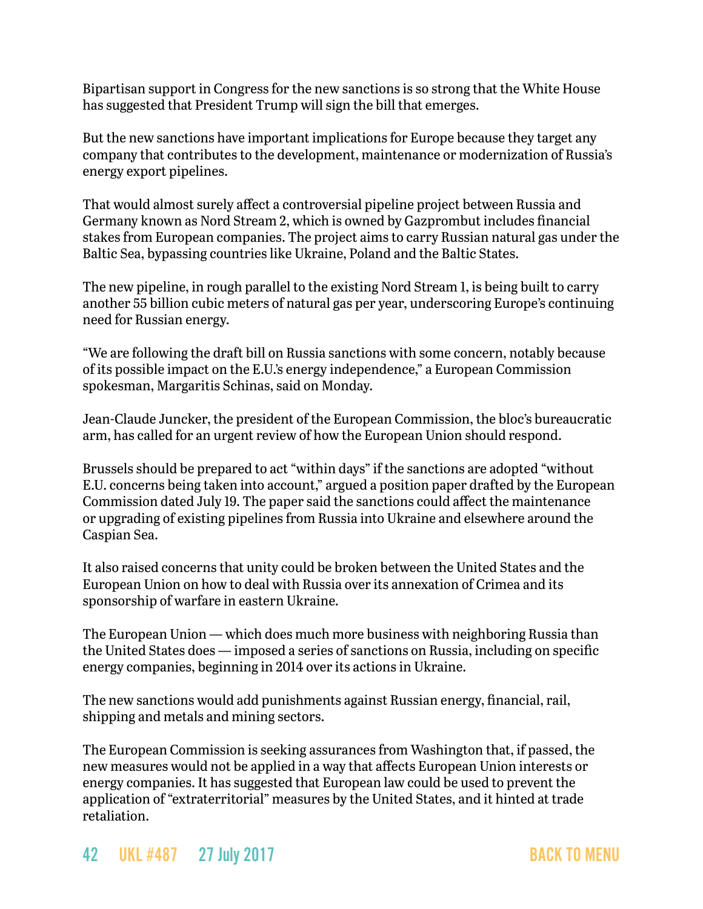Bipartisan support in Congress for the new sanctions is so strong that the White House has suggested that President Trump will sign the bill that emerges.

But the new sanctions have important implications for Europe because they target any company that contributes to the development, maintenance or modernization of Russia's energy export pipelines.

That would almost surely affect a controversial pipeline project between Russia and Germany known as Nord Stream 2, which is owned by Gazprombut includes financial stakes from European companies. The project aims to carry Russian natural gas under the Baltic Sea, bypassing countries like Ukraine, Poland and the Baltic States.

The new pipeline, in rough parallel to the existing Nord Stream 1, is being built to carry another 55 billion cubic meters of natural gas per year, underscoring Europe's continuing need for Russian energy.

"We are following the draft bill on Russia sanctions with some concern, notably because of its possible impact on the E.U.'s energy independence," a European Commission spokesman, Margaritis Schinas, said on Monday.

Jean-Claude Juncker, the president of the European Commission, the bloc's bureaucratic arm, has called for an urgent review of how the European Union should respond.

Brussels should be prepared to act "within days" if the sanctions are adopted "without E.U. concerns being taken into account," argued a position paper drafted by the European Commission dated July 19. The paper said the sanctions could affect the maintenance or upgrading of existing pipelines from Russia into Ukraine and elsewhere around the Caspian Sea.

It also raised concerns that unity could be broken between the United States and the European Union on how to deal with Russia over its annexation of Crimea and its sponsorship of warfare in eastern Ukraine.

The European Union — which does much more business with neighboring Russia than the United States does — imposed a series of sanctions on Russia, including on specific energy companies, beginning in 2014 over its actions in Ukraine.

The new sanctions would add punishments against Russian energy, financial, rail, shipping and metals and mining sectors.

The European Commission is seeking assurances from Washington that, if passed, the new measures would not be applied in a way that affects European Union interests or energy companies. It has suggested that European law could be used to prevent the application of "extraterritorial" measures by the United States, and it hinted at trade retaliation.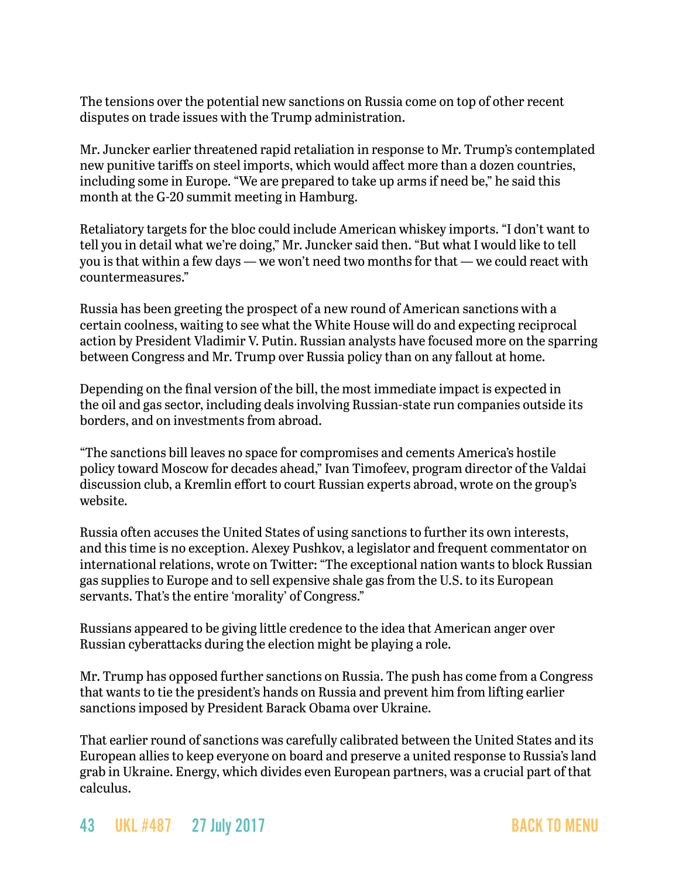The tensions over the potential new sanctions on Russia come on top of other recent disputes on trade issues with the Trump administration.

Mr. Juncker earlier threatened rapid retaliation in response to Mr. Trump's contemplated new punitive tariffs on steel imports, which would affect more than a dozen countries, including some in Europe. "We are prepared to take up arms if need be," he said this month at the G-20 summit meeting in Hamburg.

Retaliatory targets for the bloc could include American whiskey imports. "I don't want to tell you in detail what we're doing," Mr. Juncker said then. "But what I would like to tell you is that within a few days — we won't need two months for that — we could react with countermeasures."

Russia has been greeting the prospect of a new round of American sanctions with a certain coolness, waiting to see what the White House will do and expecting reciprocal action by President Vladimir V. Putin. Russian analysts have focused more on the sparring between Congress and Mr. Trump over Russia policy than on any fallout at home.

Depending on the final version of the bill, the most immediate impact is expected in the oil and gas sector, including deals involving Russian-state run companies outside its borders, and on investments from abroad.

"The sanctions bill leaves no space for compromises and cements America's hostile policy toward Moscow for decades ahead," Ivan Timofeev, program director of the Valdai discussion club, a Kremlin effort to court Russian experts abroad, wrote on the group's website.

Russia often accuses the United States of using sanctions to further its own interests, and this time is no exception. Alexey Pushkov, a legislator and frequent commentator on international relations, wrote on Twitter: "The exceptional nation wants to block Russian gas supplies to Europe and to sell expensive shale gas from the U.S. to its European servants. That's the entire 'morality' of Congress."

Russians appeared to be giving little credence to the idea that American anger over Russian cyberattacks during the election might be playing a role.

Mr. Trump has opposed further sanctions on Russia. The push has come from a Congress that wants to tie the president's hands on Russia and prevent him from lifting earlier sanctions imposed by President Barack Obama over Ukraine.

That earlier round of sanctions was carefully calibrated between the United States and its European allies to keep everyone on board and preserve a united response to Russia's land grab in Ukraine. Energy, which divides even European partners, was a crucial part of that calculus.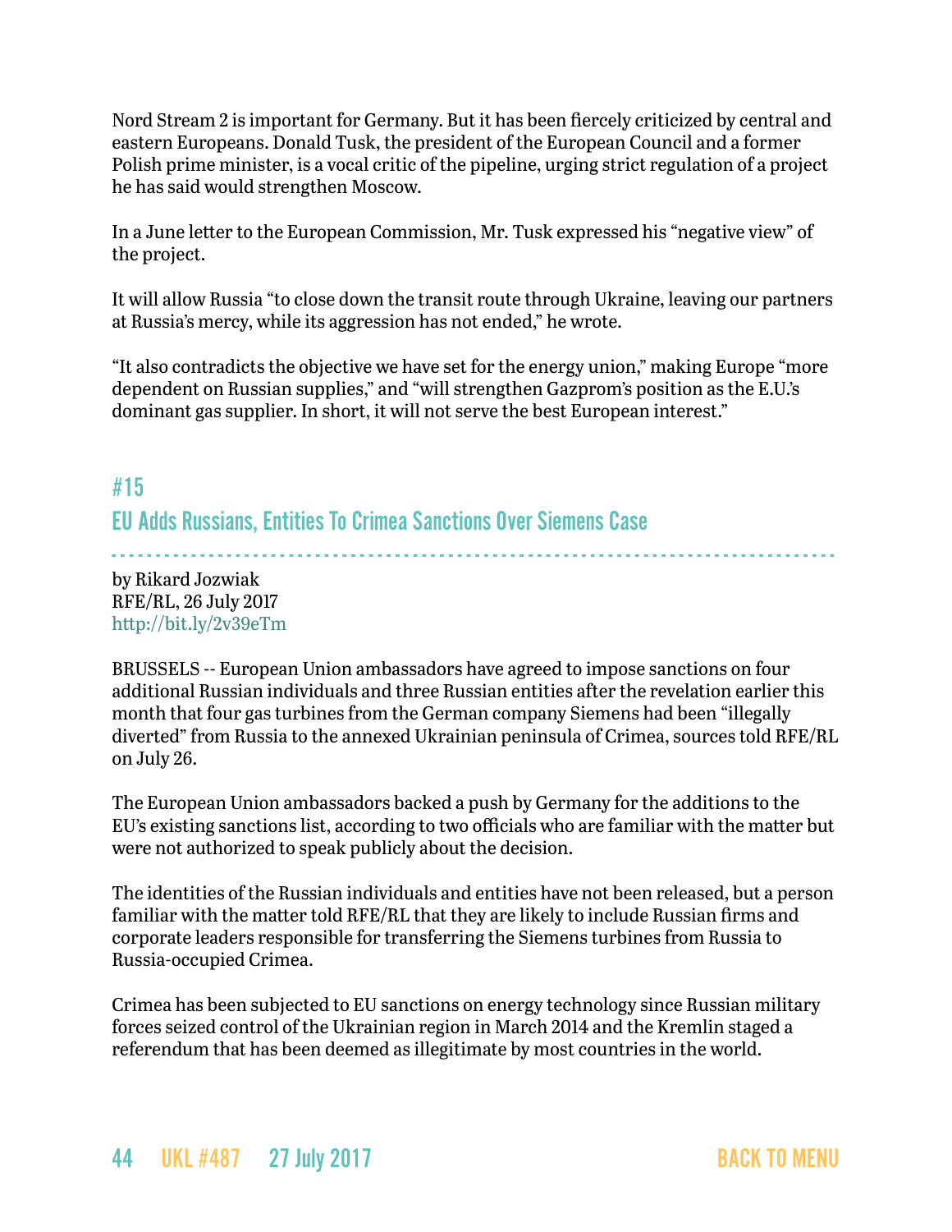Nord Stream 2 is important for Germany. But it has been fiercely criticized by central and eastern Europeans. Donald Tusk, the president of the European Council and a former Polish prime minister, is a vocal critic of the pipeline, urging strict regulation of a project he has said would strengthen Moscow.

In a June letter to the European Commission, Mr. Tusk expressed his "negative view" of the project.

It will allow Russia "to close down the transit route through Ukraine, leaving our partners at Russia's mercy, while its aggression has not ended," he wrote.

"It also contradicts the objective we have set for the energy union," making Europe "more dependent on Russian supplies," and "will strengthen Gazprom's position as the E.U.'s dominant gas supplier. In short, it will not serve the best European interest."

## #15
## EU Adds Russians, Entities To Crimea Sanctions Over Siemens Case

by Rikard Jozwiak
RFE/RL, 26 July 2017
http://bit.ly/2v39eTm

BRUSSELS -- European Union ambassadors have agreed to impose sanctions on four additional Russian individuals and three Russian entities after the revelation earlier this month that four gas turbines from the German company Siemens had been "illegally diverted" from Russia to the annexed Ukrainian peninsula of Crimea, sources told RFE/RL on July 26.

The European Union ambassadors backed a push by Germany for the additions to the EU's existing sanctions list, according to two officials who are familiar with the matter but were not authorized to speak publicly about the decision.

The identities of the Russian individuals and entities have not been released, but a person familiar with the matter told RFE/RL that they are likely to include Russian firms and corporate leaders responsible for transferring the Siemens turbines from Russia to Russia-occupied Crimea.

Crimea has been subjected to EU sanctions on energy technology since Russian military forces seized control of the Ukrainian region in March 2014 and the Kremlin staged a referendum that has been deemed as illegitimate by most countries in the world.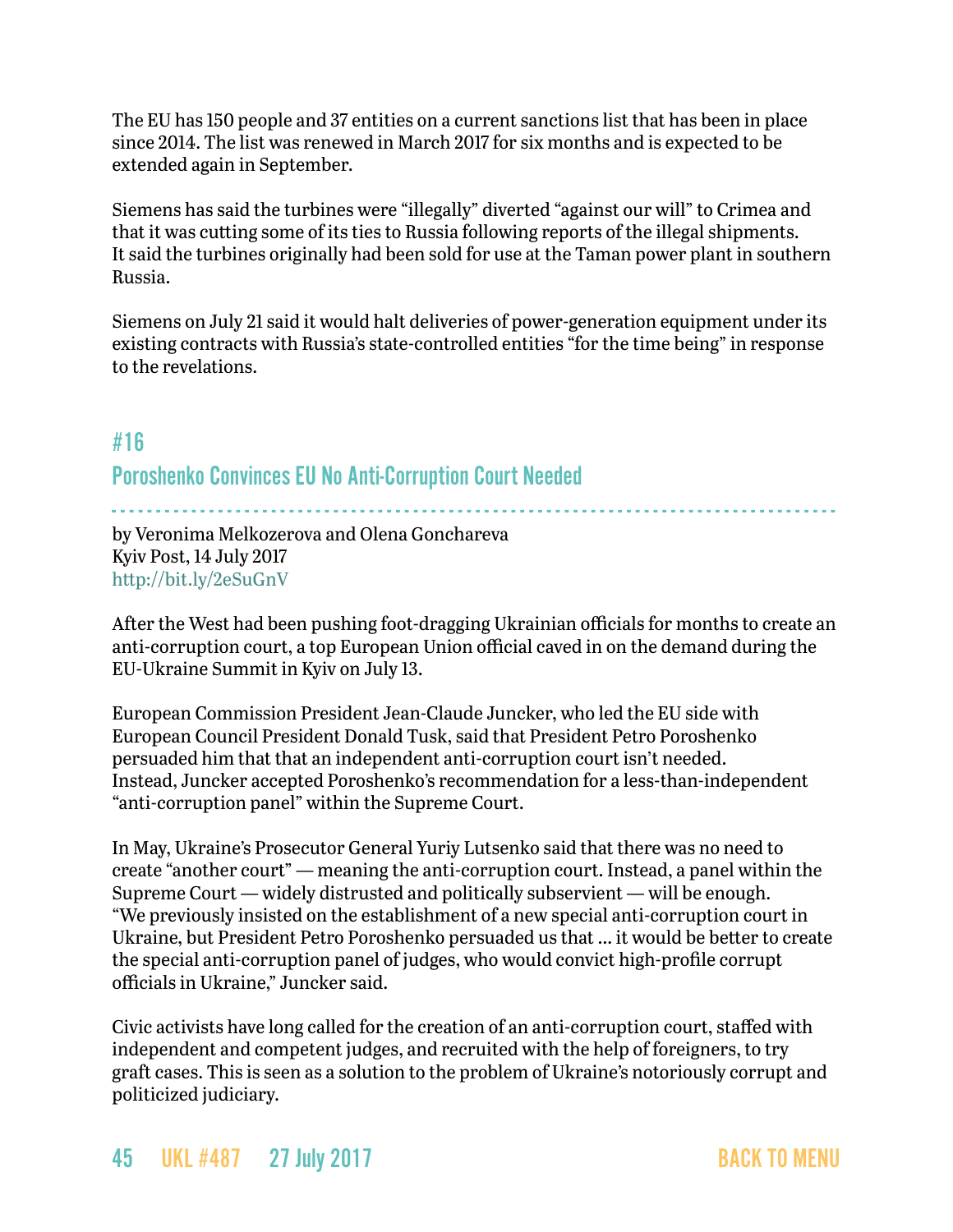The EU has 150 people and 37 entities on a current sanctions list that has been in place since 2014. The list was renewed in March 2017 for six months and is expected to be extended again in September.

Siemens has said the turbines were "illegally" diverted "against our will" to Crimea and that it was cutting some of its ties to Russia following reports of the illegal shipments. It said the turbines originally had been sold for use at the Taman power plant in southern Russia.

Siemens on July 21 said it would halt deliveries of power-generation equipment under its existing contracts with Russia's state-controlled entities "for the time being" in response to the revelations.

## #16

## Poroshenko Convinces EU No Anti-Corruption Court Needed

by Veronima Melkozerova and Olena Gonchareva
Kyiv Post, 14 July 2017
http://bit.ly/2eSuGnV

After the West had been pushing foot-dragging Ukrainian officials for months to create an anti-corruption court, a top European Union official caved in on the demand during the EU-Ukraine Summit in Kyiv on July 13.

European Commission President Jean-Claude Juncker, who led the EU side with European Council President Donald Tusk, said that President Petro Poroshenko persuaded him that that an independent anti-corruption court isn't needed. Instead, Juncker accepted Poroshenko's recommendation for a less-than-independent "anti-corruption panel" within the Supreme Court.

In May, Ukraine's Prosecutor General Yuriy Lutsenko said that there was no need to create "another court" — meaning the anti-corruption court. Instead, a panel within the Supreme Court — widely distrusted and politically subservient — will be enough. "We previously insisted on the establishment of a new special anti-corruption court in Ukraine, but President Petro Poroshenko persuaded us that ... it would be better to create the special anti-corruption panel of judges, who would convict high-profile corrupt officials in Ukraine," Juncker said.

Civic activists have long called for the creation of an anti-corruption court, staffed with independent and competent judges, and recruited with the help of foreigners, to try graft cases. This is seen as a solution to the problem of Ukraine's notoriously corrupt and politicized judiciary.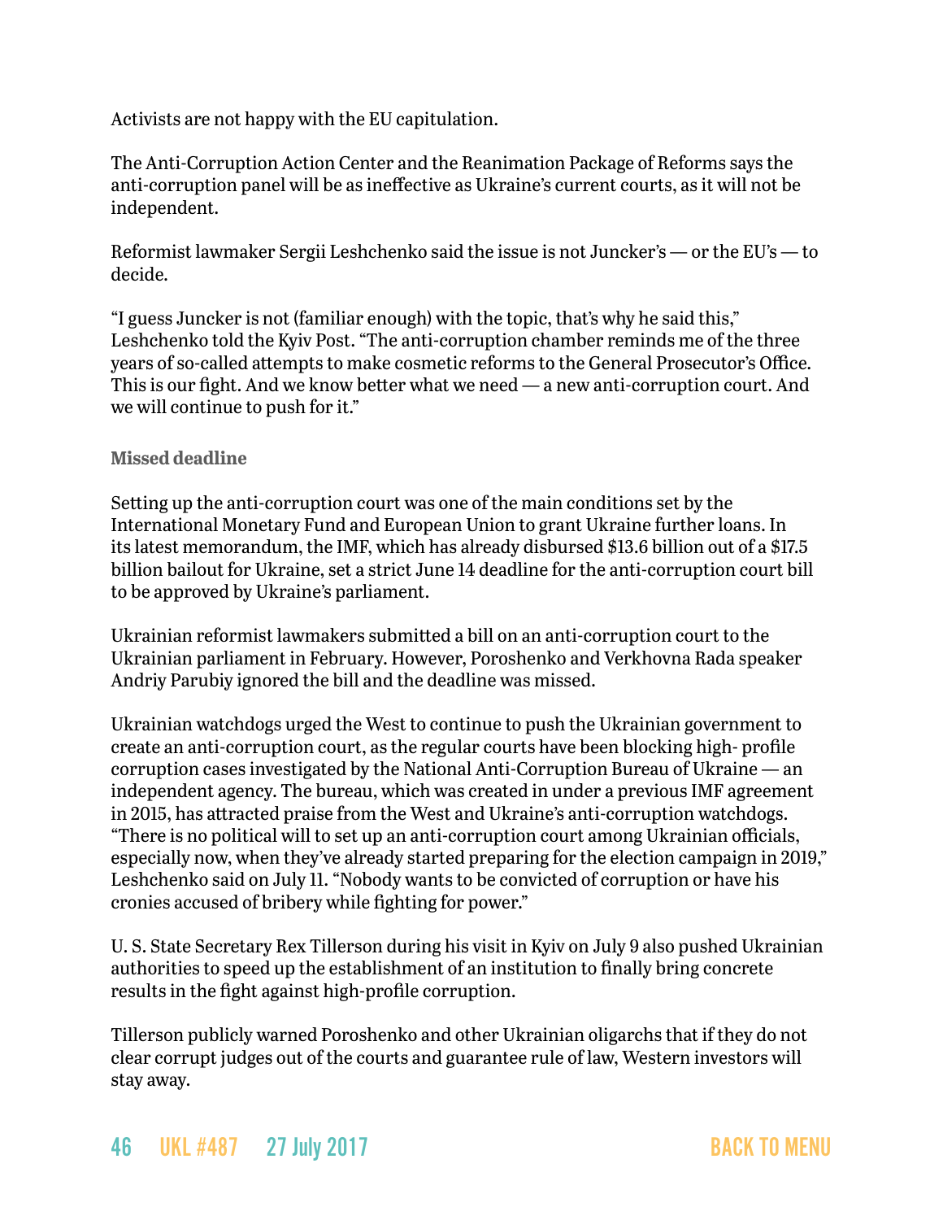Activists are not happy with the EU capitulation.

The Anti-Corruption Action Center and the Reanimation Package of Reforms says the anti-corruption panel will be as ineffective as Ukraine's current courts, as it will not be independent.

Reformist lawmaker Sergii Leshchenko said the issue is not Juncker's — or the EU's — to decide.

"I guess Juncker is not (familiar enough) with the topic, that's why he said this," Leshchenko told the Kyiv Post. "The anti-corruption chamber reminds me of the three years of so-called attempts to make cosmetic reforms to the General Prosecutor's Office. This is our fight. And we know better what we need — a new anti-corruption court. And we will continue to push for it."

### Missed deadline

Setting up the anti-corruption court was one of the main conditions set by the International Monetary Fund and European Union to grant Ukraine further loans. In its latest memorandum, the IMF, which has already disbursed $13.6 billion out of a $17.5 billion bailout for Ukraine, set a strict June 14 deadline for the anti-corruption court bill to be approved by Ukraine's parliament.

Ukrainian reformist lawmakers submitted a bill on an anti-corruption court to the Ukrainian parliament in February. However, Poroshenko and Verkhovna Rada speaker Andriy Parubiy ignored the bill and the deadline was missed.

Ukrainian watchdogs urged the West to continue to push the Ukrainian government to create an anti-corruption court, as the regular courts have been blocking high- profile corruption cases investigated by the National Anti-Corruption Bureau of Ukraine — an independent agency. The bureau, which was created in under a previous IMF agreement in 2015, has attracted praise from the West and Ukraine's anti-corruption watchdogs. "There is no political will to set up an anti-corruption court among Ukrainian officials, especially now, when they've already started preparing for the election campaign in 2019," Leshchenko said on July 11. "Nobody wants to be convicted of corruption or have his cronies accused of bribery while fighting for power."

U. S. State Secretary Rex Tillerson during his visit in Kyiv on July 9 also pushed Ukrainian authorities to speed up the establishment of an institution to finally bring concrete results in the fight against high-profile corruption.

Tillerson publicly warned Poroshenko and other Ukrainian oligarchs that if they do not clear corrupt judges out of the courts and guarantee rule of law, Western investors will stay away.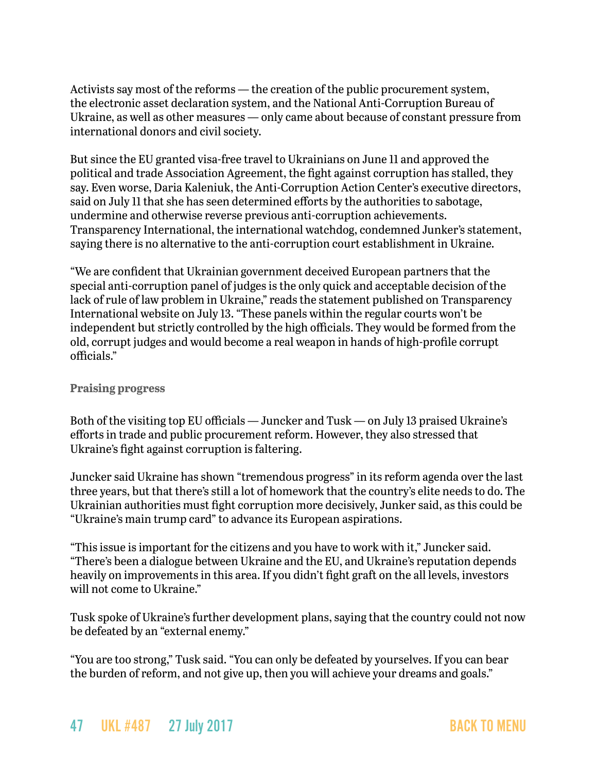Activists say most of the reforms — the creation of the public procurement system, the electronic asset declaration system, and the National Anti-Corruption Bureau of Ukraine, as well as other measures — only came about because of constant pressure from international donors and civil society.

But since the EU granted visa-free travel to Ukrainians on June 11 and approved the political and trade Association Agreement, the fight against corruption has stalled, they say. Even worse, Daria Kaleniuk, the Anti-Corruption Action Center's executive directors, said on July 11 that she has seen determined efforts by the authorities to sabotage, undermine and otherwise reverse previous anti-corruption achievements. Transparency International, the international watchdog, condemned Junker's statement, saying there is no alternative to the anti-corruption court establishment in Ukraine.

"We are confident that Ukrainian government deceived European partners that the special anti-corruption panel of judges is the only quick and acceptable decision of the lack of rule of law problem in Ukraine," reads the statement published on Transparency International website on July 13. "These panels within the regular courts won't be independent but strictly controlled by the high officials. They would be formed from the old, corrupt judges and would become a real weapon in hands of high-profile corrupt officials."

### Praising progress

Both of the visiting top EU officials — Juncker and Tusk — on July 13 praised Ukraine's efforts in trade and public procurement reform. However, they also stressed that Ukraine's fight against corruption is faltering.

Juncker said Ukraine has shown "tremendous progress" in its reform agenda over the last three years, but that there's still a lot of homework that the country's elite needs to do. The Ukrainian authorities must fight corruption more decisively, Junker said, as this could be "Ukraine's main trump card" to advance its European aspirations.

"This issue is important for the citizens and you have to work with it," Juncker said. "There's been a dialogue between Ukraine and the EU, and Ukraine's reputation depends heavily on improvements in this area. If you didn't fight graft on the all levels, investors will not come to Ukraine."

Tusk spoke of Ukraine's further development plans, saying that the country could not now be defeated by an "external enemy."

"You are too strong," Tusk said. "You can only be defeated by yourselves. If you can bear the burden of reform, and not give up, then you will achieve your dreams and goals."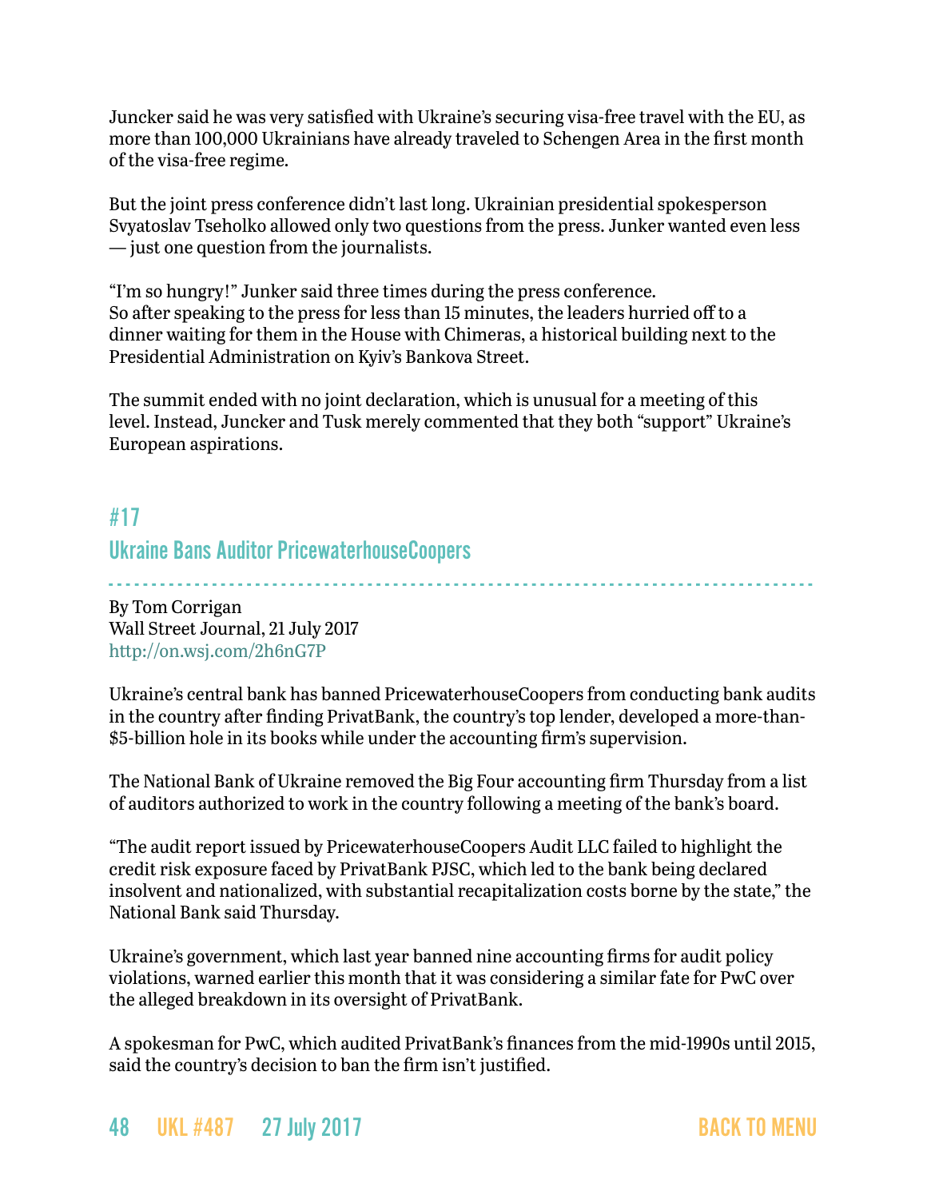Juncker said he was very satisfied with Ukraine's securing visa-free travel with the EU, as more than 100,000 Ukrainians have already traveled to Schengen Area in the first month of the visa-free regime.

But the joint press conference didn't last long. Ukrainian presidential spokesperson Svyatoslav Tseholko allowed only two questions from the press. Junker wanted even less — just one question from the journalists.

"I'm so hungry!" Junker said three times during the press conference.
So after speaking to the press for less than 15 minutes, the leaders hurried off to a dinner waiting for them in the House with Chimeras, a historical building next to the Presidential Administration on Kyiv's Bankova Street.

The summit ended with no joint declaration, which is unusual for a meeting of this level. Instead, Juncker and Tusk merely commented that they both "support" Ukraine's European aspirations.

## #17

## Ukraine Bans Auditor PricewaterhouseCoopers

By Tom Corrigan
Wall Street Journal, 21 July 2017
http://on.wsj.com/2h6nG7P

Ukraine's central bank has banned PricewaterhouseCoopers from conducting bank audits in the country after finding PrivatBank, the country's top lender, developed a more-than-$5-billion hole in its books while under the accounting firm's supervision.

The National Bank of Ukraine removed the Big Four accounting firm Thursday from a list of auditors authorized to work in the country following a meeting of the bank's board.

"The audit report issued by PricewaterhouseCoopers Audit LLC failed to highlight the credit risk exposure faced by PrivatBank PJSC, which led to the bank being declared insolvent and nationalized, with substantial recapitalization costs borne by the state," the National Bank said Thursday.

Ukraine's government, which last year banned nine accounting firms for audit policy violations, warned earlier this month that it was considering a similar fate for PwC over the alleged breakdown in its oversight of PrivatBank.

A spokesman for PwC, which audited PrivatBank's finances from the mid-1990s until 2015, said the country's decision to ban the firm isn't justified.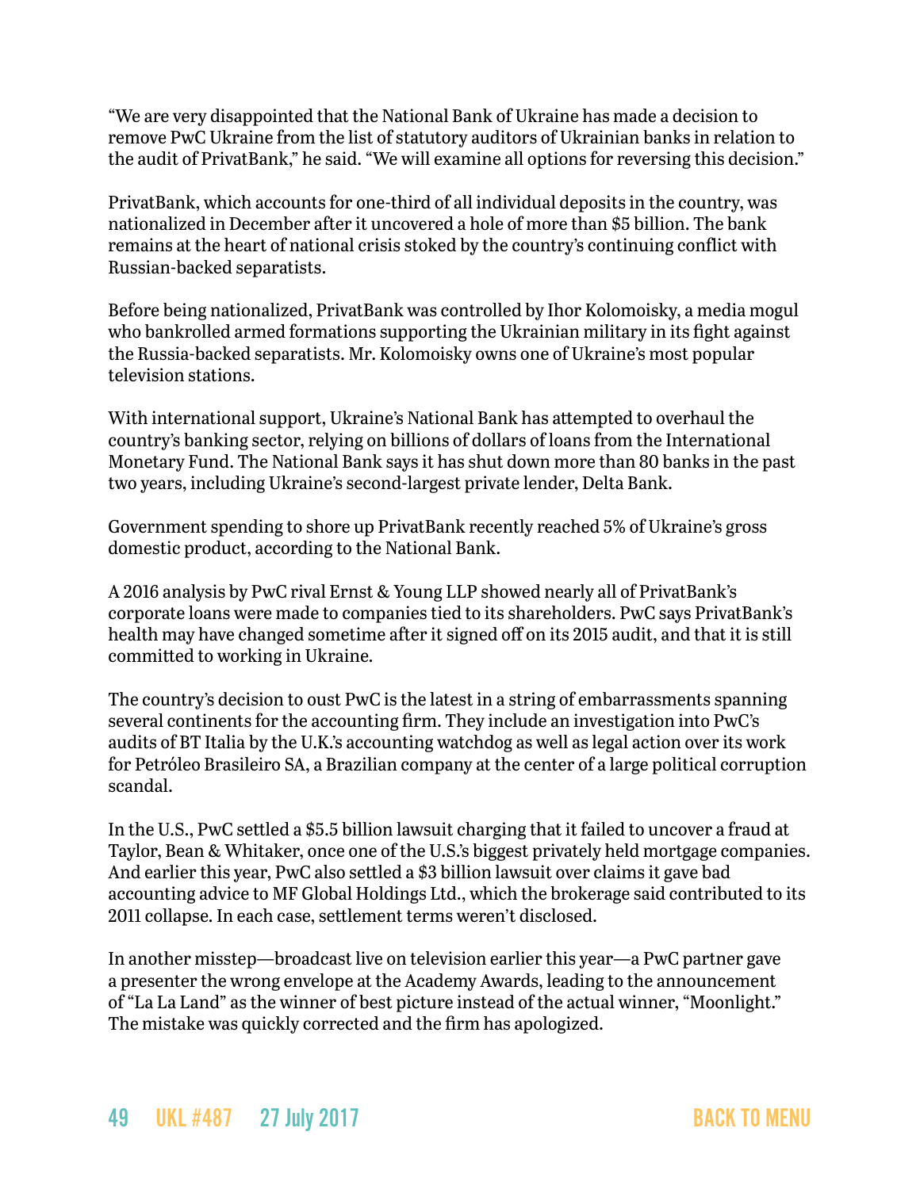"We are very disappointed that the National Bank of Ukraine has made a decision to remove PwC Ukraine from the list of statutory auditors of Ukrainian banks in relation to the audit of PrivatBank," he said. "We will examine all options for reversing this decision."

PrivatBank, which accounts for one-third of all individual deposits in the country, was nationalized in December after it uncovered a hole of more than $5 billion. The bank remains at the heart of national crisis stoked by the country's continuing conflict with Russian-backed separatists.

Before being nationalized, PrivatBank was controlled by Ihor Kolomoisky, a media mogul who bankrolled armed formations supporting the Ukrainian military in its fight against the Russia-backed separatists. Mr. Kolomoisky owns one of Ukraine's most popular television stations.

With international support, Ukraine's National Bank has attempted to overhaul the country's banking sector, relying on billions of dollars of loans from the International Monetary Fund. The National Bank says it has shut down more than 80 banks in the past two years, including Ukraine's second-largest private lender, Delta Bank.

Government spending to shore up PrivatBank recently reached 5% of Ukraine's gross domestic product, according to the National Bank.

A 2016 analysis by PwC rival Ernst & Young LLP showed nearly all of PrivatBank's corporate loans were made to companies tied to its shareholders. PwC says PrivatBank's health may have changed sometime after it signed off on its 2015 audit, and that it is still committed to working in Ukraine.

The country's decision to oust PwC is the latest in a string of embarrassments spanning several continents for the accounting firm. They include an investigation into PwC's audits of BT Italia by the U.K.'s accounting watchdog as well as legal action over its work for Petróleo Brasileiro SA, a Brazilian company at the center of a large political corruption scandal.

In the U.S., PwC settled a $5.5 billion lawsuit charging that it failed to uncover a fraud at Taylor, Bean & Whitaker, once one of the U.S.'s biggest privately held mortgage companies. And earlier this year, PwC also settled a $3 billion lawsuit over claims it gave bad accounting advice to MF Global Holdings Ltd., which the brokerage said contributed to its 2011 collapse. In each case, settlement terms weren't disclosed.

In another misstep—broadcast live on television earlier this year—a PwC partner gave a presenter the wrong envelope at the Academy Awards, leading to the announcement of "La La Land" as the winner of best picture instead of the actual winner, "Moonlight." The mistake was quickly corrected and the firm has apologized.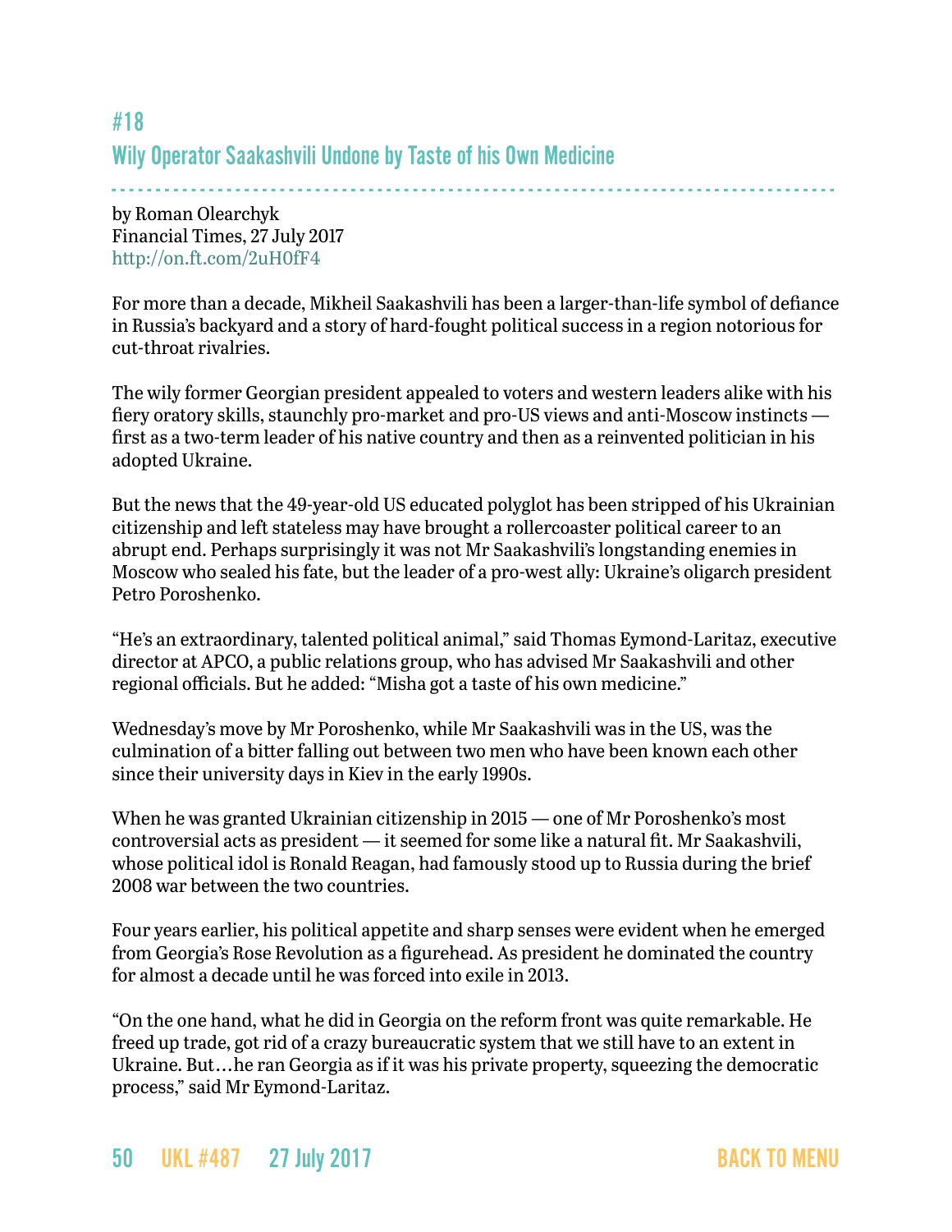## #18

## Wily Operator Saakashvili Undone by Taste of his Own Medicine

by Roman Olearchyk
Financial Times, 27 July 2017
http://on.ft.com/2uH0fF4

For more than a decade, Mikheil Saakashvili has been a larger-than-life symbol of defiance in Russia's backyard and a story of hard-fought political success in a region notorious for cut-throat rivalries.

The wily former Georgian president appealed to voters and western leaders alike with his fiery oratory skills, staunchly pro-market and pro-US views and anti-Moscow instincts — first as a two-term leader of his native country and then as a reinvented politician in his adopted Ukraine.

But the news that the 49-year-old US educated polyglot has been stripped of his Ukrainian citizenship and left stateless may have brought a rollercoaster political career to an abrupt end. Perhaps surprisingly it was not Mr Saakashvili's longstanding enemies in Moscow who sealed his fate, but the leader of a pro-west ally: Ukraine's oligarch president Petro Poroshenko.

"He's an extraordinary, talented political animal," said Thomas Eymond-Laritaz, executive director at APCO, a public relations group, who has advised Mr Saakashvili and other regional officials. But he added: "Misha got a taste of his own medicine."

Wednesday's move by Mr Poroshenko, while Mr Saakashvili was in the US, was the culmination of a bitter falling out between two men who have been known each other since their university days in Kiev in the early 1990s.

When he was granted Ukrainian citizenship in 2015 — one of Mr Poroshenko's most controversial acts as president — it seemed for some like a natural fit. Mr Saakashvili, whose political idol is Ronald Reagan, had famously stood up to Russia during the brief 2008 war between the two countries.

Four years earlier, his political appetite and sharp senses were evident when he emerged from Georgia's Rose Revolution as a figurehead. As president he dominated the country for almost a decade until he was forced into exile in 2013.

"On the one hand, what he did in Georgia on the reform front was quite remarkable. He freed up trade, got rid of a crazy bureaucratic system that we still have to an extent in Ukraine. But…he ran Georgia as if it was his private property, squeezing the democratic process," said Mr Eymond-Laritaz.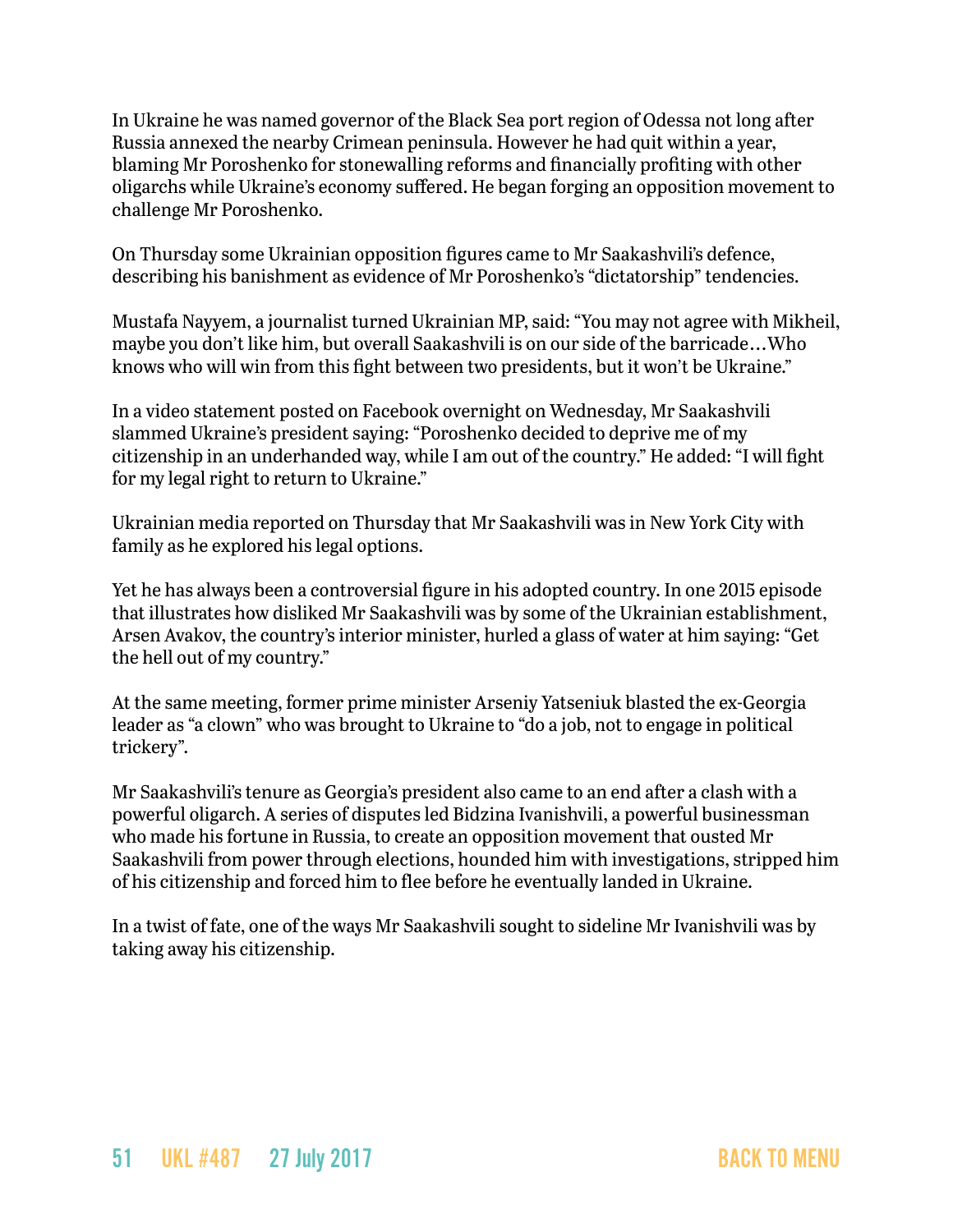In Ukraine he was named governor of the Black Sea port region of Odessa not long after Russia annexed the nearby Crimean peninsula. However he had quit within a year, blaming Mr Poroshenko for stonewalling reforms and financially profiting with other oligarchs while Ukraine's economy suffered. He began forging an opposition movement to challenge Mr Poroshenko.

On Thursday some Ukrainian opposition figures came to Mr Saakashvili's defence, describing his banishment as evidence of Mr Poroshenko's "dictatorship" tendencies.

Mustafa Nayyem, a journalist turned Ukrainian MP, said: "You may not agree with Mikheil, maybe you don't like him, but overall Saakashvili is on our side of the barricade…Who knows who will win from this fight between two presidents, but it won't be Ukraine."

In a video statement posted on Facebook overnight on Wednesday, Mr Saakashvili slammed Ukraine's president saying: "Poroshenko decided to deprive me of my citizenship in an underhanded way, while I am out of the country." He added: "I will fight for my legal right to return to Ukraine."

Ukrainian media reported on Thursday that Mr Saakashvili was in New York City with family as he explored his legal options.

Yet he has always been a controversial figure in his adopted country. In one 2015 episode that illustrates how disliked Mr Saakashvili was by some of the Ukrainian establishment, Arsen Avakov, the country's interior minister, hurled a glass of water at him saying: "Get the hell out of my country."

At the same meeting, former prime minister Arseniy Yatseniuk blasted the ex-Georgia leader as "a clown" who was brought to Ukraine to "do a job, not to engage in political trickery".

Mr Saakashvili's tenure as Georgia's president also came to an end after a clash with a powerful oligarch. A series of disputes led Bidzina Ivanishvili, a powerful businessman who made his fortune in Russia, to create an opposition movement that ousted Mr Saakashvili from power through elections, hounded him with investigations, stripped him of his citizenship and forced him to flee before he eventually landed in Ukraine.

In a twist of fate, one of the ways Mr Saakashvili sought to sideline Mr Ivanishvili was by taking away his citizenship.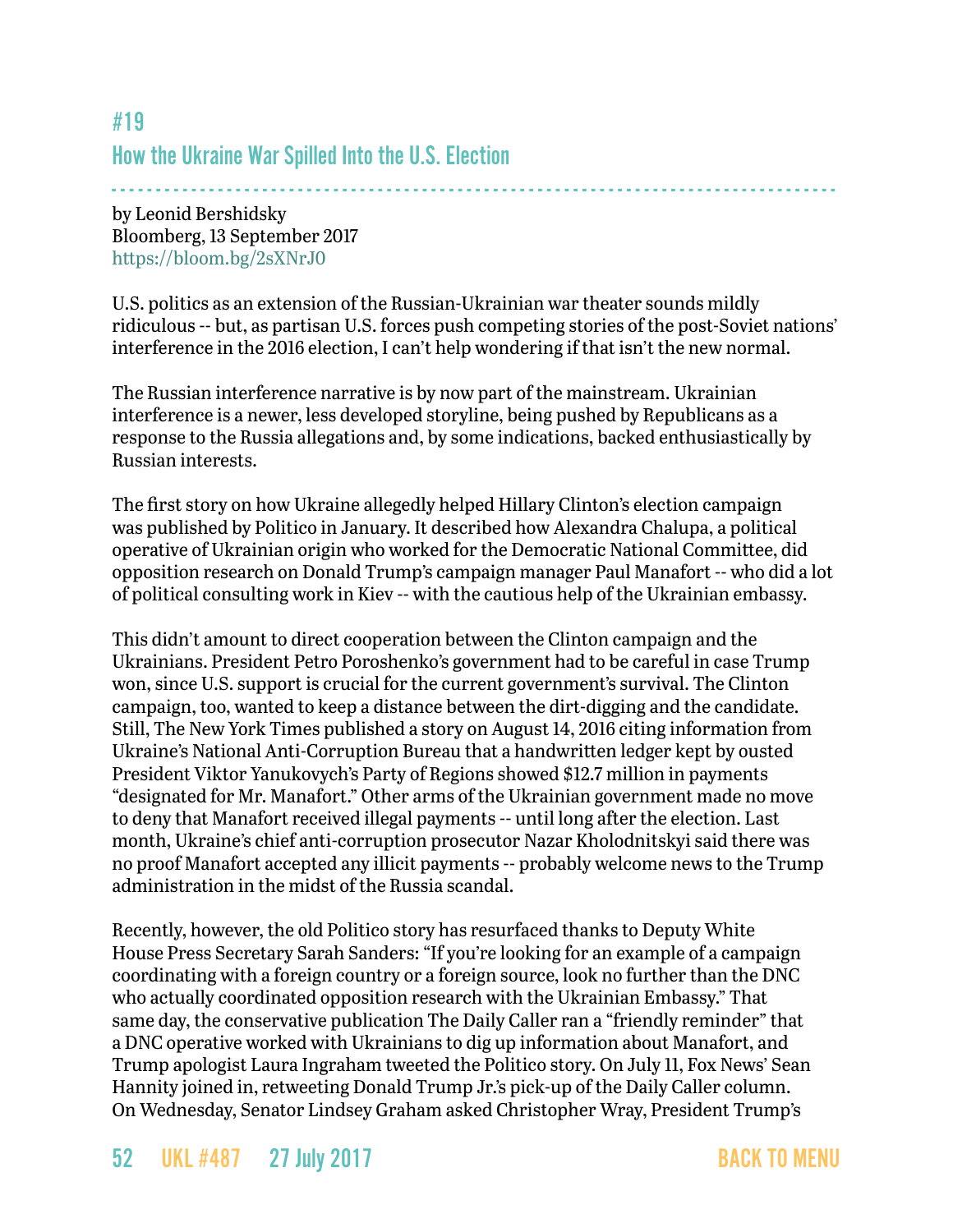# #19
## How the Ukraine War Spilled Into the U.S. Election

by Leonid Bershidsky
Bloomberg, 13 September 2017
https://bloom.bg/2sXNrJ0

U.S. politics as an extension of the Russian-Ukrainian war theater sounds mildly ridiculous -- but, as partisan U.S. forces push competing stories of the post-Soviet nations' interference in the 2016 election, I can't help wondering if that isn't the new normal.

The Russian interference narrative is by now part of the mainstream. Ukrainian interference is a newer, less developed storyline, being pushed by Republicans as a response to the Russia allegations and, by some indications, backed enthusiastically by Russian interests.

The first story on how Ukraine allegedly helped Hillary Clinton's election campaign was published by Politico in January. It described how Alexandra Chalupa, a political operative of Ukrainian origin who worked for the Democratic National Committee, did opposition research on Donald Trump's campaign manager Paul Manafort -- who did a lot of political consulting work in Kiev -- with the cautious help of the Ukrainian embassy.

This didn't amount to direct cooperation between the Clinton campaign and the Ukrainians. President Petro Poroshenko's government had to be careful in case Trump won, since U.S. support is crucial for the current government's survival. The Clinton campaign, too, wanted to keep a distance between the dirt-digging and the candidate. Still, The New York Times published a story on August 14, 2016 citing information from Ukraine's National Anti-Corruption Bureau that a handwritten ledger kept by ousted President Viktor Yanukovych's Party of Regions showed $12.7 million in payments "designated for Mr. Manafort." Other arms of the Ukrainian government made no move to deny that Manafort received illegal payments -- until long after the election. Last month, Ukraine's chief anti-corruption prosecutor Nazar Kholodnitskyi said there was no proof Manafort accepted any illicit payments -- probably welcome news to the Trump administration in the midst of the Russia scandal.

Recently, however, the old Politico story has resurfaced thanks to Deputy White House Press Secretary Sarah Sanders: "If you're looking for an example of a campaign coordinating with a foreign country or a foreign source, look no further than the DNC who actually coordinated opposition research with the Ukrainian Embassy." That same day, the conservative publication The Daily Caller ran a "friendly reminder" that a DNC operative worked with Ukrainians to dig up information about Manafort, and Trump apologist Laura Ingraham tweeted the Politico story. On July 11, Fox News' Sean Hannity joined in, retweeting Donald Trump Jr.'s pick-up of the Daily Caller column. On Wednesday, Senator Lindsey Graham asked Christopher Wray, President Trump's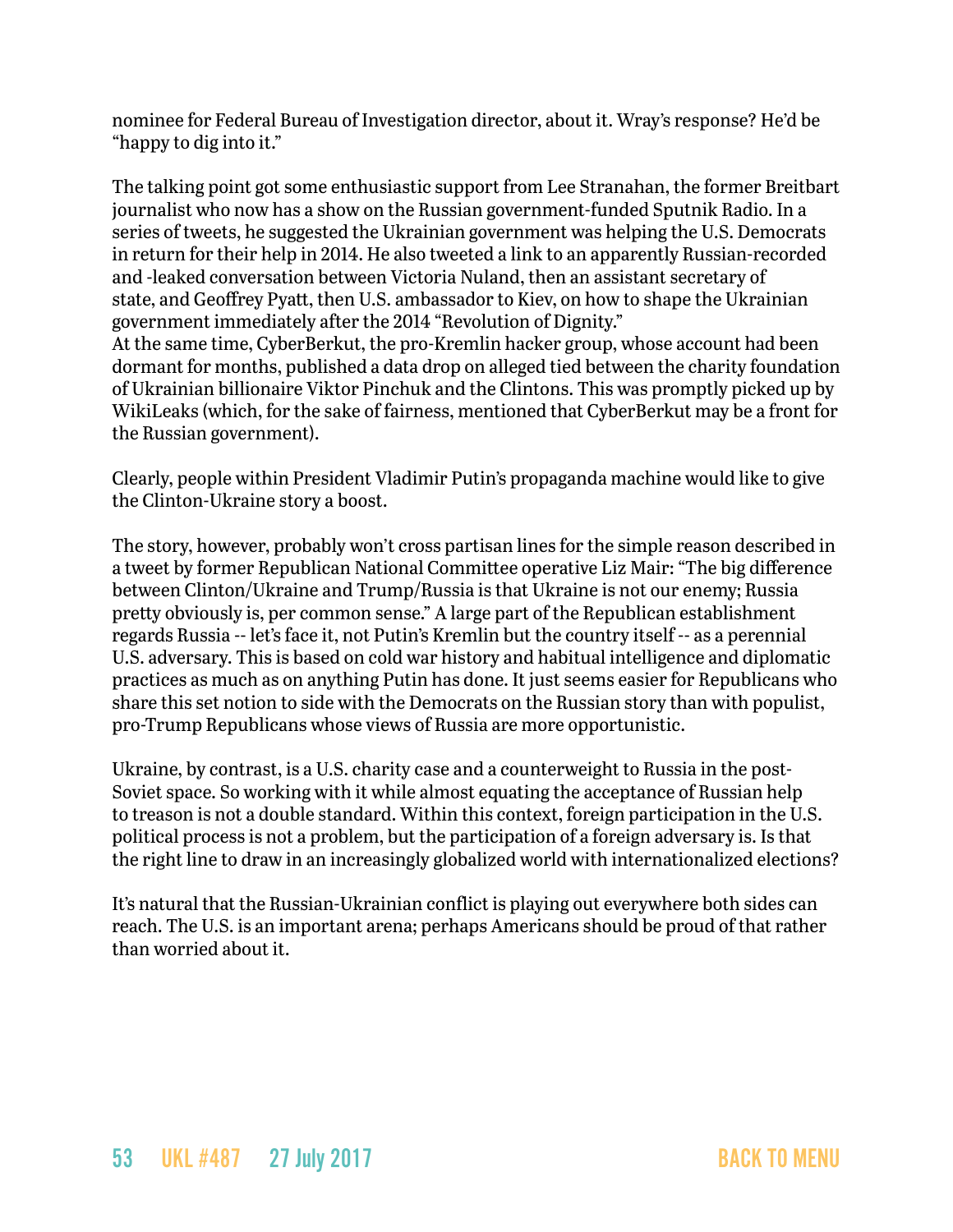nominee for Federal Bureau of Investigation director, about it. Wray's response? He'd be "happy to dig into it."

The talking point got some enthusiastic support from Lee Stranahan, the former Breitbart journalist who now has a show on the Russian government-funded Sputnik Radio. In a series of tweets, he suggested the Ukrainian government was helping the U.S. Democrats in return for their help in 2014. He also tweeted a link to an apparently Russian-recorded and -leaked conversation between Victoria Nuland, then an assistant secretary of state, and Geoffrey Pyatt, then U.S. ambassador to Kiev, on how to shape the Ukrainian government immediately after the 2014 "Revolution of Dignity."
At the same time, CyberBerkut, the pro-Kremlin hacker group, whose account had been dormant for months, published a data drop on alleged tied between the charity foundation of Ukrainian billionaire Viktor Pinchuk and the Clintons. This was promptly picked up by WikiLeaks (which, for the sake of fairness, mentioned that CyberBerkut may be a front for the Russian government).

Clearly, people within President Vladimir Putin's propaganda machine would like to give the Clinton-Ukraine story a boost.

The story, however, probably won't cross partisan lines for the simple reason described in a tweet by former Republican National Committee operative Liz Mair: "The big difference between Clinton/Ukraine and Trump/Russia is that Ukraine is not our enemy; Russia pretty obviously is, per common sense." A large part of the Republican establishment regards Russia -- let's face it, not Putin's Kremlin but the country itself -- as a perennial U.S. adversary. This is based on cold war history and habitual intelligence and diplomatic practices as much as on anything Putin has done. It just seems easier for Republicans who share this set notion to side with the Democrats on the Russian story than with populist, pro-Trump Republicans whose views of Russia are more opportunistic.

Ukraine, by contrast, is a U.S. charity case and a counterweight to Russia in the post-Soviet space. So working with it while almost equating the acceptance of Russian help to treason is not a double standard. Within this context, foreign participation in the U.S. political process is not a problem, but the participation of a foreign adversary is. Is that the right line to draw in an increasingly globalized world with internationalized elections?

It's natural that the Russian-Ukrainian conflict is playing out everywhere both sides can reach. The U.S. is an important arena; perhaps Americans should be proud of that rather than worried about it.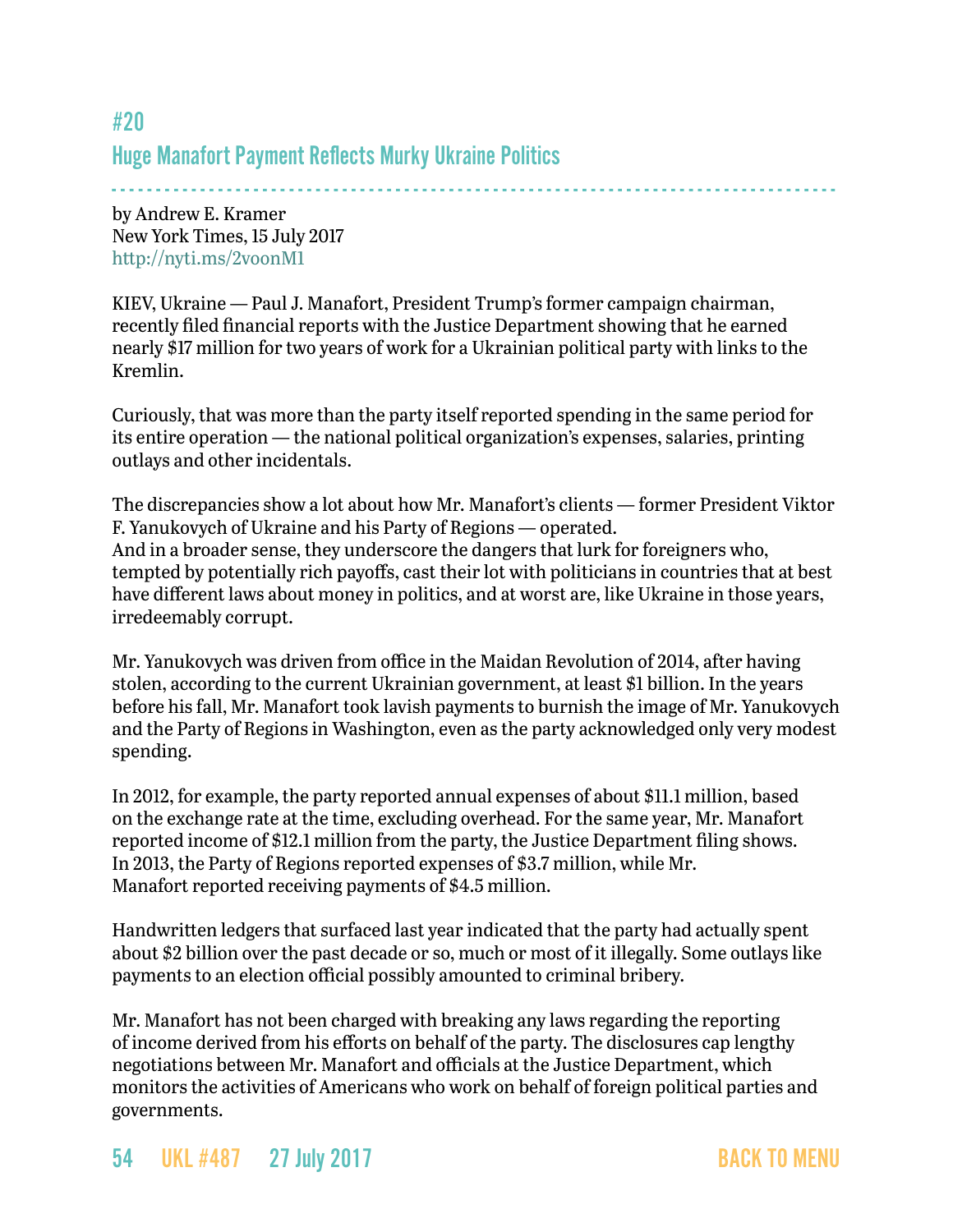## #20

## Huge Manafort Payment Reflects Murky Ukraine Politics

by Andrew E. Kramer
New York Times, 15 July 2017
http://nyti.ms/2voonM1

KIEV, Ukraine — Paul J. Manafort, President Trump's former campaign chairman, recently filed financial reports with the Justice Department showing that he earned nearly $17 million for two years of work for a Ukrainian political party with links to the Kremlin.

Curiously, that was more than the party itself reported spending in the same period for its entire operation — the national political organization's expenses, salaries, printing outlays and other incidentals.

The discrepancies show a lot about how Mr. Manafort's clients — former President Viktor F. Yanukovych of Ukraine and his Party of Regions — operated.
And in a broader sense, they underscore the dangers that lurk for foreigners who, tempted by potentially rich payoffs, cast their lot with politicians in countries that at best have different laws about money in politics, and at worst are, like Ukraine in those years, irredeemably corrupt.

Mr. Yanukovych was driven from office in the Maidan Revolution of 2014, after having stolen, according to the current Ukrainian government, at least $1 billion. In the years before his fall, Mr. Manafort took lavish payments to burnish the image of Mr. Yanukovych and the Party of Regions in Washington, even as the party acknowledged only very modest spending.

In 2012, for example, the party reported annual expenses of about $11.1 million, based on the exchange rate at the time, excluding overhead. For the same year, Mr. Manafort reported income of $12.1 million from the party, the Justice Department filing shows. In 2013, the Party of Regions reported expenses of $3.7 million, while Mr. Manafort reported receiving payments of $4.5 million.

Handwritten ledgers that surfaced last year indicated that the party had actually spent about $2 billion over the past decade or so, much or most of it illegally. Some outlays like payments to an election official possibly amounted to criminal bribery.

Mr. Manafort has not been charged with breaking any laws regarding the reporting of income derived from his efforts on behalf of the party. The disclosures cap lengthy negotiations between Mr. Manafort and officials at the Justice Department, which monitors the activities of Americans who work on behalf of foreign political parties and governments.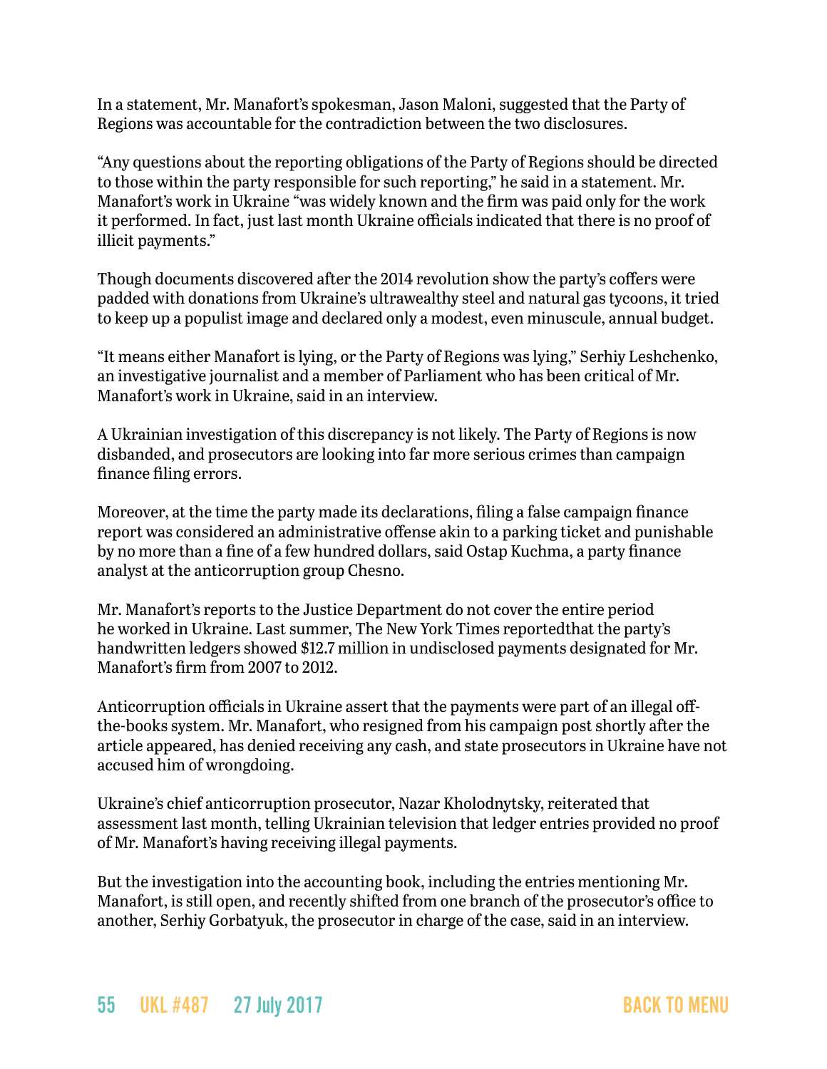In a statement, Mr. Manafort's spokesman, Jason Maloni, suggested that the Party of Regions was accountable for the contradiction between the two disclosures.

"Any questions about the reporting obligations of the Party of Regions should be directed to those within the party responsible for such reporting," he said in a statement. Mr. Manafort's work in Ukraine "was widely known and the firm was paid only for the work it performed. In fact, just last month Ukraine officials indicated that there is no proof of illicit payments."

Though documents discovered after the 2014 revolution show the party's coffers were padded with donations from Ukraine's ultrawealthy steel and natural gas tycoons, it tried to keep up a populist image and declared only a modest, even minuscule, annual budget.

"It means either Manafort is lying, or the Party of Regions was lying," Serhiy Leshchenko, an investigative journalist and a member of Parliament who has been critical of Mr. Manafort's work in Ukraine, said in an interview.

A Ukrainian investigation of this discrepancy is not likely. The Party of Regions is now disbanded, and prosecutors are looking into far more serious crimes than campaign finance filing errors.

Moreover, at the time the party made its declarations, filing a false campaign finance report was considered an administrative offense akin to a parking ticket and punishable by no more than a fine of a few hundred dollars, said Ostap Kuchma, a party finance analyst at the anticorruption group Chesno.

Mr. Manafort's reports to the Justice Department do not cover the entire period he worked in Ukraine. Last summer, The New York Times reportedthat the party's handwritten ledgers showed $12.7 million in undisclosed payments designated for Mr. Manafort's firm from 2007 to 2012.

Anticorruption officials in Ukraine assert that the payments were part of an illegal off-the-books system. Mr. Manafort, who resigned from his campaign post shortly after the article appeared, has denied receiving any cash, and state prosecutors in Ukraine have not accused him of wrongdoing.

Ukraine's chief anticorruption prosecutor, Nazar Kholodnytsky, reiterated that assessment last month, telling Ukrainian television that ledger entries provided no proof of Mr. Manafort's having receiving illegal payments.

But the investigation into the accounting book, including the entries mentioning Mr. Manafort, is still open, and recently shifted from one branch of the prosecutor's office to another, Serhiy Gorbatyuk, the prosecutor in charge of the case, said in an interview.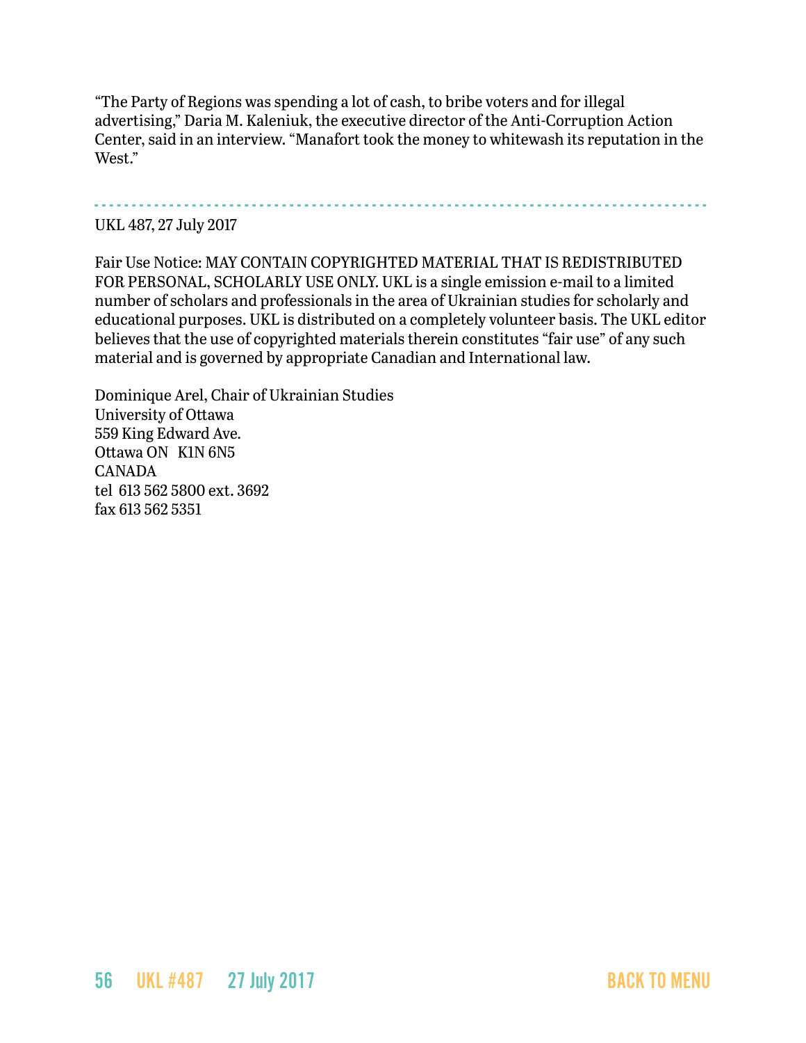"The Party of Regions was spending a lot of cash, to bribe voters and for illegal advertising," Daria M. Kaleniuk, the executive director of the Anti-Corruption Action Center, said in an interview. "Manafort took the money to whitewash its reputation in the West."

---

UKL 487, 27 July 2017

Fair Use Notice: MAY CONTAIN COPYRIGHTED MATERIAL THAT IS REDISTRIBUTED FOR PERSONAL, SCHOLARLY USE ONLY. UKL is a single emission e-mail to a limited number of scholars and professionals in the area of Ukrainian studies for scholarly and educational purposes. UKL is distributed on a completely volunteer basis. The UKL editor believes that the use of copyrighted materials therein constitutes "fair use" of any such material and is governed by appropriate Canadian and International law.

Dominique Arel, Chair of Ukrainian Studies
University of Ottawa
559 King Edward Ave.
Ottawa ON K1N 6N5
CANADA
tel 613 562 5800 ext. 3692
fax 613 562 5351